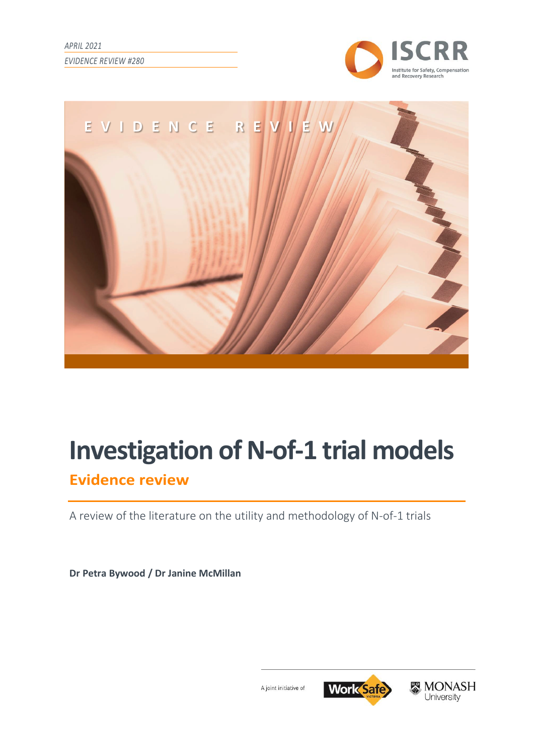APRIL 2021

EVIDENCE REVIEW #280

ISCRR

Institute for Safety, Compensation and Recovery Research

EVIDENCE REVIEW

# Investigation of N-of-1 trial models

## Evidence review

A review of the literature on the utility and methodology of N-of-1 trials

**Dr Petra Bywood / Dr Janine McMillan**

A joint initiative of WorkSafe Victoria and Monash University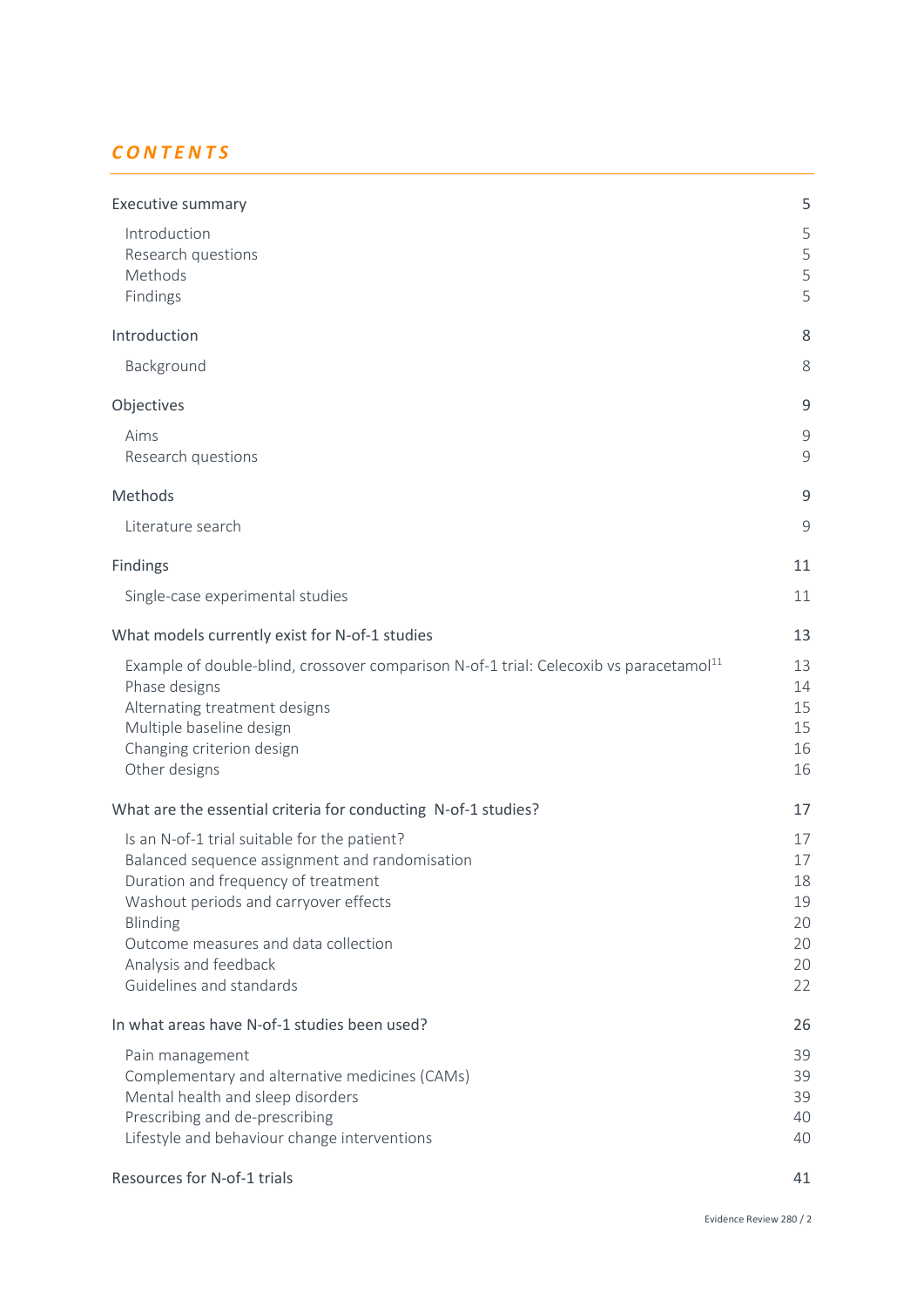# CONTENTS

| | |
|---|---|
| Executive summary | 5 |
| Introduction | 5 |
| Research questions | 5 |
| Methods | 5 |
| Findings | 5 |
| Introduction | 8 |
| Background | 8 |
| Objectives | 9 |
| Aims | 9 |
| Research questions | 9 |
| Methods | 9 |
| Literature search | 9 |
| Findings | 11 |
| Single-case experimental studies | 11 |
| What models currently exist for N-of-1 studies | 13 |
| Example of double-blind, crossover comparison N-of-1 trial: Celecoxib vs paracetamol[11] | 13 |
| Phase designs | 14 |
| Alternating treatment designs | 15 |
| Multiple baseline design | 15 |
| Changing criterion design | 16 |
| Other designs | 16 |
| What are the essential criteria for conducting N-of-1 studies? | 17 |
| Is an N-of-1 trial suitable for the patient? | 17 |
| Balanced sequence assignment and randomisation | 17 |
| Duration and frequency of treatment | 18 |
| Washout periods and carryover effects | 19 |
| Blinding | 20 |
| Outcome measures and data collection | 20 |
| Analysis and feedback | 20 |
| Guidelines and standards | 22 |
| In what areas have N-of-1 studies been used? | 26 |
| Pain management | 39 |
| Complementary and alternative medicines (CAMs) | 39 |
| Mental health and sleep disorders | 39 |
| Prescribing and de-prescribing | 40 |
| Lifestyle and behaviour change interventions | 40 |
| Resources for N-of-1 trials | 41 |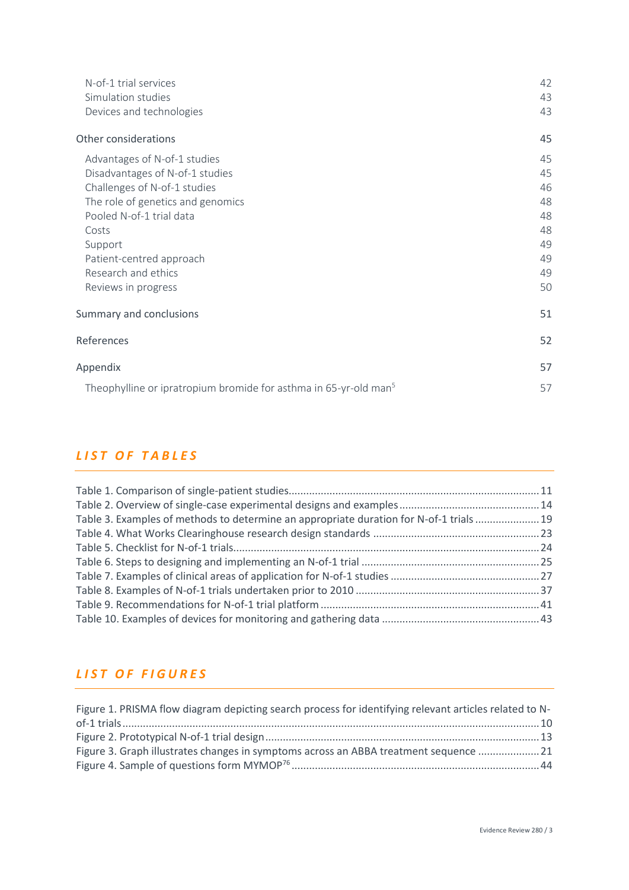N-of-1 trial services 42
Simulation studies 43
Devices and technologies 43

Other considerations 45

Advantages of N-of-1 studies 45
Disadvantages of N-of-1 studies 45
Challenges of N-of-1 studies 46
The role of genetics and genomics 48
Pooled N-of-1 trial data 48
Costs 48
Support 49
Patient-centred approach 49
Research and ethics 49
Reviews in progress 50

Summary and conclusions 51

References 52

Appendix 57

Theophylline or ipratropium bromide for asthma in 65-yr-old man[5] 57

## *LIST OF TABLES*

Table 1. Comparison of single-patient studies 11
Table 2. Overview of single-case experimental designs and examples 14
Table 3. Examples of methods to determine an appropriate duration for N-of-1 trials 19
Table 4. What Works Clearinghouse research design standards 23
Table 5. Checklist for N-of-1 trials 24
Table 6. Steps to designing and implementing an N-of-1 trial 25
Table 7. Examples of clinical areas of application for N-of-1 studies 27
Table 8. Examples of N-of-1 trials undertaken prior to 2010 37
Table 9. Recommendations for N-of-1 trial platform 41
Table 10. Examples of devices for monitoring and gathering data 43

## *LIST OF FIGURES*

Figure 1. PRISMA flow diagram depicting search process for identifying relevant articles related to N-of-1 trials 10
Figure 2. Prototypical N-of-1 trial design 13
Figure 3. Graph illustrates changes in symptoms across an ABBA treatment sequence 21
Figure 4. Sample of questions form MYMOP[76] 44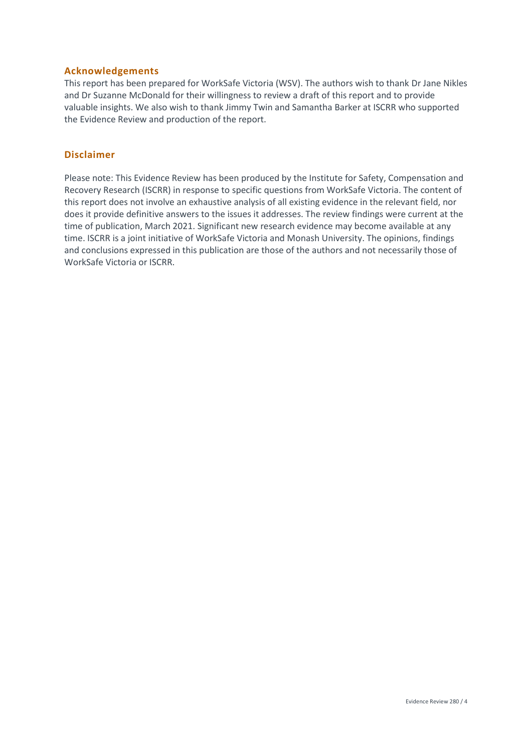## Acknowledgements

This report has been prepared for WorkSafe Victoria (WSV). The authors wish to thank Dr Jane Nikles and Dr Suzanne McDonald for their willingness to review a draft of this report and to provide valuable insights. We also wish to thank Jimmy Twin and Samantha Barker at ISCRR who supported the Evidence Review and production of the report.

## Disclaimer

Please note: This Evidence Review has been produced by the Institute for Safety, Compensation and Recovery Research (ISCRR) in response to specific questions from WorkSafe Victoria. The content of this report does not involve an exhaustive analysis of all existing evidence in the relevant field, nor does it provide definitive answers to the issues it addresses. The review findings were current at the time of publication, March 2021. Significant new research evidence may become available at any time. ISCRR is a joint initiative of WorkSafe Victoria and Monash University. The opinions, findings and conclusions expressed in this publication are those of the authors and not necessarily those of WorkSafe Victoria or ISCRR.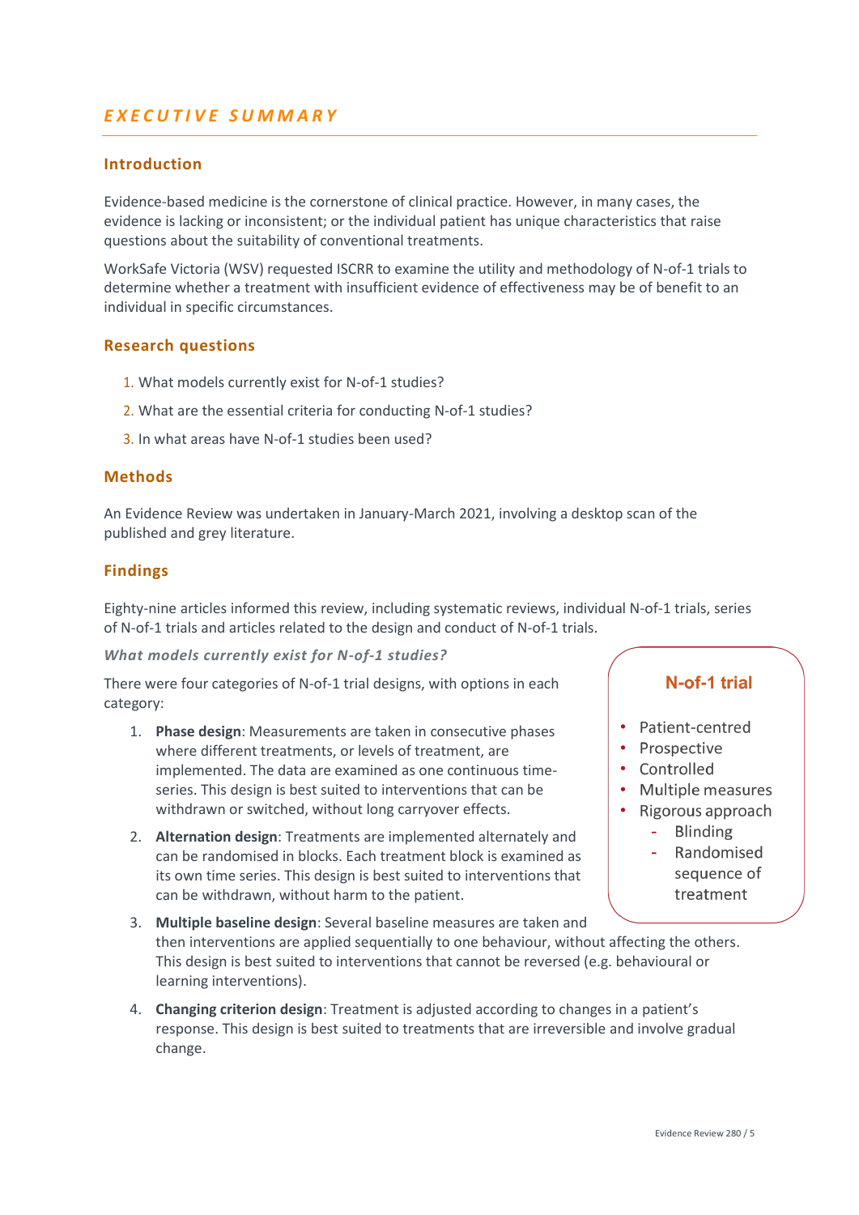# EXECUTIVE SUMMARY

## Introduction

Evidence-based medicine is the cornerstone of clinical practice. However, in many cases, the evidence is lacking or inconsistent; or the individual patient has unique characteristics that raise questions about the suitability of conventional treatments.

WorkSafe Victoria (WSV) requested ISCRR to examine the utility and methodology of N-of-1 trials to determine whether a treatment with insufficient evidence of effectiveness may be of benefit to an individual in specific circumstances.

## Research questions

1. What models currently exist for N-of-1 studies?
2. What are the essential criteria for conducting N-of-1 studies?
3. In what areas have N-of-1 studies been used?

## Methods

An Evidence Review was undertaken in January-March 2021, involving a desktop scan of the published and grey literature.

## Findings

Eighty-nine articles informed this review, including systematic reviews, individual N-of-1 trials, series of N-of-1 trials and articles related to the design and conduct of N-of-1 trials.

### *What models currently exist for N-of-1 studies?*

There were four categories of N-of-1 trial designs, with options in each category:

1. **Phase design**: Measurements are taken in consecutive phases where different treatments, or levels of treatment, are implemented. The data are examined as one continuous time-series. This design is best suited to interventions that can be withdrawn or switched, without long carryover effects.
2. **Alternation design**: Treatments are implemented alternately and can be randomised in blocks. Each treatment block is examined as its own time series. This design is best suited to interventions that can be withdrawn, without harm to the patient.
3. **Multiple baseline design**: Several baseline measures are taken and then interventions are applied sequentially to one behaviour, without affecting the others. This design is best suited to interventions that cannot be reversed (e.g. behavioural or learning interventions).
4. **Changing criterion design**: Treatment is adjusted according to changes in a patient's response. This design is best suited to treatments that are irreversible and involve gradual change.

**N-of-1 trial**

- Patient-centred
- Prospective
- Controlled
- Multiple measures
- Rigorous approach
  - Blinding
  - Randomised sequence of treatment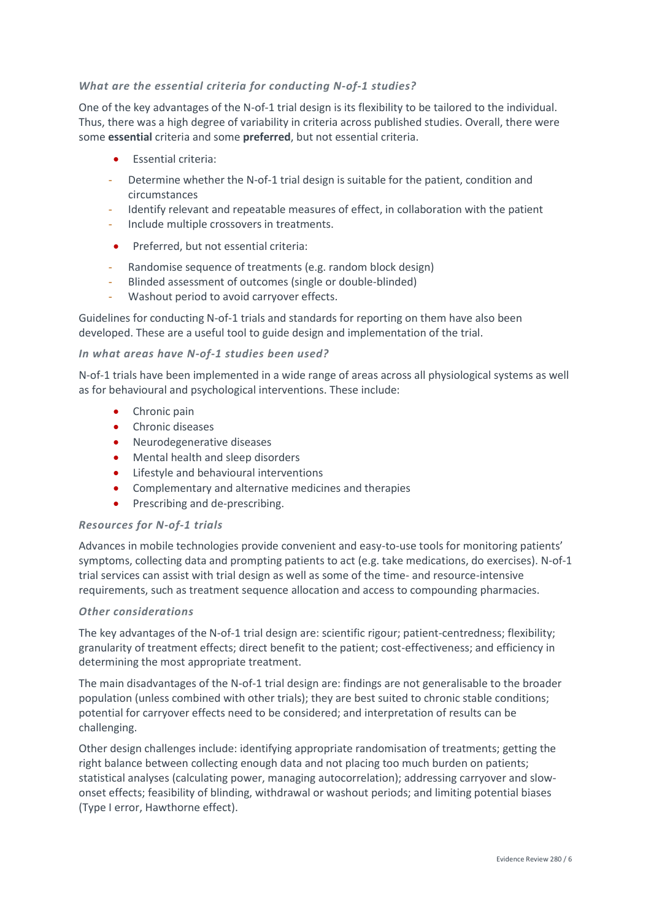### *What are the essential criteria for conducting N-of-1 studies?*

One of the key advantages of the N-of-1 trial design is its flexibility to be tailored to the individual. Thus, there was a high degree of variability in criteria across published studies. Overall, there were some **essential** criteria and some **preferred**, but not essential criteria.

- Essential criteria:
  - Determine whether the N-of-1 trial design is suitable for the patient, condition and circumstances
  - Identify relevant and repeatable measures of effect, in collaboration with the patient
  - Include multiple crossovers in treatments.
- Preferred, but not essential criteria:
  - Randomise sequence of treatments (e.g. random block design)
  - Blinded assessment of outcomes (single or double-blinded)
  - Washout period to avoid carryover effects.

Guidelines for conducting N-of-1 trials and standards for reporting on them have also been developed. These are a useful tool to guide design and implementation of the trial.

### *In what areas have N-of-1 studies been used?*

N-of-1 trials have been implemented in a wide range of areas across all physiological systems as well as for behavioural and psychological interventions. These include:

- Chronic pain
- Chronic diseases
- Neurodegenerative diseases
- Mental health and sleep disorders
- Lifestyle and behavioural interventions
- Complementary and alternative medicines and therapies
- Prescribing and de-prescribing.

### *Resources for N-of-1 trials*

Advances in mobile technologies provide convenient and easy-to-use tools for monitoring patients' symptoms, collecting data and prompting patients to act (e.g. take medications, do exercises). N-of-1 trial services can assist with trial design as well as some of the time- and resource-intensive requirements, such as treatment sequence allocation and access to compounding pharmacies.

### *Other considerations*

The key advantages of the N-of-1 trial design are: scientific rigour; patient-centredness; flexibility; granularity of treatment effects; direct benefit to the patient; cost-effectiveness; and efficiency in determining the most appropriate treatment.

The main disadvantages of the N-of-1 trial design are: findings are not generalisable to the broader population (unless combined with other trials); they are best suited to chronic stable conditions; potential for carryover effects need to be considered; and interpretation of results can be challenging.

Other design challenges include: identifying appropriate randomisation of treatments; getting the right balance between collecting enough data and not placing too much burden on patients; statistical analyses (calculating power, managing autocorrelation); addressing carryover and slow-onset effects; feasibility of blinding, withdrawal or washout periods; and limiting potential biases (Type I error, Hawthorne effect).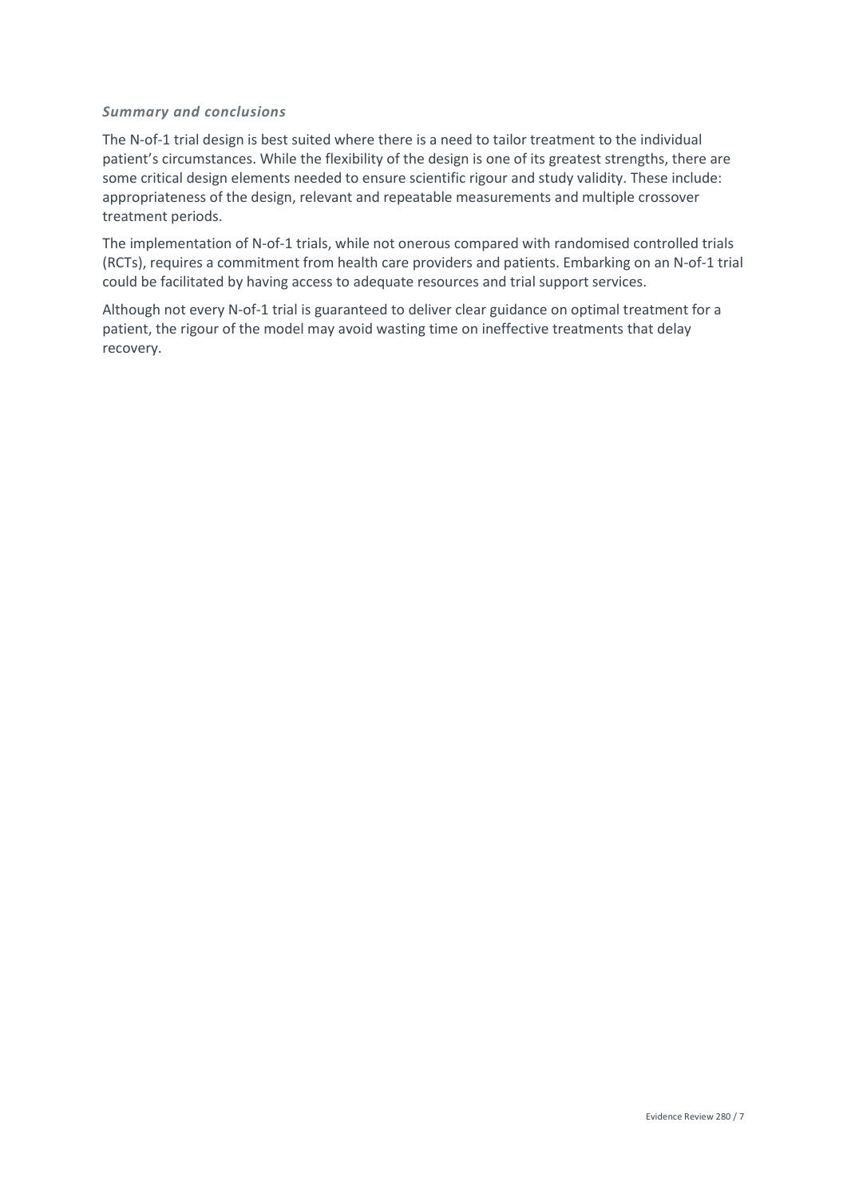### *Summary and conclusions*

The N-of-1 trial design is best suited where there is a need to tailor treatment to the individual patient's circumstances. While the flexibility of the design is one of its greatest strengths, there are some critical design elements needed to ensure scientific rigour and study validity. These include: appropriateness of the design, relevant and repeatable measurements and multiple crossover treatment periods.

The implementation of N-of-1 trials, while not onerous compared with randomised controlled trials (RCTs), requires a commitment from health care providers and patients. Embarking on an N-of-1 trial could be facilitated by having access to adequate resources and trial support services.

Although not every N-of-1 trial is guaranteed to deliver clear guidance on optimal treatment for a patient, the rigour of the model may avoid wasting time on ineffective treatments that delay recovery.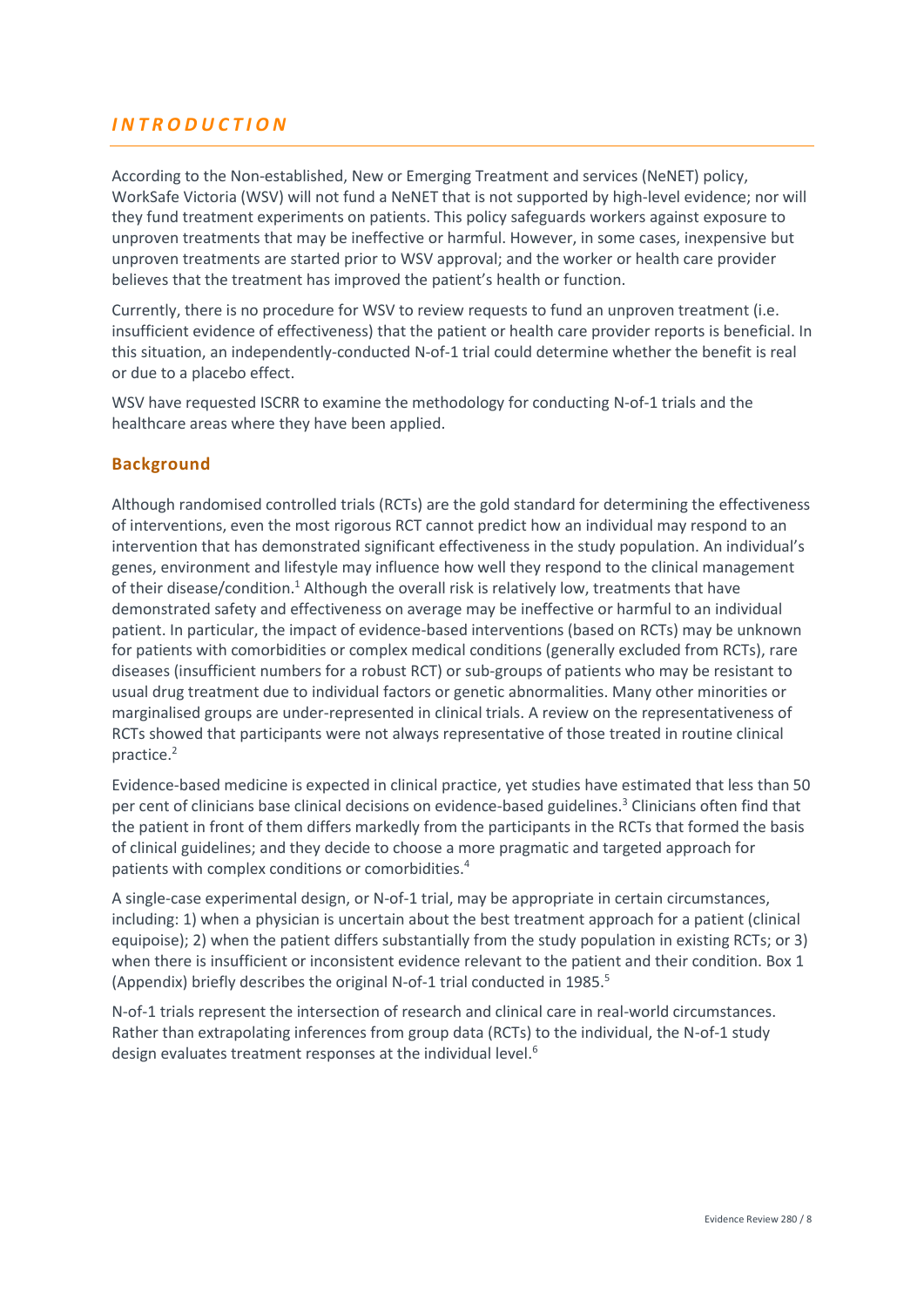# INTRODUCTION

According to the Non-established, New or Emerging Treatment and services (NeNET) policy, WorkSafe Victoria (WSV) will not fund a NeNET that is not supported by high-level evidence; nor will they fund treatment experiments on patients. This policy safeguards workers against exposure to unproven treatments that may be ineffective or harmful. However, in some cases, inexpensive but unproven treatments are started prior to WSV approval; and the worker or health care provider believes that the treatment has improved the patient's health or function.

Currently, there is no procedure for WSV to review requests to fund an unproven treatment (i.e. insufficient evidence of effectiveness) that the patient or health care provider reports is beneficial. In this situation, an independently-conducted N-of-1 trial could determine whether the benefit is real or due to a placebo effect.

WSV have requested ISCRR to examine the methodology for conducting N-of-1 trials and the healthcare areas where they have been applied.

## Background

Although randomised controlled trials (RCTs) are the gold standard for determining the effectiveness of interventions, even the most rigorous RCT cannot predict how an individual may respond to an intervention that has demonstrated significant effectiveness in the study population. An individual's genes, environment and lifestyle may influence how well they respond to the clinical management of their disease/condition.[1] Although the overall risk is relatively low, treatments that have demonstrated safety and effectiveness on average may be ineffective or harmful to an individual patient. In particular, the impact of evidence-based interventions (based on RCTs) may be unknown for patients with comorbidities or complex medical conditions (generally excluded from RCTs), rare diseases (insufficient numbers for a robust RCT) or sub-groups of patients who may be resistant to usual drug treatment due to individual factors or genetic abnormalities. Many other minorities or marginalised groups are under-represented in clinical trials. A review on the representativeness of RCTs showed that participants were not always representative of those treated in routine clinical practice.[2]

Evidence-based medicine is expected in clinical practice, yet studies have estimated that less than 50 per cent of clinicians base clinical decisions on evidence-based guidelines.[3] Clinicians often find that the patient in front of them differs markedly from the participants in the RCTs that formed the basis of clinical guidelines; and they decide to choose a more pragmatic and targeted approach for patients with complex conditions or comorbidities.[4]

A single-case experimental design, or N-of-1 trial, may be appropriate in certain circumstances, including: 1) when a physician is uncertain about the best treatment approach for a patient (clinical equipoise); 2) when the patient differs substantially from the study population in existing RCTs; or 3) when there is insufficient or inconsistent evidence relevant to the patient and their condition. Box 1 (Appendix) briefly describes the original N-of-1 trial conducted in 1985.[5]

N-of-1 trials represent the intersection of research and clinical care in real-world circumstances. Rather than extrapolating inferences from group data (RCTs) to the individual, the N-of-1 study design evaluates treatment responses at the individual level.[6]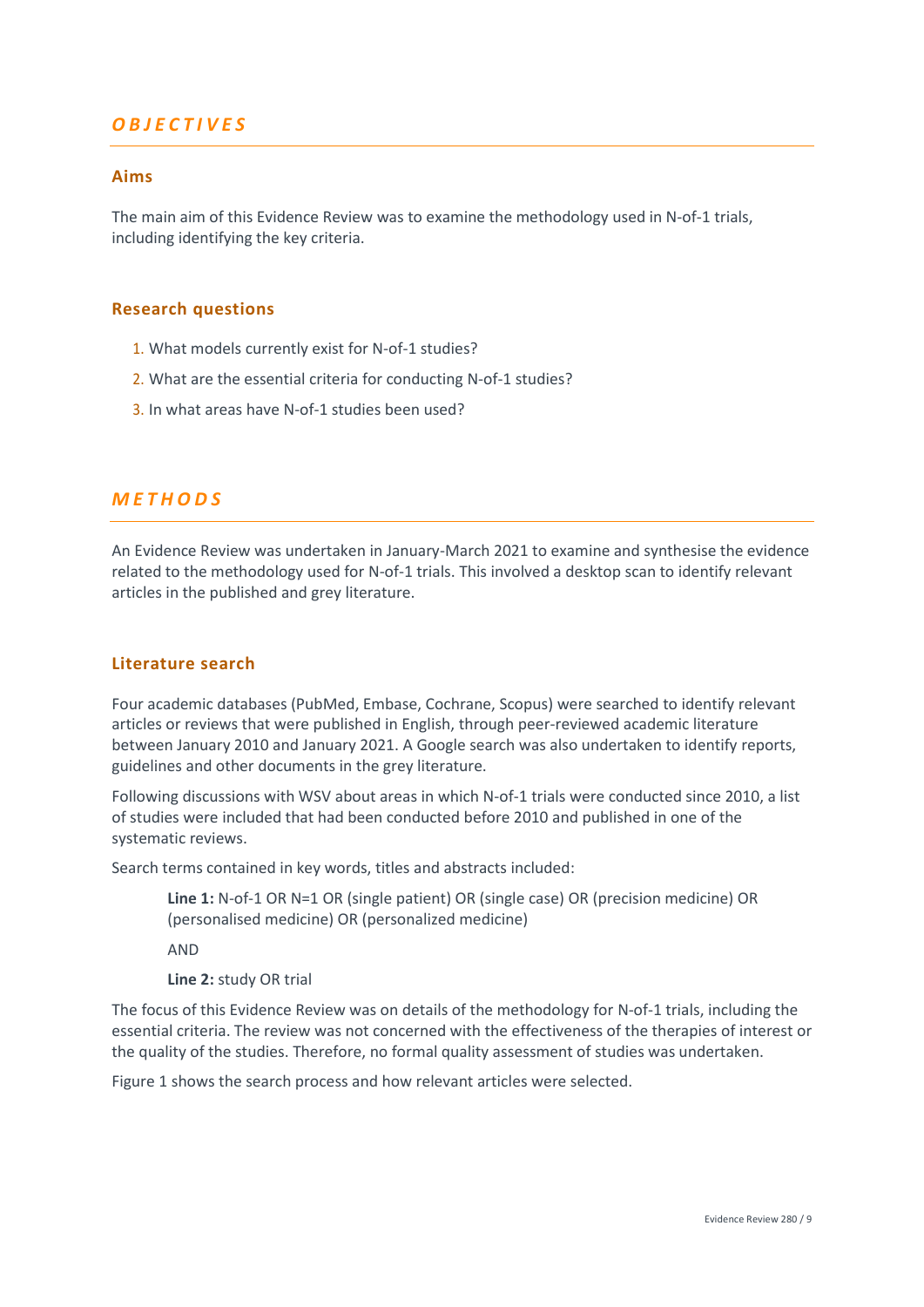# *OBJECTIVES*

## Aims

The main aim of this Evidence Review was to examine the methodology used in N-of-1 trials, including identifying the key criteria.

## Research questions

1. What models currently exist for N-of-1 studies?
2. What are the essential criteria for conducting N-of-1 studies?
3. In what areas have N-of-1 studies been used?

# *METHODS*

An Evidence Review was undertaken in January-March 2021 to examine and synthesise the evidence related to the methodology used for N-of-1 trials. This involved a desktop scan to identify relevant articles in the published and grey literature.

## Literature search

Four academic databases (PubMed, Embase, Cochrane, Scopus) were searched to identify relevant articles or reviews that were published in English, through peer-reviewed academic literature between January 2010 and January 2021. A Google search was also undertaken to identify reports, guidelines and other documents in the grey literature.

Following discussions with WSV about areas in which N-of-1 trials were conducted since 2010, a list of studies were included that had been conducted before 2010 and published in one of the systematic reviews.

Search terms contained in key words, titles and abstracts included:

> **Line 1:** N-of-1 OR N=1 OR (single patient) OR (single case) OR (precision medicine) OR (personalised medicine) OR (personalized medicine)
>
> AND
>
> **Line 2:** study OR trial

The focus of this Evidence Review was on details of the methodology for N-of-1 trials, including the essential criteria. The review was not concerned with the effectiveness of the therapies of interest or the quality of the studies. Therefore, no formal quality assessment of studies was undertaken.

Figure 1 shows the search process and how relevant articles were selected.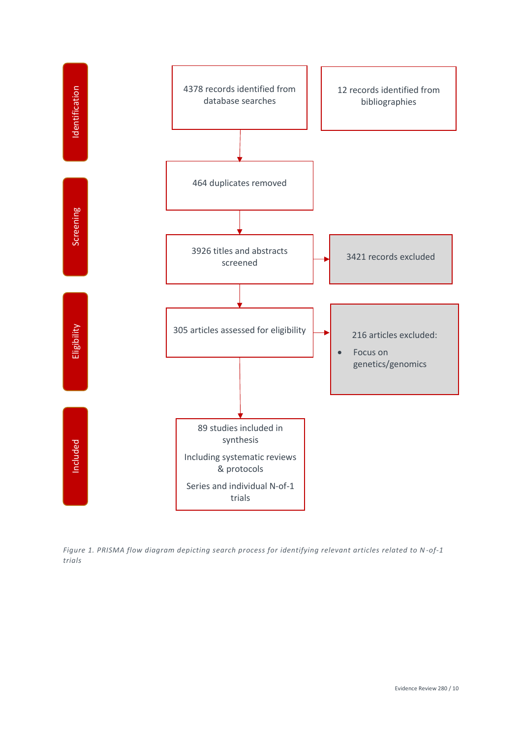**Identification**

4378 records identified from database searches

12 records identified from bibliographies

464 duplicates removed

**Screening**

3926 titles and abstracts screened

3421 records excluded

**Eligibility**

305 articles assessed for eligibility

216 articles excluded:

- Focus on genetics/genomics

**Included**

89 studies included in synthesis

Including systematic reviews & protocols

Series and individual N-of-1 trials

*Figure 1. PRISMA flow diagram depicting search process for identifying relevant articles related to N-of-1 trials*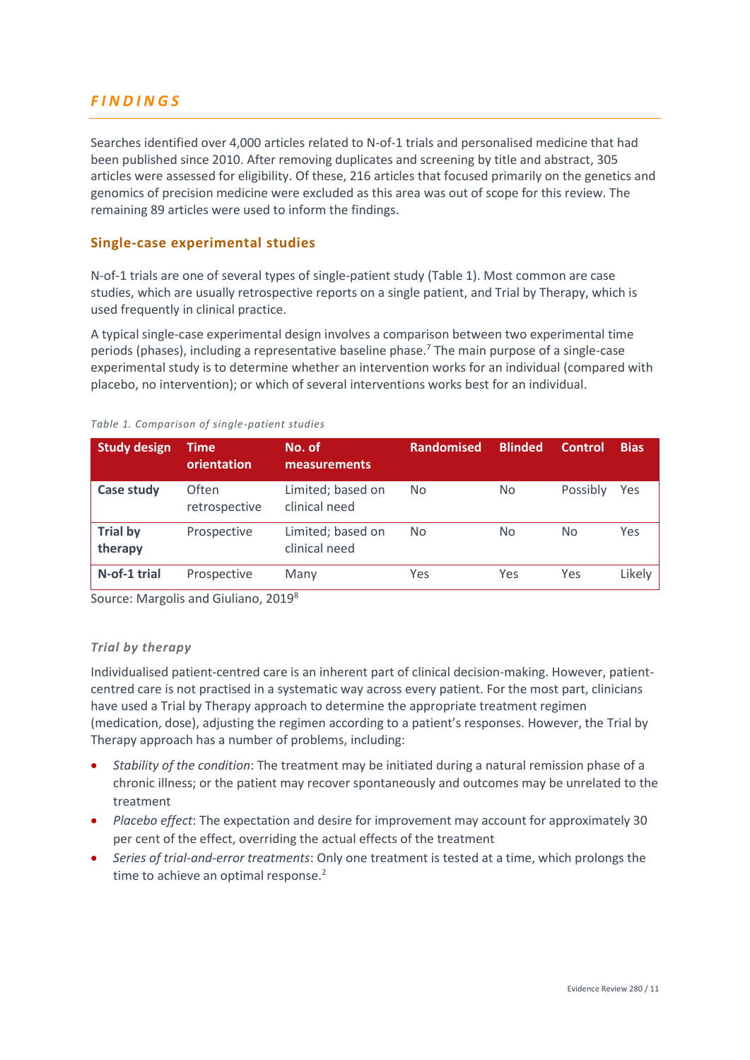## FINDINGS

Searches identified over 4,000 articles related to N-of-1 trials and personalised medicine that had been published since 2010. After removing duplicates and screening by title and abstract, 305 articles were assessed for eligibility. Of these, 216 articles that focused primarily on the genetics and genomics of precision medicine were excluded as this area was out of scope for this review. The remaining 89 articles were used to inform the findings.

### Single-case experimental studies

N-of-1 trials are one of several types of single-patient study (Table 1). Most common are case studies, which are usually retrospective reports on a single patient, and Trial by Therapy, which is used frequently in clinical practice.

A typical single-case experimental design involves a comparison between two experimental time periods (phases), including a representative baseline phase.[7] The main purpose of a single-case experimental study is to determine whether an intervention works for an individual (compared with placebo, no intervention); or which of several interventions works best for an individual.

*Table 1. Comparison of single-patient studies*

| Study design | Time orientation | No. of measurements | Randomised | Blinded | Control | Bias |
|---|---|---|---|---|---|---|
| **Case study** | Often retrospective | Limited; based on clinical need | No | No | Possibly | Yes |
| **Trial by therapy** | Prospective | Limited; based on clinical need | No | No | No | Yes |
| **N-of-1 trial** | Prospective | Many | Yes | Yes | Yes | Likely |

Source: Margolis and Giuliano, 2019[8]

#### *Trial by therapy*

Individualised patient-centred care is an inherent part of clinical decision-making. However, patient-centred care is not practised in a systematic way across every patient. For the most part, clinicians have used a Trial by Therapy approach to determine the appropriate treatment regimen (medication, dose), adjusting the regimen according to a patient's responses. However, the Trial by Therapy approach has a number of problems, including:

- *Stability of the condition*: The treatment may be initiated during a natural remission phase of a chronic illness; or the patient may recover spontaneously and outcomes may be unrelated to the treatment
- *Placebo effect*: The expectation and desire for improvement may account for approximately 30 per cent of the effect, overriding the actual effects of the treatment
- *Series of trial-and-error treatments*: Only one treatment is tested at a time, which prolongs the time to achieve an optimal response.[2]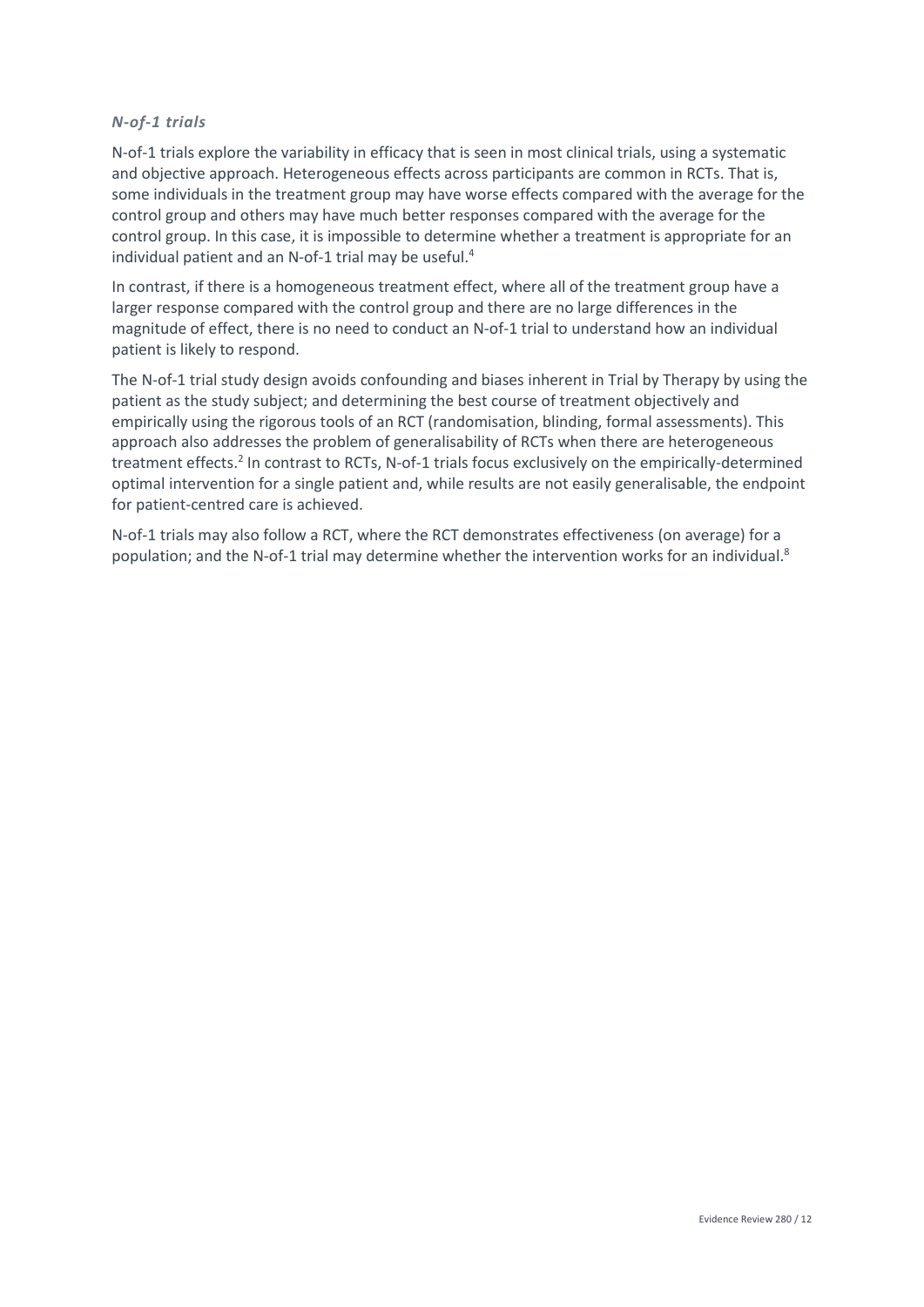### *N-of-1 trials*

N-of-1 trials explore the variability in efficacy that is seen in most clinical trials, using a systematic and objective approach. Heterogeneous effects across participants are common in RCTs. That is, some individuals in the treatment group may have worse effects compared with the average for the control group and others may have much better responses compared with the average for the control group. In this case, it is impossible to determine whether a treatment is appropriate for an individual patient and an N-of-1 trial may be useful.[4]

In contrast, if there is a homogeneous treatment effect, where all of the treatment group have a larger response compared with the control group and there are no large differences in the magnitude of effect, there is no need to conduct an N-of-1 trial to understand how an individual patient is likely to respond.

The N-of-1 trial study design avoids confounding and biases inherent in Trial by Therapy by using the patient as the study subject; and determining the best course of treatment objectively and empirically using the rigorous tools of an RCT (randomisation, blinding, formal assessments). This approach also addresses the problem of generalisability of RCTs when there are heterogeneous treatment effects.[2] In contrast to RCTs, N-of-1 trials focus exclusively on the empirically-determined optimal intervention for a single patient and, while results are not easily generalisable, the endpoint for patient-centred care is achieved.

N-of-1 trials may also follow a RCT, where the RCT demonstrates effectiveness (on average) for a population; and the N-of-1 trial may determine whether the intervention works for an individual.[8]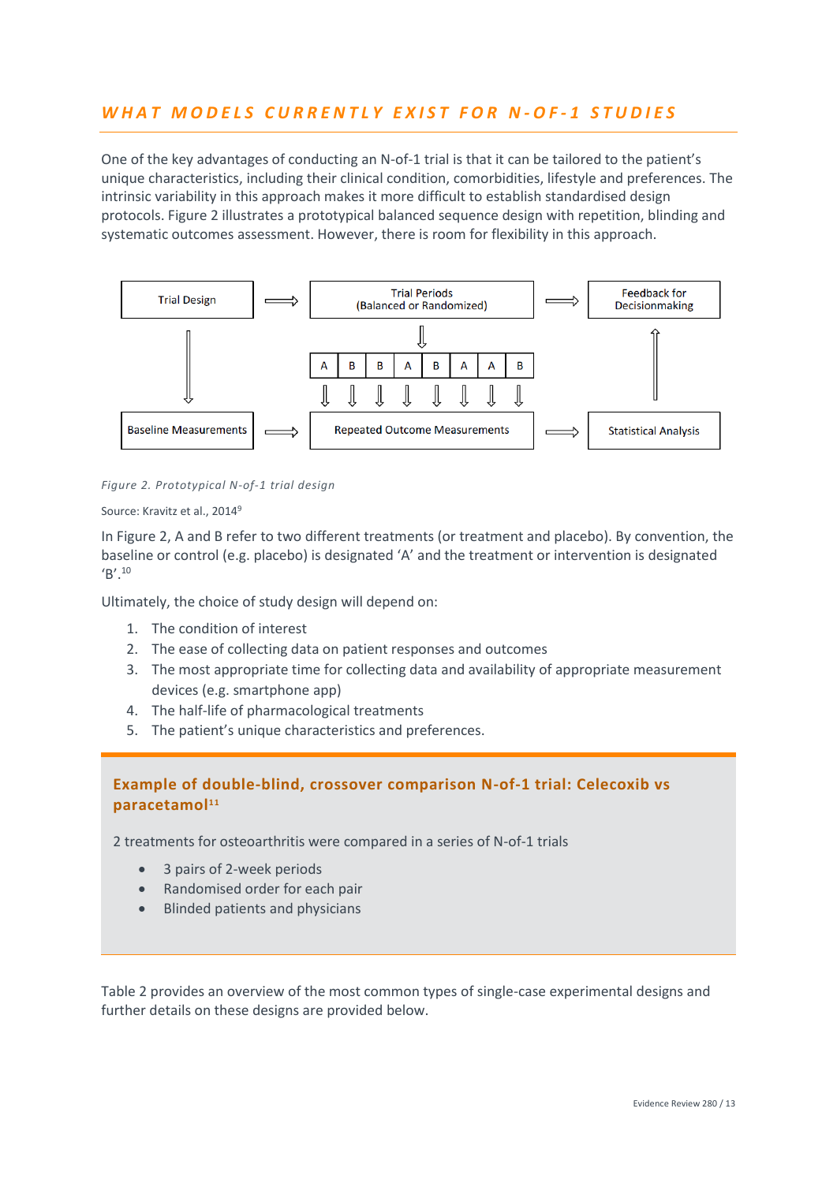## WHAT MODELS CURRENTLY EXIST FOR N-OF-1 STUDIES

One of the key advantages of conducting an N-of-1 trial is that it can be tailored to the patient's unique characteristics, including their clinical condition, comorbidities, lifestyle and preferences. The intrinsic variability in this approach makes it more difficult to establish standardised design protocols. Figure 2 illustrates a prototypical balanced sequence design with repetition, blinding and systematic outcomes assessment. However, there is room for flexibility in this approach.

Trial Design → Trial Periods (Balanced or Randomized) → Feedback for Decisionmaking

| A | B | B | A | B | A | A | B |
|---|---|---|---|---|---|---|---|

Baseline Measurements → Repeated Outcome Measurements → Statistical Analysis

*Figure 2. Prototypical N-of-1 trial design*

Source: Kravitz et al., 2014[9]

In Figure 2, A and B refer to two different treatments (or treatment and placebo). By convention, the baseline or control (e.g. placebo) is designated 'A' and the treatment or intervention is designated 'B'.[10]

Ultimately, the choice of study design will depend on:

1. The condition of interest
2. The ease of collecting data on patient responses and outcomes
3. The most appropriate time for collecting data and availability of appropriate measurement devices (e.g. smartphone app)
4. The half-life of pharmacological treatments
5. The patient's unique characteristics and preferences.

### Example of double-blind, crossover comparison N-of-1 trial: Celecoxib vs paracetamol[11]

2 treatments for osteoarthritis were compared in a series of N-of-1 trials

- 3 pairs of 2-week periods
- Randomised order for each pair
- Blinded patients and physicians

Table 2 provides an overview of the most common types of single-case experimental designs and further details on these designs are provided below.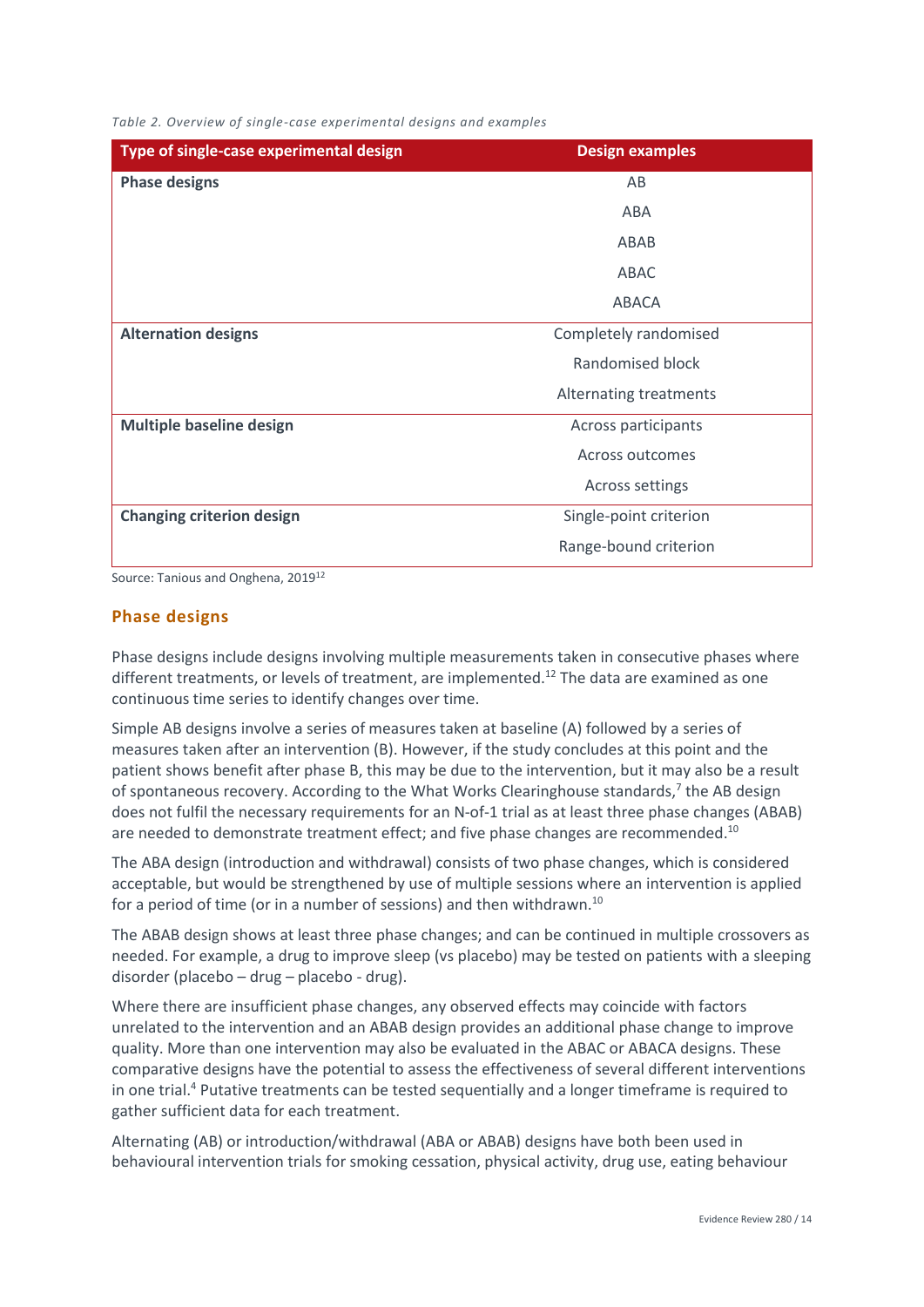*Table 2. Overview of single-case experimental designs and examples*

| Type of single-case experimental design | Design examples |
|---|---|
| **Phase designs** | AB |
| | ABA |
| | ABAB |
| | ABAC |
| | ABACA |
| **Alternation designs** | Completely randomised |
| | Randomised block |
| | Alternating treatments |
| **Multiple baseline design** | Across participants |
| | Across outcomes |
| | Across settings |
| **Changing criterion design** | Single-point criterion |
| | Range-bound criterion |

Source: Tanious and Onghena, 2019[12]

## Phase designs

Phase designs include designs involving multiple measurements taken in consecutive phases where different treatments, or levels of treatment, are implemented.[12] The data are examined as one continuous time series to identify changes over time.

Simple AB designs involve a series of measures taken at baseline (A) followed by a series of measures taken after an intervention (B). However, if the study concludes at this point and the patient shows benefit after phase B, this may be due to the intervention, but it may also be a result of spontaneous recovery. According to the What Works Clearinghouse standards,[7] the AB design does not fulfil the necessary requirements for an N-of-1 trial as at least three phase changes (ABAB) are needed to demonstrate treatment effect; and five phase changes are recommended.[10]

The ABA design (introduction and withdrawal) consists of two phase changes, which is considered acceptable, but would be strengthened by use of multiple sessions where an intervention is applied for a period of time (or in a number of sessions) and then withdrawn.[10]

The ABAB design shows at least three phase changes; and can be continued in multiple crossovers as needed. For example, a drug to improve sleep (vs placebo) may be tested on patients with a sleeping disorder (placebo – drug – placebo - drug).

Where there are insufficient phase changes, any observed effects may coincide with factors unrelated to the intervention and an ABAB design provides an additional phase change to improve quality. More than one intervention may also be evaluated in the ABAC or ABACA designs. These comparative designs have the potential to assess the effectiveness of several different interventions in one trial.[4] Putative treatments can be tested sequentially and a longer timeframe is required to gather sufficient data for each treatment.

Alternating (AB) or introduction/withdrawal (ABA or ABAB) designs have both been used in behavioural intervention trials for smoking cessation, physical activity, drug use, eating behaviour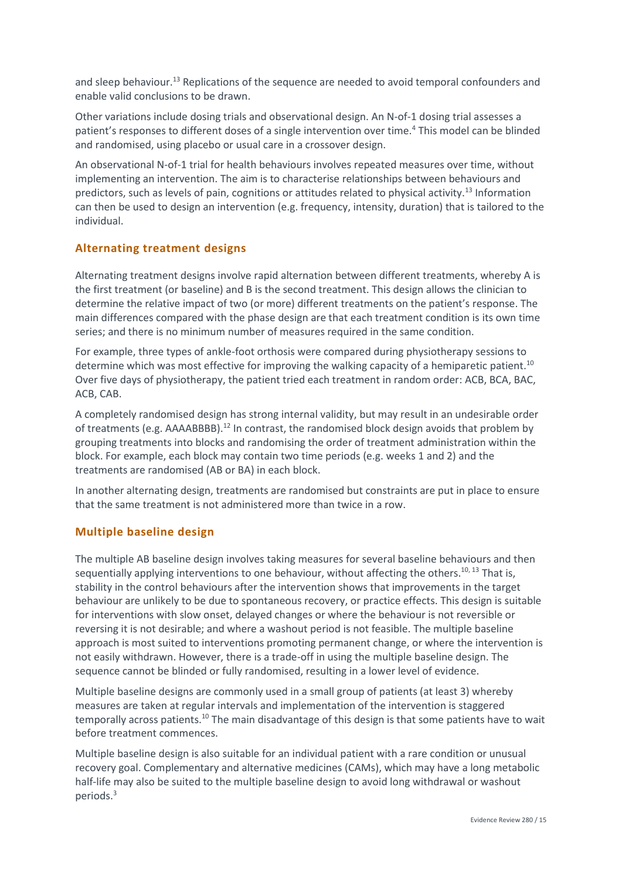and sleep behaviour.[13] Replications of the sequence are needed to avoid temporal confounders and enable valid conclusions to be drawn.

Other variations include dosing trials and observational design. An N-of-1 dosing trial assesses a patient's responses to different doses of a single intervention over time.[4] This model can be blinded and randomised, using placebo or usual care in a crossover design.

An observational N-of-1 trial for health behaviours involves repeated measures over time, without implementing an intervention. The aim is to characterise relationships between behaviours and predictors, such as levels of pain, cognitions or attitudes related to physical activity.[13] Information can then be used to design an intervention (e.g. frequency, intensity, duration) that is tailored to the individual.

### Alternating treatment designs

Alternating treatment designs involve rapid alternation between different treatments, whereby A is the first treatment (or baseline) and B is the second treatment. This design allows the clinician to determine the relative impact of two (or more) different treatments on the patient's response. The main differences compared with the phase design are that each treatment condition is its own time series; and there is no minimum number of measures required in the same condition.

For example, three types of ankle-foot orthosis were compared during physiotherapy sessions to determine which was most effective for improving the walking capacity of a hemiparetic patient.[10] Over five days of physiotherapy, the patient tried each treatment in random order: ACB, BCA, BAC, ACB, CAB.

A completely randomised design has strong internal validity, but may result in an undesirable order of treatments (e.g. AAAABBBB).[12] In contrast, the randomised block design avoids that problem by grouping treatments into blocks and randomising the order of treatment administration within the block. For example, each block may contain two time periods (e.g. weeks 1 and 2) and the treatments are randomised (AB or BA) in each block.

In another alternating design, treatments are randomised but constraints are put in place to ensure that the same treatment is not administered more than twice in a row.

### Multiple baseline design

The multiple AB baseline design involves taking measures for several baseline behaviours and then sequentially applying interventions to one behaviour, without affecting the others.[10, 13] That is, stability in the control behaviours after the intervention shows that improvements in the target behaviour are unlikely to be due to spontaneous recovery, or practice effects. This design is suitable for interventions with slow onset, delayed changes or where the behaviour is not reversible or reversing it is not desirable; and where a washout period is not feasible. The multiple baseline approach is most suited to interventions promoting permanent change, or where the intervention is not easily withdrawn. However, there is a trade-off in using the multiple baseline design. The sequence cannot be blinded or fully randomised, resulting in a lower level of evidence.

Multiple baseline designs are commonly used in a small group of patients (at least 3) whereby measures are taken at regular intervals and implementation of the intervention is staggered temporally across patients.[10] The main disadvantage of this design is that some patients have to wait before treatment commences.

Multiple baseline design is also suitable for an individual patient with a rare condition or unusual recovery goal. Complementary and alternative medicines (CAMs), which may have a long metabolic half-life may also be suited to the multiple baseline design to avoid long withdrawal or washout periods.[3]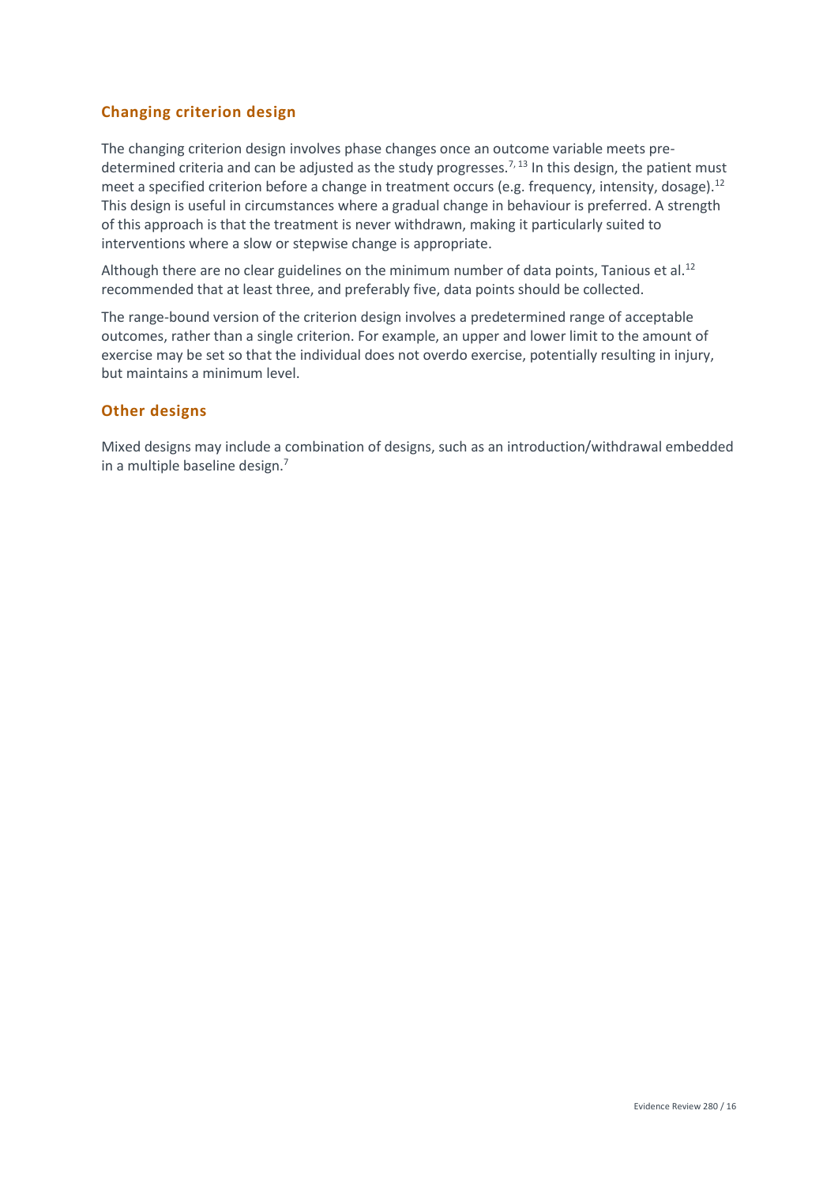### Changing criterion design

The changing criterion design involves phase changes once an outcome variable meets pre-determined criteria and can be adjusted as the study progresses.[7, 13] In this design, the patient must meet a specified criterion before a change in treatment occurs (e.g. frequency, intensity, dosage).[12] This design is useful in circumstances where a gradual change in behaviour is preferred. A strength of this approach is that the treatment is never withdrawn, making it particularly suited to interventions where a slow or stepwise change is appropriate.

Although there are no clear guidelines on the minimum number of data points, Tanious et al.[12] recommended that at least three, and preferably five, data points should be collected.

The range-bound version of the criterion design involves a predetermined range of acceptable outcomes, rather than a single criterion. For example, an upper and lower limit to the amount of exercise may be set so that the individual does not overdo exercise, potentially resulting in injury, but maintains a minimum level.

### Other designs

Mixed designs may include a combination of designs, such as an introduction/withdrawal embedded in a multiple baseline design.[7]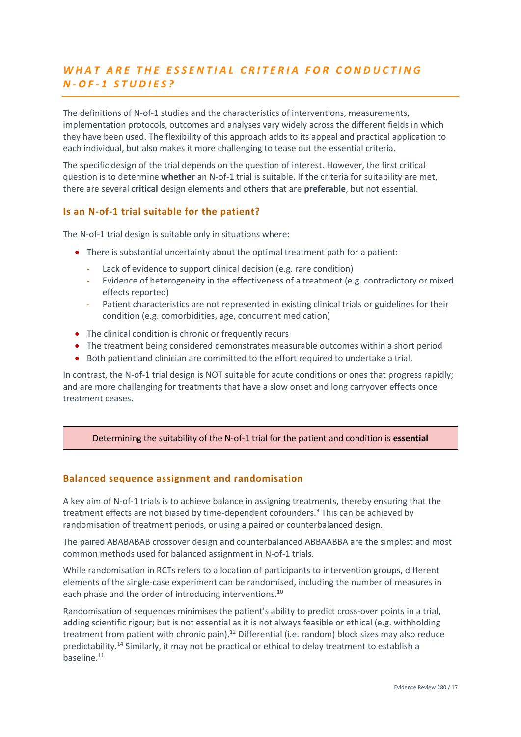## WHAT ARE THE ESSENTIAL CRITERIA FOR CONDUCTING N-OF-1 STUDIES?

The definitions of N-of-1 studies and the characteristics of interventions, measurements, implementation protocols, outcomes and analyses vary widely across the different fields in which they have been used. The flexibility of this approach adds to its appeal and practical application to each individual, but also makes it more challenging to tease out the essential criteria.

The specific design of the trial depends on the question of interest. However, the first critical question is to determine **whether** an N-of-1 trial is suitable. If the criteria for suitability are met, there are several **critical** design elements and others that are **preferable**, but not essential.

### Is an N-of-1 trial suitable for the patient?

The N-of-1 trial design is suitable only in situations where:

- There is substantial uncertainty about the optimal treatment path for a patient:
  - Lack of evidence to support clinical decision (e.g. rare condition)
  - Evidence of heterogeneity in the effectiveness of a treatment (e.g. contradictory or mixed effects reported)
  - Patient characteristics are not represented in existing clinical trials or guidelines for their condition (e.g. comorbidities, age, concurrent medication)
- The clinical condition is chronic or frequently recurs
- The treatment being considered demonstrates measurable outcomes within a short period
- Both patient and clinician are committed to the effort required to undertake a trial.

In contrast, the N-of-1 trial design is NOT suitable for acute conditions or ones that progress rapidly; and are more challenging for treatments that have a slow onset and long carryover effects once treatment ceases.

> Determining the suitability of the N-of-1 trial for the patient and condition is **essential**

### Balanced sequence assignment and randomisation

A key aim of N-of-1 trials is to achieve balance in assigning treatments, thereby ensuring that the treatment effects are not biased by time-dependent cofounders.[9] This can be achieved by randomisation of treatment periods, or using a paired or counterbalanced design.

The paired ABABABAB crossover design and counterbalanced ABBAABBA are the simplest and most common methods used for balanced assignment in N-of-1 trials.

While randomisation in RCTs refers to allocation of participants to intervention groups, different elements of the single-case experiment can be randomised, including the number of measures in each phase and the order of introducing interventions.[10]

Randomisation of sequences minimises the patient's ability to predict cross-over points in a trial, adding scientific rigour; but is not essential as it is not always feasible or ethical (e.g. withholding treatment from patient with chronic pain).[12] Differential (i.e. random) block sizes may also reduce predictability.[14] Similarly, it may not be practical or ethical to delay treatment to establish a baseline.[11]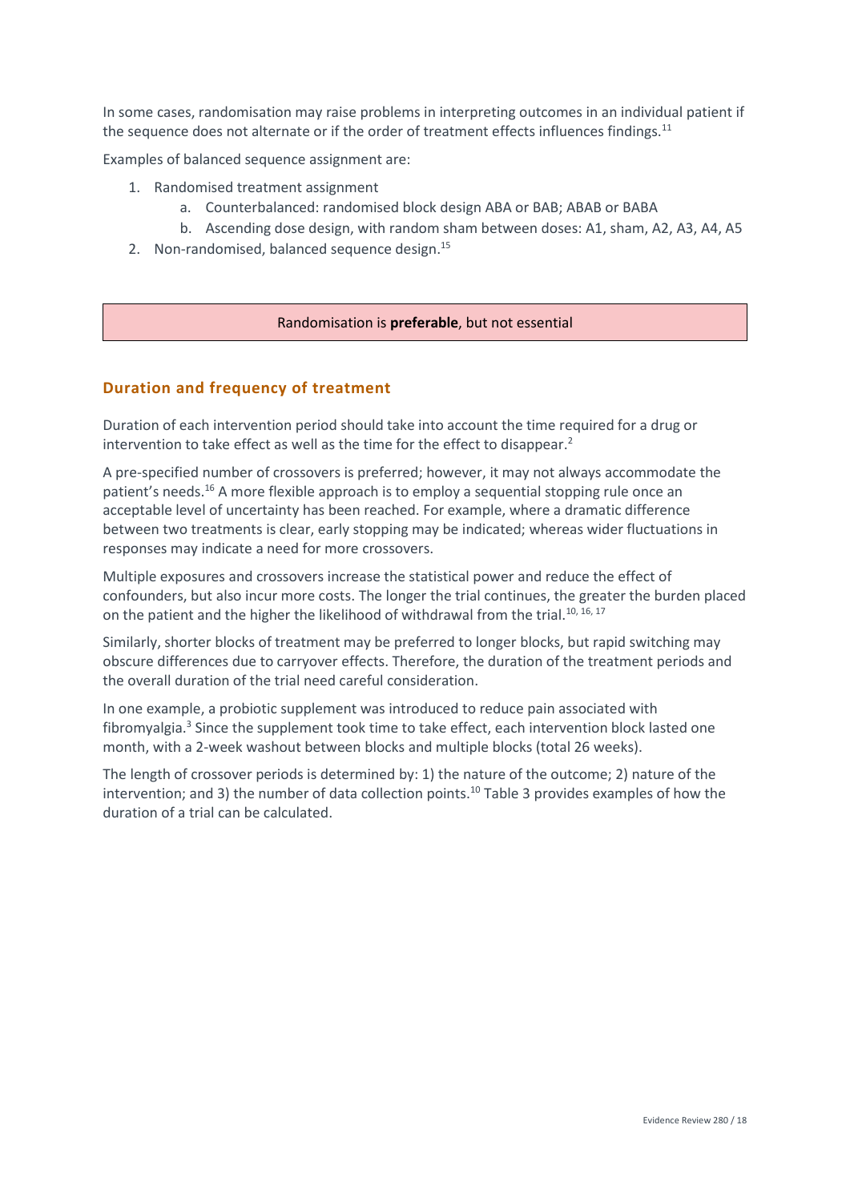In some cases, randomisation may raise problems in interpreting outcomes in an individual patient if the sequence does not alternate or if the order of treatment effects influences findings.[11]

Examples of balanced sequence assignment are:

1. Randomised treatment assignment
    a. Counterbalanced: randomised block design ABA or BAB; ABAB or BABA
    b. Ascending dose design, with random sham between doses: A1, sham, A2, A3, A4, A5
2. Non-randomised, balanced sequence design.[15]

| Randomisation is **preferable**, but not essential |
|---|

## Duration and frequency of treatment

Duration of each intervention period should take into account the time required for a drug or intervention to take effect as well as the time for the effect to disappear.[2]

A pre-specified number of crossovers is preferred; however, it may not always accommodate the patient's needs.[16] A more flexible approach is to employ a sequential stopping rule once an acceptable level of uncertainty has been reached. For example, where a dramatic difference between two treatments is clear, early stopping may be indicated; whereas wider fluctuations in responses may indicate a need for more crossovers.

Multiple exposures and crossovers increase the statistical power and reduce the effect of confounders, but also incur more costs. The longer the trial continues, the greater the burden placed on the patient and the higher the likelihood of withdrawal from the trial.[10, 16, 17]

Similarly, shorter blocks of treatment may be preferred to longer blocks, but rapid switching may obscure differences due to carryover effects. Therefore, the duration of the treatment periods and the overall duration of the trial need careful consideration.

In one example, a probiotic supplement was introduced to reduce pain associated with fibromyalgia.[3] Since the supplement took time to take effect, each intervention block lasted one month, with a 2-week washout between blocks and multiple blocks (total 26 weeks).

The length of crossover periods is determined by: 1) the nature of the outcome; 2) nature of the intervention; and 3) the number of data collection points.[10] Table 3 provides examples of how the duration of a trial can be calculated.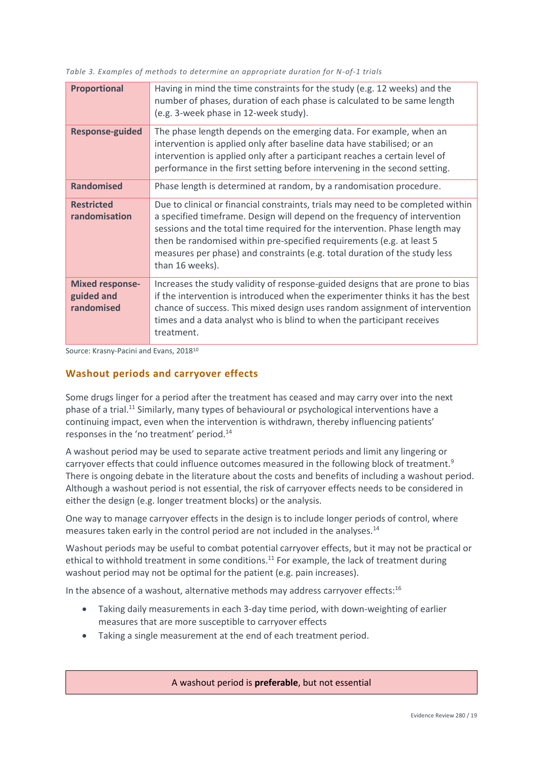*Table 3. Examples of methods to determine an appropriate duration for N-of-1 trials*

| Method | Description |
|---|---|
| **Proportional** | Having in mind the time constraints for the study (e.g. 12 weeks) and the number of phases, duration of each phase is calculated to be same length (e.g. 3-week phase in 12-week study). |
| **Response-guided** | The phase length depends on the emerging data. For example, when an intervention is applied only after baseline data have stabilised; or an intervention is applied only after a participant reaches a certain level of performance in the first setting before intervening in the second setting. |
| **Randomised** | Phase length is determined at random, by a randomisation procedure. |
| **Restricted randomisation** | Due to clinical or financial constraints, trials may need to be completed within a specified timeframe. Design will depend on the frequency of intervention sessions and the total time required for the intervention. Phase length may then be randomised within pre-specified requirements (e.g. at least 5 measures per phase) and constraints (e.g. total duration of the study less than 16 weeks). |
| **Mixed response-guided and randomised** | Increases the study validity of response-guided designs that are prone to bias if the intervention is introduced when the experimenter thinks it has the best chance of success. This mixed design uses random assignment of intervention times and a data analyst who is blind to when the participant receives treatment. |

Source: Krasny-Pacini and Evans, 2018[10]

## Washout periods and carryover effects

Some drugs linger for a period after the treatment has ceased and may carry over into the next phase of a trial.[11] Similarly, many types of behavioural or psychological interventions have a continuing impact, even when the intervention is withdrawn, thereby influencing patients' responses in the 'no treatment' period.[14]

A washout period may be used to separate active treatment periods and limit any lingering or carryover effects that could influence outcomes measured in the following block of treatment.[9] There is ongoing debate in the literature about the costs and benefits of including a washout period. Although a washout period is not essential, the risk of carryover effects needs to be considered in either the design (e.g. longer treatment blocks) or the analysis.

One way to manage carryover effects in the design is to include longer periods of control, where measures taken early in the control period are not included in the analyses.[14]

Washout periods may be useful to combat potential carryover effects, but it may not be practical or ethical to withhold treatment in some conditions.[11] For example, the lack of treatment during washout period may not be optimal for the patient (e.g. pain increases).

In the absence of a washout, alternative methods may address carryover effects:[16]

- Taking daily measurements in each 3-day time period, with down-weighting of earlier measures that are more susceptible to carryover effects
- Taking a single measurement at the end of each treatment period.

> A washout period is **preferable**, but not essential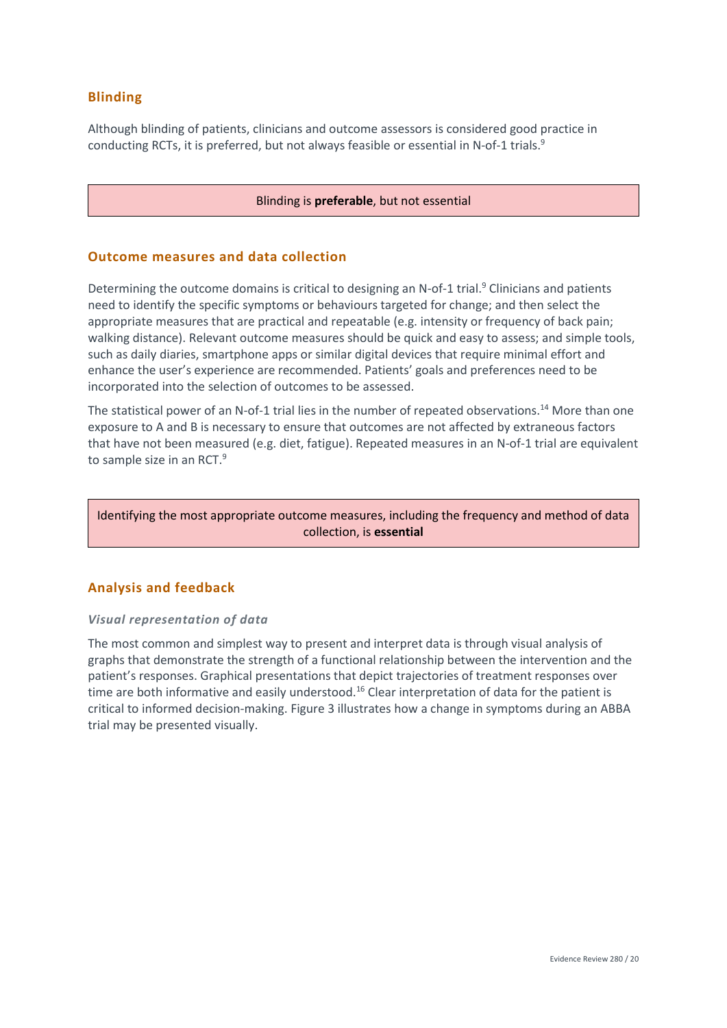## Blinding

Although blinding of patients, clinicians and outcome assessors is considered good practice in conducting RCTs, it is preferred, but not always feasible or essential in N-of-1 trials.[9]

> Blinding is **preferable**, but not essential

## Outcome measures and data collection

Determining the outcome domains is critical to designing an N-of-1 trial.[9] Clinicians and patients need to identify the specific symptoms or behaviours targeted for change; and then select the appropriate measures that are practical and repeatable (e.g. intensity or frequency of back pain; walking distance). Relevant outcome measures should be quick and easy to assess; and simple tools, such as daily diaries, smartphone apps or similar digital devices that require minimal effort and enhance the user's experience are recommended. Patients' goals and preferences need to be incorporated into the selection of outcomes to be assessed.

The statistical power of an N-of-1 trial lies in the number of repeated observations.[14] More than one exposure to A and B is necessary to ensure that outcomes are not affected by extraneous factors that have not been measured (e.g. diet, fatigue). Repeated measures in an N-of-1 trial are equivalent to sample size in an RCT.[9]

> Identifying the most appropriate outcome measures, including the frequency and method of data collection, is **essential**

## Analysis and feedback

### *Visual representation of data*

The most common and simplest way to present and interpret data is through visual analysis of graphs that demonstrate the strength of a functional relationship between the intervention and the patient's responses. Graphical presentations that depict trajectories of treatment responses over time are both informative and easily understood.[16] Clear interpretation of data for the patient is critical to informed decision-making. Figure 3 illustrates how a change in symptoms during an ABBA trial may be presented visually.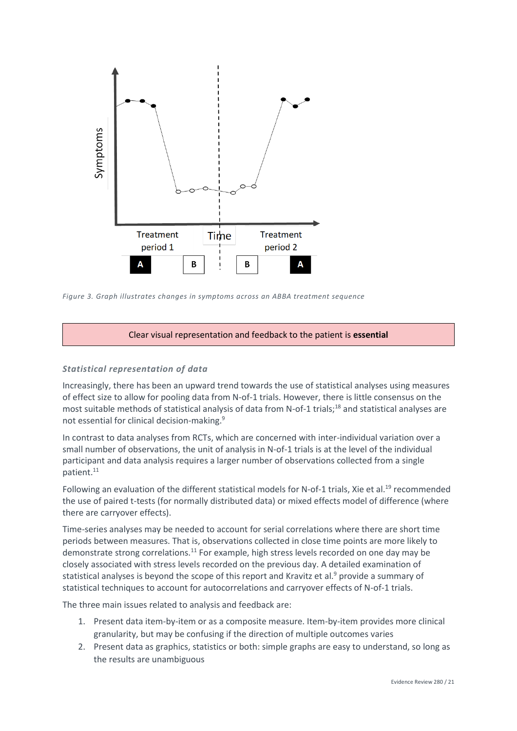Figure 3. Graph illustrates changes in symptoms across an ABBA treatment sequence

Clear visual representation and feedback to the patient is **essential**

### *Statistical representation of data*

Increasingly, there has been an upward trend towards the use of statistical analyses using measures of effect size to allow for pooling data from N-of-1 trials. However, there is little consensus on the most suitable methods of statistical analysis of data from N-of-1 trials;[18] and statistical analyses are not essential for clinical decision-making.[9]

In contrast to data analyses from RCTs, which are concerned with inter-individual variation over a small number of observations, the unit of analysis in N-of-1 trials is at the level of the individual participant and data analysis requires a larger number of observations collected from a single patient.[11]

Following an evaluation of the different statistical models for N-of-1 trials, Xie et al.[19] recommended the use of paired t-tests (for normally distributed data) or mixed effects model of difference (where there are carryover effects).

Time-series analyses may be needed to account for serial correlations where there are short time periods between measures. That is, observations collected in close time points are more likely to demonstrate strong correlations.[11] For example, high stress levels recorded on one day may be closely associated with stress levels recorded on the previous day. A detailed examination of statistical analyses is beyond the scope of this report and Kravitz et al.[9] provide a summary of statistical techniques to account for autocorrelations and carryover effects of N-of-1 trials.

The three main issues related to analysis and feedback are:

1. Present data item-by-item or as a composite measure. Item-by-item provides more clinical granularity, but may be confusing if the direction of multiple outcomes varies
2. Present data as graphics, statistics or both: simple graphs are easy to understand, so long as the results are unambiguous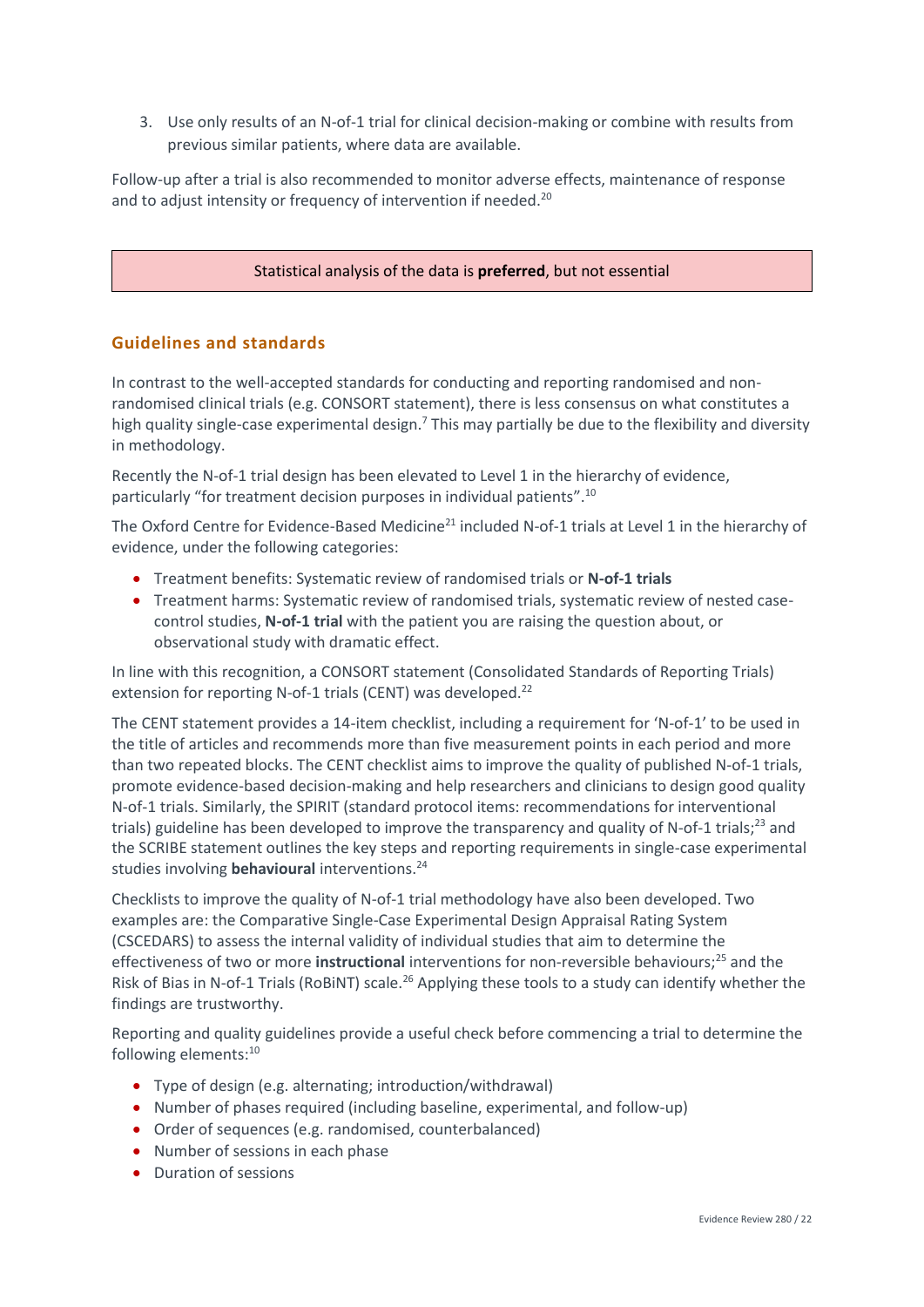3. Use only results of an N-of-1 trial for clinical decision-making or combine with results from previous similar patients, where data are available.

Follow-up after a trial is also recommended to monitor adverse effects, maintenance of response and to adjust intensity or frequency of intervention if needed.[20]

Statistical analysis of the data is **preferred**, but not essential

## Guidelines and standards

In contrast to the well-accepted standards for conducting and reporting randomised and non-randomised clinical trials (e.g. CONSORT statement), there is less consensus on what constitutes a high quality single-case experimental design.[7] This may partially be due to the flexibility and diversity in methodology.

Recently the N-of-1 trial design has been elevated to Level 1 in the hierarchy of evidence, particularly "for treatment decision purposes in individual patients".[10]

The Oxford Centre for Evidence-Based Medicine[21] included N-of-1 trials at Level 1 in the hierarchy of evidence, under the following categories:

- Treatment benefits: Systematic review of randomised trials or **N-of-1 trials**
- Treatment harms: Systematic review of randomised trials, systematic review of nested case-control studies, **N-of-1 trial** with the patient you are raising the question about, or observational study with dramatic effect.

In line with this recognition, a CONSORT statement (Consolidated Standards of Reporting Trials) extension for reporting N-of-1 trials (CENT) was developed.[22]

The CENT statement provides a 14-item checklist, including a requirement for 'N-of-1' to be used in the title of articles and recommends more than five measurement points in each period and more than two repeated blocks. The CENT checklist aims to improve the quality of published N-of-1 trials, promote evidence-based decision-making and help researchers and clinicians to design good quality N-of-1 trials. Similarly, the SPIRIT (standard protocol items: recommendations for interventional trials) guideline has been developed to improve the transparency and quality of N-of-1 trials;[23] and the SCRIBE statement outlines the key steps and reporting requirements in single-case experimental studies involving **behavioural** interventions.[24]

Checklists to improve the quality of N-of-1 trial methodology have also been developed. Two examples are: the Comparative Single-Case Experimental Design Appraisal Rating System (CSCEDARS) to assess the internal validity of individual studies that aim to determine the effectiveness of two or more **instructional** interventions for non-reversible behaviours;[25] and the Risk of Bias in N-of-1 Trials (RoBiNT) scale.[26] Applying these tools to a study can identify whether the findings are trustworthy.

Reporting and quality guidelines provide a useful check before commencing a trial to determine the following elements:[10]

- Type of design (e.g. alternating; introduction/withdrawal)
- Number of phases required (including baseline, experimental, and follow-up)
- Order of sequences (e.g. randomised, counterbalanced)
- Number of sessions in each phase
- Duration of sessions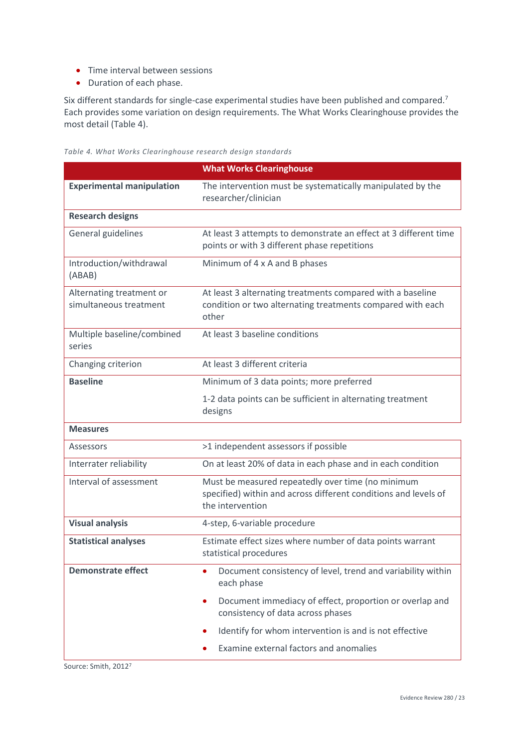- Time interval between sessions
- Duration of each phase.

Six different standards for single-case experimental studies have been published and compared.[7] Each provides some variation on design requirements. The What Works Clearinghouse provides the most detail (Table 4).

*Table 4. What Works Clearinghouse research design standards*

| | What Works Clearinghouse |
|---|---|
| **Experimental manipulation** | The intervention must be systematically manipulated by the researcher/clinician |
| **Research designs** | |
| General guidelines | At least 3 attempts to demonstrate an effect at 3 different time points or with 3 different phase repetitions |
| Introduction/withdrawal (ABAB) | Minimum of 4 x A and B phases |
| Alternating treatment or simultaneous treatment | At least 3 alternating treatments compared with a baseline condition or two alternating treatments compared with each other |
| Multiple baseline/combined series | At least 3 baseline conditions |
| Changing criterion | At least 3 different criteria |
| **Baseline** | Minimum of 3 data points; more preferred<br>1-2 data points can be sufficient in alternating treatment designs |
| **Measures** | |
| Assessors | >1 independent assessors if possible |
| Interrater reliability | On at least 20% of data in each phase and in each condition |
| Interval of assessment | Must be measured repeatedly over time (no minimum specified) within and across different conditions and levels of the intervention |
| **Visual analysis** | 4-step, 6-variable procedure |
| **Statistical analyses** | Estimate effect sizes where number of data points warrant statistical procedures |
| **Demonstrate effect** | • Document consistency of level, trend and variability within each phase<br>• Document immediacy of effect, proportion or overlap and consistency of data across phases<br>• Identify for whom intervention is and is not effective<br>• Examine external factors and anomalies |

Source: Smith, 2012[7]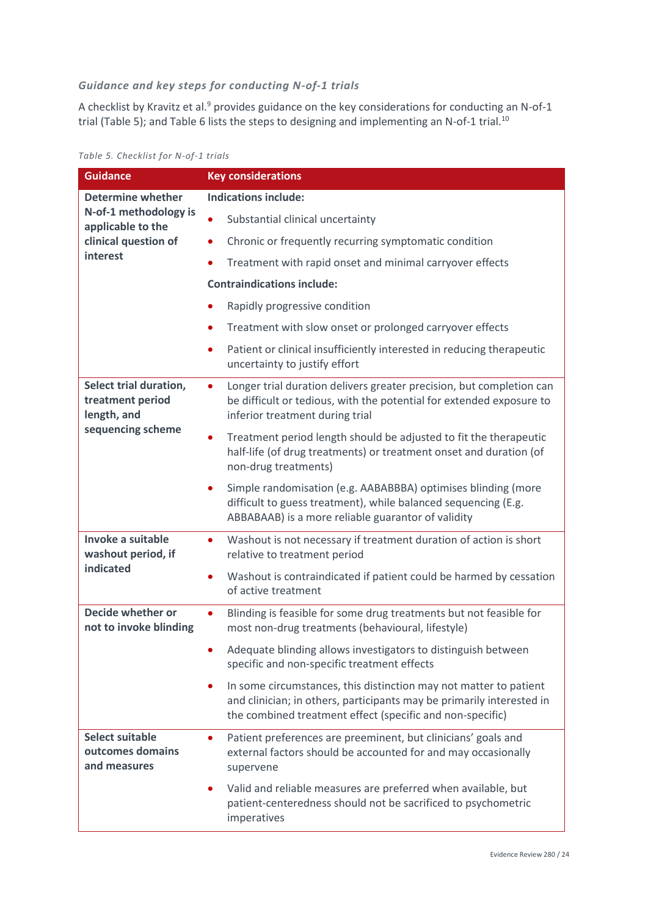### *Guidance and key steps for conducting N-of-1 trials*

A checklist by Kravitz et al.[9] provides guidance on the key considerations for conducting an N-of-1 trial (Table 5); and Table 6 lists the steps to designing and implementing an N-of-1 trial.[10]

*Table 5. Checklist for N-of-1 trials*

| Guidance | Key considerations |
|---|---|
| **Determine whether N-of-1 methodology is applicable to the clinical question of interest** | **Indications include:**<br>• Substantial clinical uncertainty<br>• Chronic or frequently recurring symptomatic condition<br>• Treatment with rapid onset and minimal carryover effects<br>**Contraindications include:**<br>• Rapidly progressive condition<br>• Treatment with slow onset or prolonged carryover effects<br>• Patient or clinical insufficiently interested in reducing therapeutic uncertainty to justify effort |
| **Select trial duration, treatment period length, and sequencing scheme** | • Longer trial duration delivers greater precision, but completion can be difficult or tedious, with the potential for extended exposure to inferior treatment during trial<br>• Treatment period length should be adjusted to fit the therapeutic half-life (of drug treatments) or treatment onset and duration (of non-drug treatments)<br>• Simple randomisation (e.g. AABABBBA) optimises blinding (more difficult to guess treatment), while balanced sequencing (E.g. ABBABAAB) is a more reliable guarantor of validity |
| **Invoke a suitable washout period, if indicated** | • Washout is not necessary if treatment duration of action is short relative to treatment period<br>• Washout is contraindicated if patient could be harmed by cessation of active treatment |
| **Decide whether or not to invoke blinding** | • Blinding is feasible for some drug treatments but not feasible for most non-drug treatments (behavioural, lifestyle)<br>• Adequate blinding allows investigators to distinguish between specific and non-specific treatment effects<br>• In some circumstances, this distinction may not matter to patient and clinician; in others, participants may be primarily interested in the combined treatment effect (specific and non-specific) |
| **Select suitable outcomes domains and measures** | • Patient preferences are preeminent, but clinicians' goals and external factors should be accounted for and may occasionally supervene<br>• Valid and reliable measures are preferred when available, but patient-centeredness should not be sacrificed to psychometric imperatives |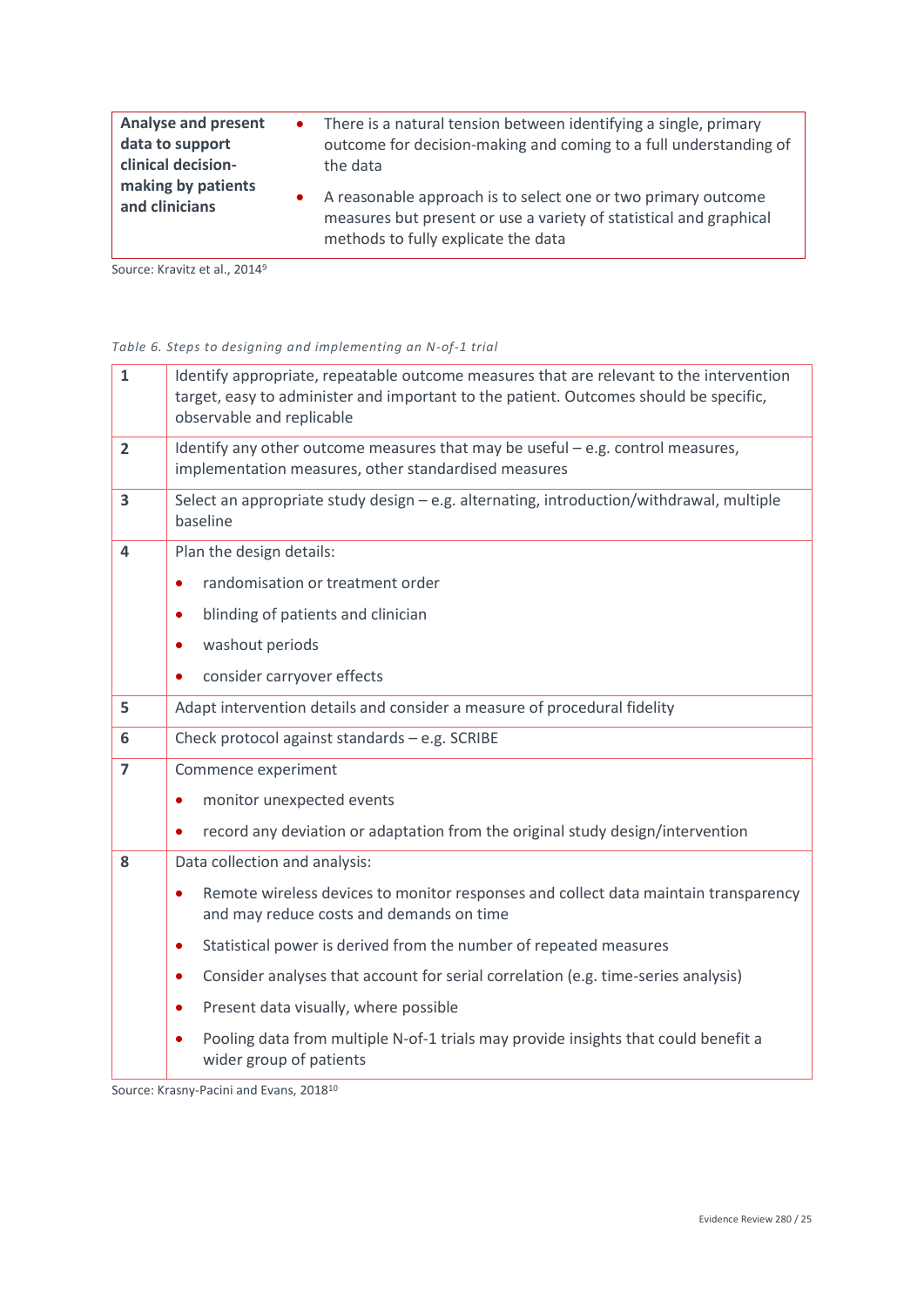| **Analyse and present data to support clinical decision-making by patients and clinicians** | • There is a natural tension between identifying a single, primary outcome for decision-making and coming to a full understanding of the data<br>• A reasonable approach is to select one or two primary outcome measures but present or use a variety of statistical and graphical methods to fully explicate the data |
|---|---|

Source: Kravitz et al., 2014[9]

*Table 6. Steps to designing and implementing an N-of-1 trial*

| | |
|---|---|
| **1** | Identify appropriate, repeatable outcome measures that are relevant to the intervention target, easy to administer and important to the patient. Outcomes should be specific, observable and replicable |
| **2** | Identify any other outcome measures that may be useful – e.g. control measures, implementation measures, other standardised measures |
| **3** | Select an appropriate study design – e.g. alternating, introduction/withdrawal, multiple baseline |
| **4** | Plan the design details:<br>• randomisation or treatment order<br>• blinding of patients and clinician<br>• washout periods<br>• consider carryover effects |
| **5** | Adapt intervention details and consider a measure of procedural fidelity |
| **6** | Check protocol against standards – e.g. SCRIBE |
| **7** | Commence experiment<br>• monitor unexpected events<br>• record any deviation or adaptation from the original study design/intervention |
| **8** | Data collection and analysis:<br>• Remote wireless devices to monitor responses and collect data maintain transparency and may reduce costs and demands on time<br>• Statistical power is derived from the number of repeated measures<br>• Consider analyses that account for serial correlation (e.g. time-series analysis)<br>• Present data visually, where possible<br>• Pooling data from multiple N-of-1 trials may provide insights that could benefit a wider group of patients |

Source: Krasny-Pacini and Evans, 2018[10]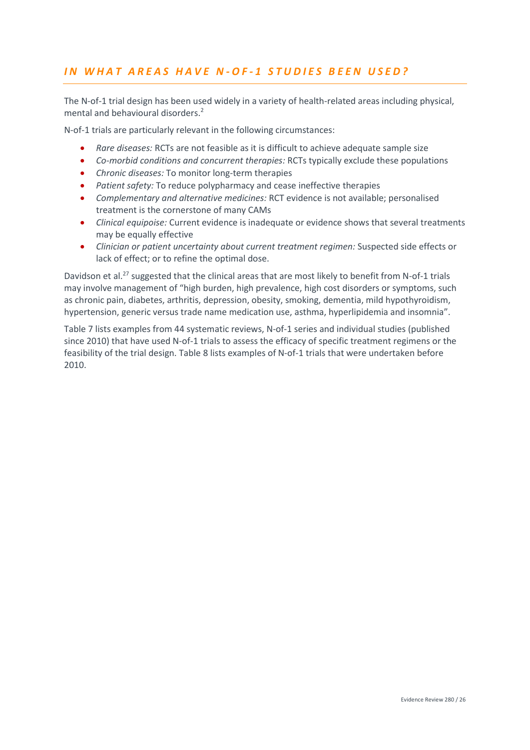## IN WHAT AREAS HAVE N-OF-1 STUDIES BEEN USED?

The N-of-1 trial design has been used widely in a variety of health-related areas including physical, mental and behavioural disorders.[2]

N-of-1 trials are particularly relevant in the following circumstances:

- *Rare diseases:* RCTs are not feasible as it is difficult to achieve adequate sample size
- *Co-morbid conditions and concurrent therapies:* RCTs typically exclude these populations
- *Chronic diseases:* To monitor long-term therapies
- *Patient safety:* To reduce polypharmacy and cease ineffective therapies
- *Complementary and alternative medicines:* RCT evidence is not available; personalised treatment is the cornerstone of many CAMs
- *Clinical equipoise:* Current evidence is inadequate or evidence shows that several treatments may be equally effective
- *Clinician or patient uncertainty about current treatment regimen:* Suspected side effects or lack of effect; or to refine the optimal dose.

Davidson et al.[27] suggested that the clinical areas that are most likely to benefit from N-of-1 trials may involve management of "high burden, high prevalence, high cost disorders or symptoms, such as chronic pain, diabetes, arthritis, depression, obesity, smoking, dementia, mild hypothyroidism, hypertension, generic versus trade name medication use, asthma, hyperlipidemia and insomnia".

Table 7 lists examples from 44 systematic reviews, N-of-1 series and individual studies (published since 2010) that have used N-of-1 trials to assess the efficacy of specific treatment regimens or the feasibility of the trial design. Table 8 lists examples of N-of-1 trials that were undertaken before 2010.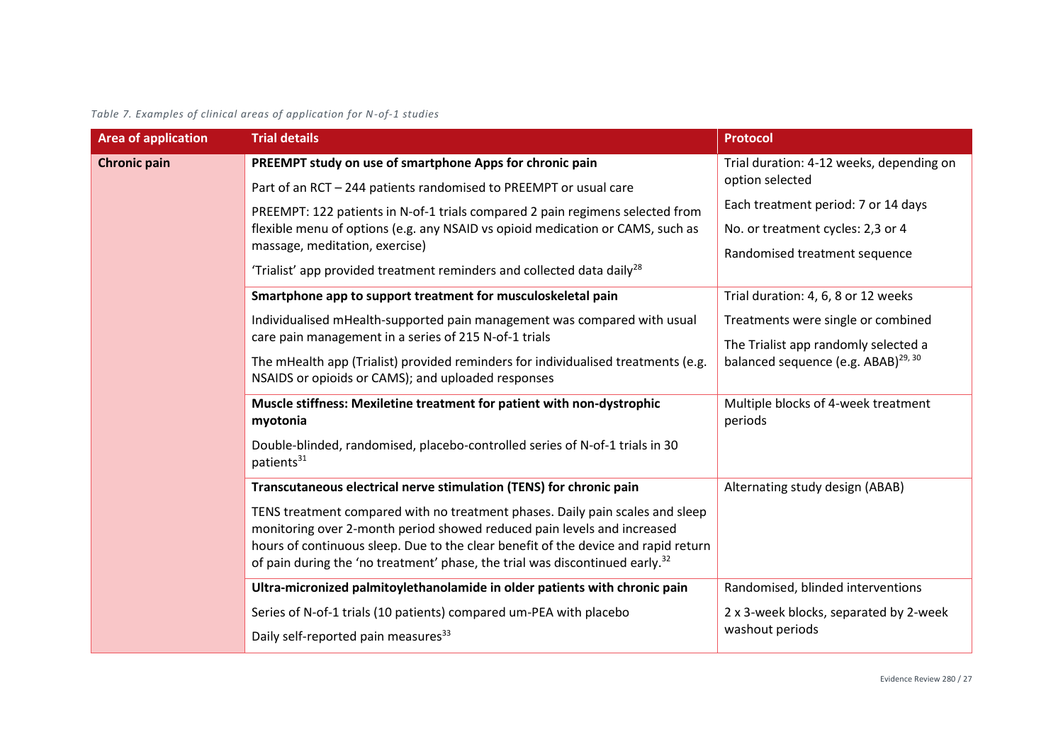*Table 7. Examples of clinical areas of application for N-of-1 studies*

| Area of application | Trial details | Protocol |
|---|---|---|
| **Chronic pain** | **PREEMPT study on use of smartphone Apps for chronic pain**<br><br>Part of an RCT – 244 patients randomised to PREEMPT or usual care<br><br>PREEMPT: 122 patients in N-of-1 trials compared 2 pain regimens selected from flexible menu of options (e.g. any NSAID vs opioid medication or CAMS, such as massage, meditation, exercise)<br><br>'Trialist' app provided treatment reminders and collected data daily[28] | Trial duration: 4-12 weeks, depending on option selected<br><br>Each treatment period: 7 or 14 days<br><br>No. or treatment cycles: 2,3 or 4<br><br>Randomised treatment sequence |
| | **Smartphone app to support treatment for musculoskeletal pain**<br><br>Individualised mHealth-supported pain management was compared with usual care pain management in a series of 215 N-of-1 trials<br><br>The mHealth app (Trialist) provided reminders for individualised treatments (e.g. NSAIDS or opioids or CAMS); and uploaded responses | Trial duration: 4, 6, 8 or 12 weeks<br><br>Treatments were single or combined<br><br>The Trialist app randomly selected a balanced sequence (e.g. ABAB)[29, 30] |
| | **Muscle stiffness: Mexiletine treatment for patient with non-dystrophic myotonia**<br><br>Double-blinded, randomised, placebo-controlled series of N-of-1 trials in 30 patients[31] | Multiple blocks of 4-week treatment periods |
| | **Transcutaneous electrical nerve stimulation (TENS) for chronic pain**<br><br>TENS treatment compared with no treatment phases. Daily pain scales and sleep monitoring over 2-month period showed reduced pain levels and increased hours of continuous sleep. Due to the clear benefit of the device and rapid return of pain during the 'no treatment' phase, the trial was discontinued early.[32] | Alternating study design (ABAB) |
| | **Ultra-micronized palmitoylethanolamide in older patients with chronic pain**<br><br>Series of N-of-1 trials (10 patients) compared um-PEA with placebo<br><br>Daily self-reported pain measures[33] | Randomised, blinded interventions<br><br>2 x 3-week blocks, separated by 2-week washout periods |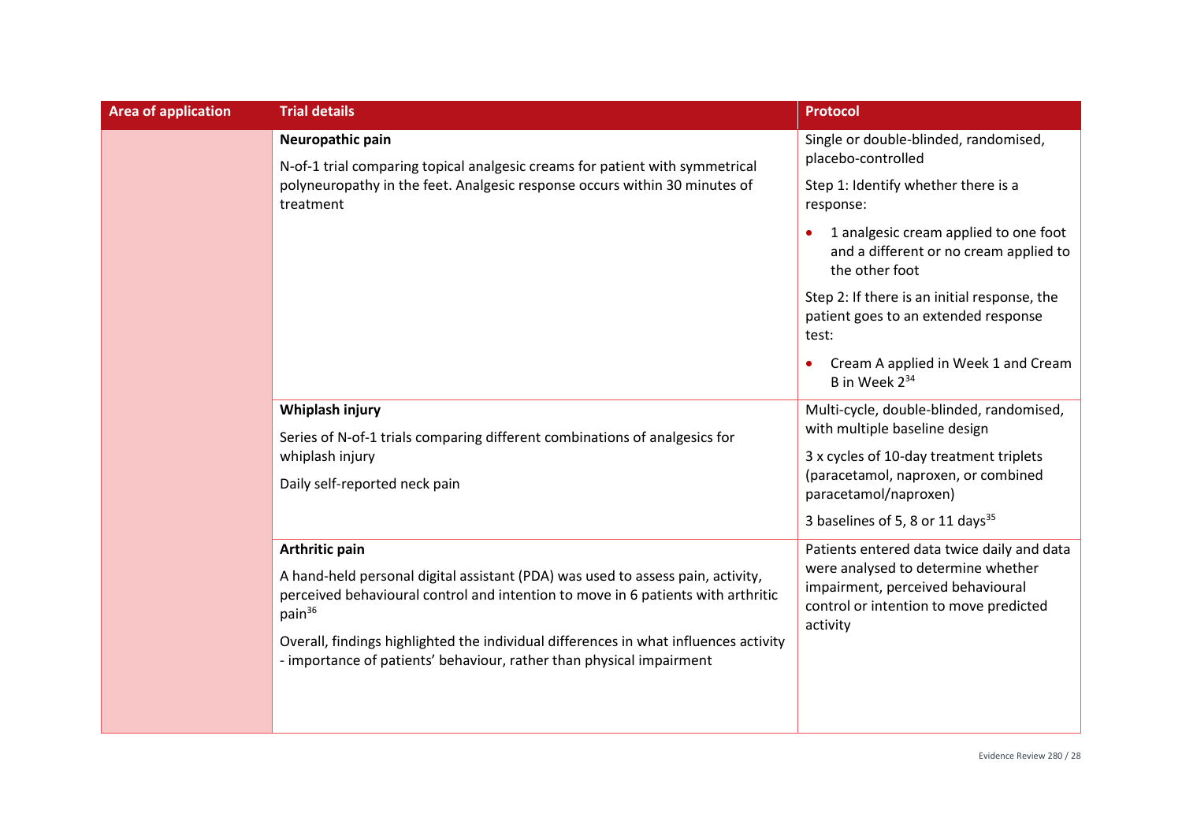| Area of application | Trial details | Protocol |
| --- | --- | --- |
| | **Neuropathic pain**<br><br>N-of-1 trial comparing topical analgesic creams for patient with symmetrical polyneuropathy in the feet. Analgesic response occurs within 30 minutes of treatment | Single or double-blinded, randomised, placebo-controlled<br><br>Step 1: Identify whether there is a response:<br><br>• 1 analgesic cream applied to one foot and a different or no cream applied to the other foot<br><br>Step 2: If there is an initial response, the patient goes to an extended response test:<br><br>• Cream A applied in Week 1 and Cream B in Week 2[34] |
| | **Whiplash injury**<br><br>Series of N-of-1 trials comparing different combinations of analgesics for whiplash injury<br><br>Daily self-reported neck pain | Multi-cycle, double-blinded, randomised, with multiple baseline design<br><br>3 x cycles of 10-day treatment triplets (paracetamol, naproxen, or combined paracetamol/naproxen)<br><br>3 baselines of 5, 8 or 11 days[35] |
| | **Arthritic pain**<br><br>A hand-held personal digital assistant (PDA) was used to assess pain, activity, perceived behavioural control and intention to move in 6 patients with arthritic pain[36]<br><br>Overall, findings highlighted the individual differences in what influences activity - importance of patients' behaviour, rather than physical impairment | Patients entered data twice daily and data were analysed to determine whether impairment, perceived behavioural control or intention to move predicted activity |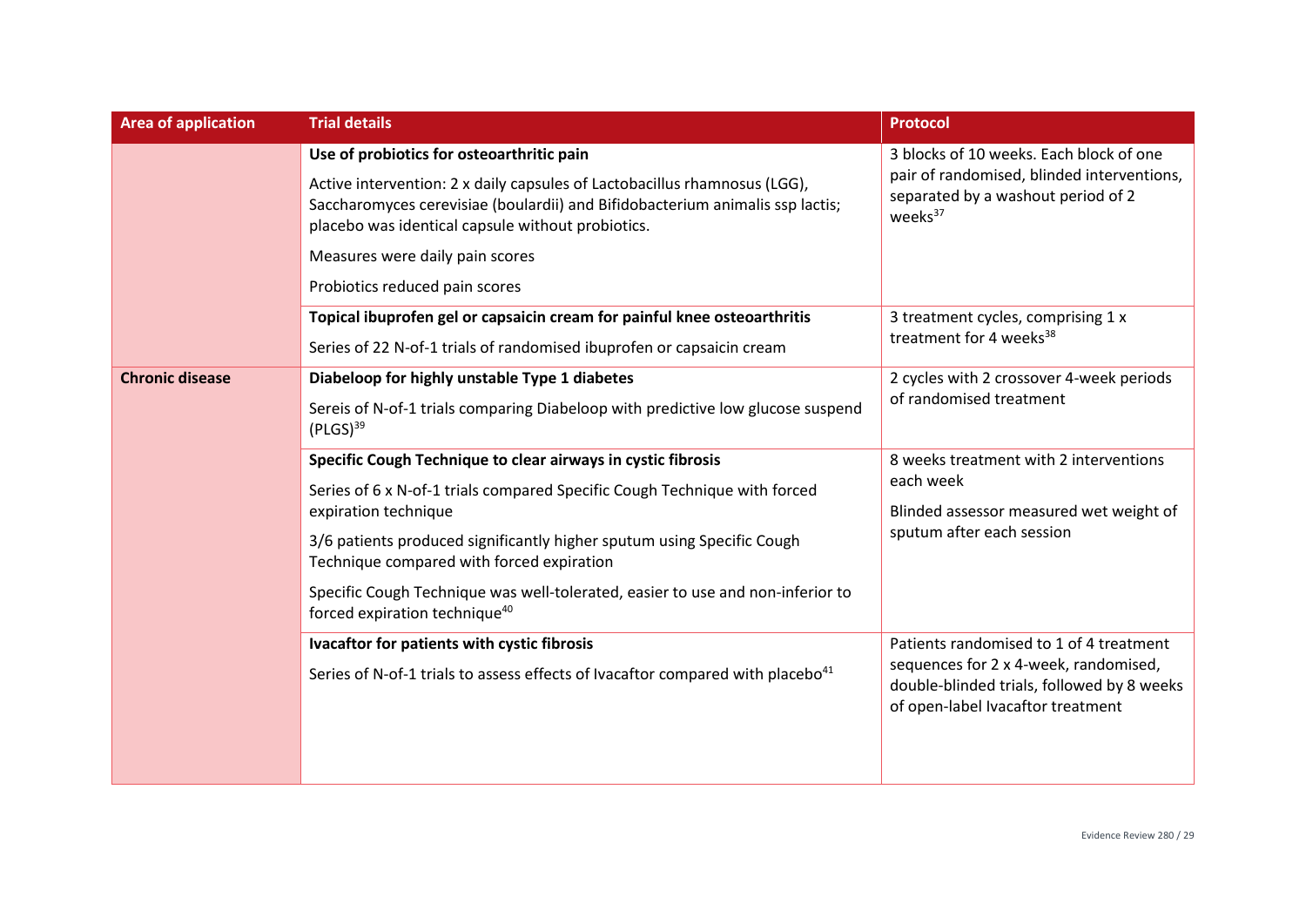| Area of application | Trial details | Protocol |
|---|---|---|
| | **Use of probiotics for osteoarthritic pain**<br>Active intervention: 2 x daily capsules of Lactobacillus rhamnosus (LGG), Saccharomyces cerevisiae (boulardii) and Bifidobacterium animalis ssp lactis; placebo was identical capsule without probiotics.<br>Measures were daily pain scores<br>Probiotics reduced pain scores | 3 blocks of 10 weeks. Each block of one pair of randomised, blinded interventions, separated by a washout period of 2 weeks[37] |
| | **Topical ibuprofen gel or capsaicin cream for painful knee osteoarthritis**<br>Series of 22 N-of-1 trials of randomised ibuprofen or capsaicin cream | 3 treatment cycles, comprising 1 x treatment for 4 weeks[38] |
| **Chronic disease** | **Diabeloop for highly unstable Type 1 diabetes**<br>Sereis of N-of-1 trials comparing Diabeloop with predictive low glucose suspend (PLGS)[39] | 2 cycles with 2 crossover 4-week periods of randomised treatment |
| | **Specific Cough Technique to clear airways in cystic fibrosis**<br>Series of 6 x N-of-1 trials compared Specific Cough Technique with forced expiration technique<br>3/6 patients produced significantly higher sputum using Specific Cough Technique compared with forced expiration<br>Specific Cough Technique was well-tolerated, easier to use and non-inferior to forced expiration technique[40] | 8 weeks treatment with 2 interventions each week<br>Blinded assessor measured wet weight of sputum after each session |
| | **Ivacaftor for patients with cystic fibrosis**<br>Series of N-of-1 trials to assess effects of Ivacaftor compared with placebo[41] | Patients randomised to 1 of 4 treatment sequences for 2 x 4-week, randomised, double-blinded trials, followed by 8 weeks of open-label Ivacaftor treatment |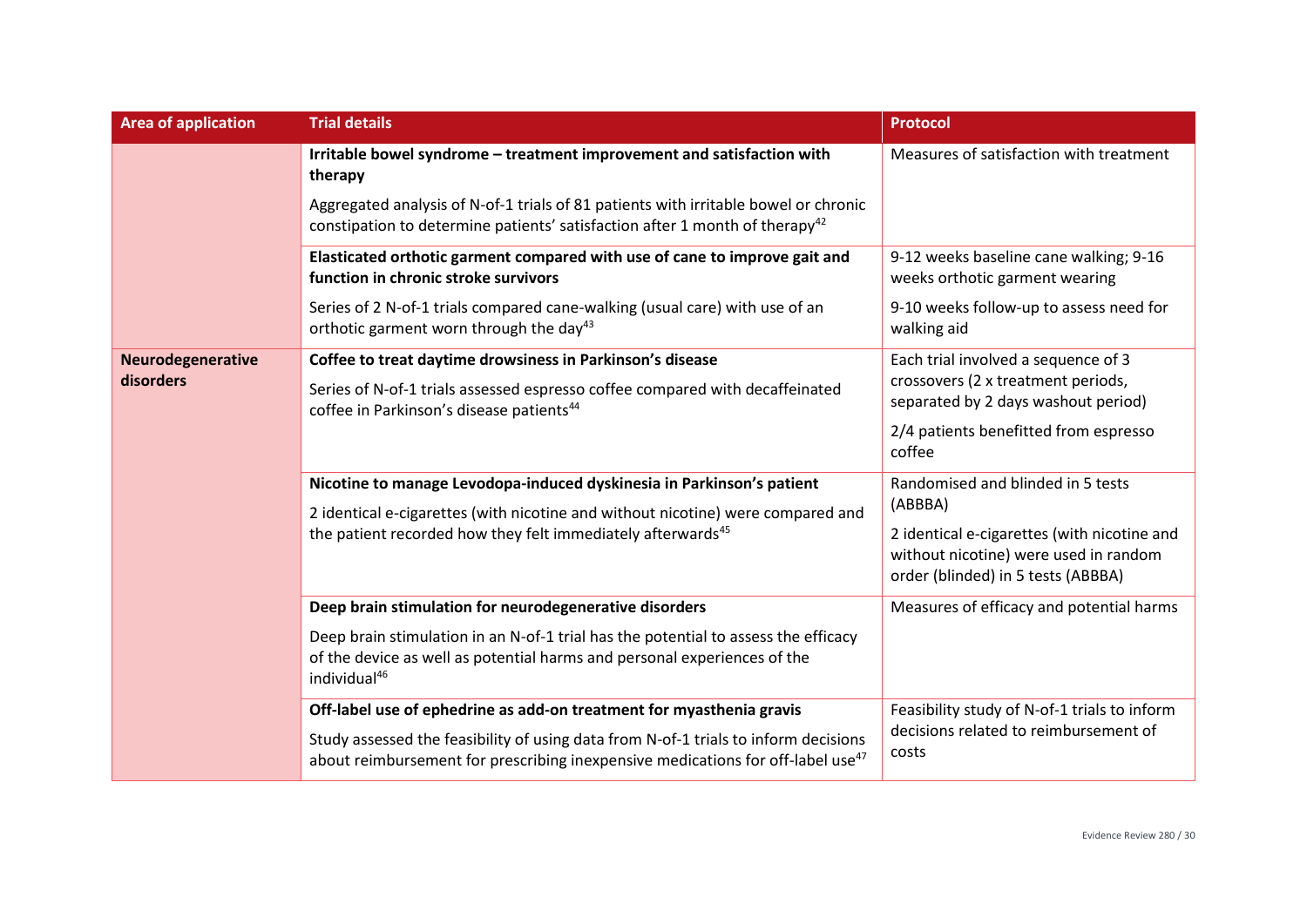| Area of application | Trial details | Protocol |
|---|---|---|
| | **Irritable bowel syndrome – treatment improvement and satisfaction with therapy**<br><br>Aggregated analysis of N-of-1 trials of 81 patients with irritable bowel or chronic constipation to determine patients' satisfaction after 1 month of therapy[42] | Measures of satisfaction with treatment |
| | **Elasticated orthotic garment compared with use of cane to improve gait and function in chronic stroke survivors**<br><br>Series of 2 N-of-1 trials compared cane-walking (usual care) with use of an orthotic garment worn through the day[43] | 9-12 weeks baseline cane walking; 9-16 weeks orthotic garment wearing<br><br>9-10 weeks follow-up to assess need for walking aid |
| **Neurodegenerative disorders** | **Coffee to treat daytime drowsiness in Parkinson's disease**<br><br>Series of N-of-1 trials assessed espresso coffee compared with decaffeinated coffee in Parkinson's disease patients[44] | Each trial involved a sequence of 3 crossovers (2 x treatment periods, separated by 2 days washout period)<br><br>2/4 patients benefitted from espresso coffee |
| | **Nicotine to manage Levodopa-induced dyskinesia in Parkinson's patient**<br><br>2 identical e-cigarettes (with nicotine and without nicotine) were compared and the patient recorded how they felt immediately afterwards[45] | Randomised and blinded in 5 tests (ABBBA)<br><br>2 identical e-cigarettes (with nicotine and without nicotine) were used in random order (blinded) in 5 tests (ABBBA) |
| | **Deep brain stimulation for neurodegenerative disorders**<br><br>Deep brain stimulation in an N-of-1 trial has the potential to assess the efficacy of the device as well as potential harms and personal experiences of the individual[46] | Measures of efficacy and potential harms |
| | **Off-label use of ephedrine as add-on treatment for myasthenia gravis**<br><br>Study assessed the feasibility of using data from N-of-1 trials to inform decisions about reimbursement for prescribing inexpensive medications for off-label use[47] | Feasibility study of N-of-1 trials to inform decisions related to reimbursement of costs |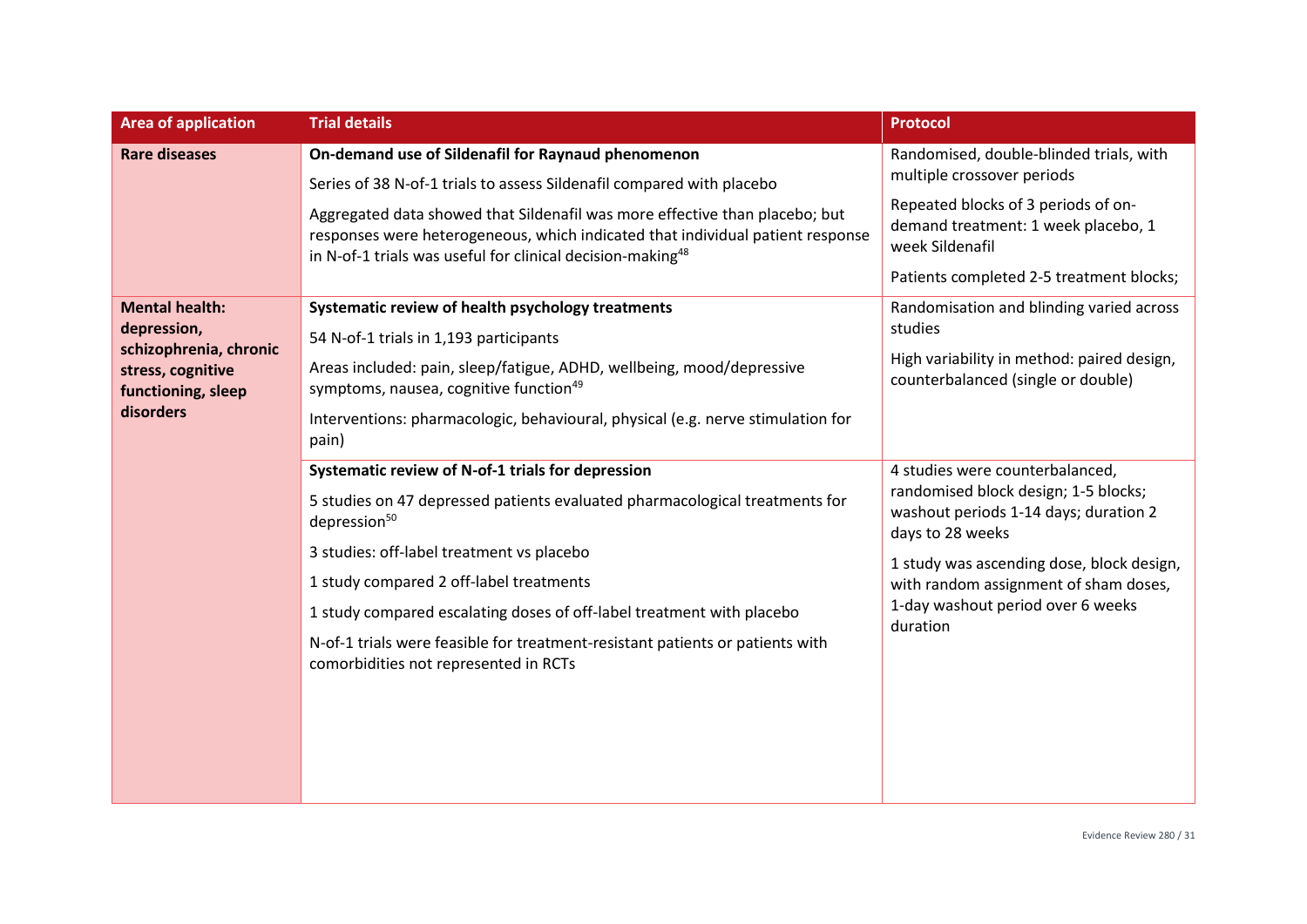| Area of application | Trial details | Protocol |
|---|---|---|
| **Rare diseases** | **On-demand use of Sildenafil for Raynaud phenomenon**<br><br>Series of 38 N-of-1 trials to assess Sildenafil compared with placebo<br><br>Aggregated data showed that Sildenafil was more effective than placebo; but responses were heterogeneous, which indicated that individual patient response in N-of-1 trials was useful for clinical decision-making[48] | Randomised, double-blinded trials, with multiple crossover periods<br><br>Repeated blocks of 3 periods of on-demand treatment: 1 week placebo, 1 week Sildenafil<br><br>Patients completed 2-5 treatment blocks; |
| **Mental health: depression, schizophrenia, chronic stress, cognitive functioning, sleep disorders** | **Systematic review of health psychology treatments**<br><br>54 N-of-1 trials in 1,193 participants<br><br>Areas included: pain, sleep/fatigue, ADHD, wellbeing, mood/depressive symptoms, nausea, cognitive function[49]<br><br>Interventions: pharmacologic, behavioural, physical (e.g. nerve stimulation for pain) | Randomisation and blinding varied across studies<br><br>High variability in method: paired design, counterbalanced (single or double) |
| | **Systematic review of N-of-1 trials for depression**<br><br>5 studies on 47 depressed patients evaluated pharmacological treatments for depression[50]<br><br>3 studies: off-label treatment vs placebo<br><br>1 study compared 2 off-label treatments<br><br>1 study compared escalating doses of off-label treatment with placebo<br><br>N-of-1 trials were feasible for treatment-resistant patients or patients with comorbidities not represented in RCTs | 4 studies were counterbalanced, randomised block design; 1-5 blocks; washout periods 1-14 days; duration 2 days to 28 weeks<br><br>1 study was ascending dose, block design, with random assignment of sham doses, 1-day washout period over 6 weeks duration |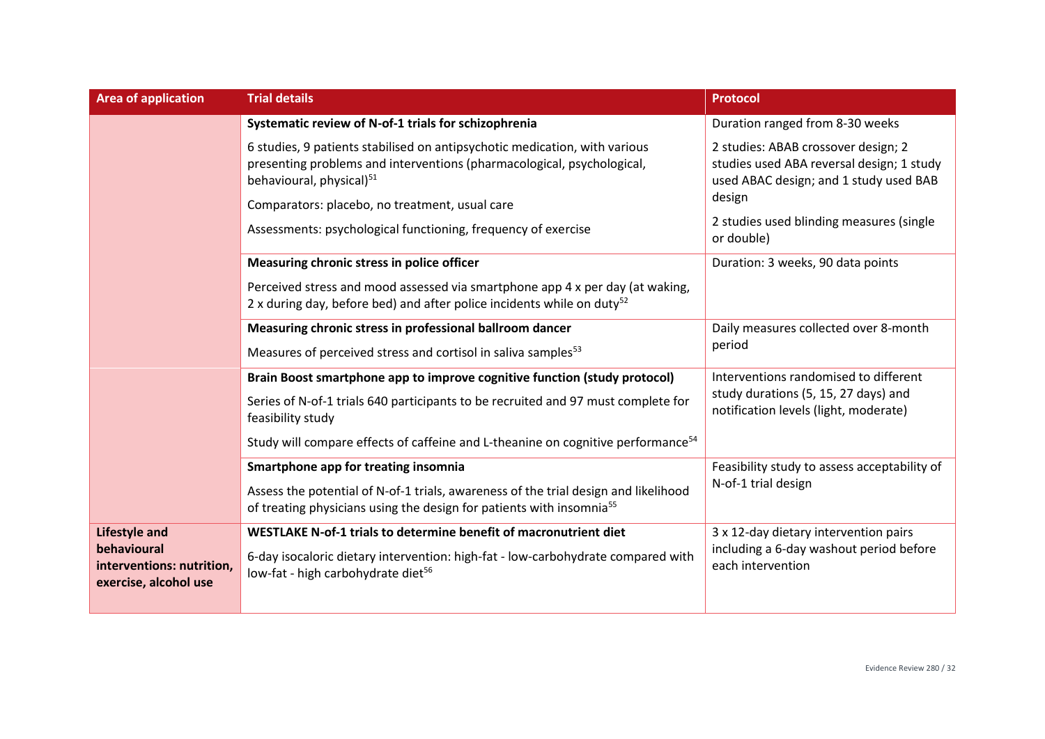| Area of application | Trial details | Protocol |
|---|---|---|
| | **Systematic review of N-of-1 trials for schizophrenia**<br>6 studies, 9 patients stabilised on antipsychotic medication, with various presenting problems and interventions (pharmacological, psychological, behavioural, physical)[51]<br>Comparators: placebo, no treatment, usual care<br>Assessments: psychological functioning, frequency of exercise | Duration ranged from 8-30 weeks<br>2 studies: ABAB crossover design; 2 studies used ABA reversal design; 1 study used ABAC design; and 1 study used BAB design<br>2 studies used blinding measures (single or double) |
| | **Measuring chronic stress in police officer**<br>Perceived stress and mood assessed via smartphone app 4 x per day (at waking, 2 x during day, before bed) and after police incidents while on duty[52] | Duration: 3 weeks, 90 data points |
| | **Measuring chronic stress in professional ballroom dancer**<br>Measures of perceived stress and cortisol in saliva samples[53] | Daily measures collected over 8-month period |
| | **Brain Boost smartphone app to improve cognitive function (study protocol)**<br>Series of N-of-1 trials 640 participants to be recruited and 97 must complete for feasibility study<br>Study will compare effects of caffeine and L-theanine on cognitive performance[54] | Interventions randomised to different study durations (5, 15, 27 days) and notification levels (light, moderate) |
| | **Smartphone app for treating insomnia**<br>Assess the potential of N-of-1 trials, awareness of the trial design and likelihood of treating physicians using the design for patients with insomnia[55] | Feasibility study to assess acceptability of N-of-1 trial design |
| **Lifestyle and behavioural interventions: nutrition, exercise, alcohol use** | **WESTLAKE N-of-1 trials to determine benefit of macronutrient diet**<br>6-day isocaloric dietary intervention: high-fat - low-carbohydrate compared with low-fat - high carbohydrate diet[56] | 3 x 12-day dietary intervention pairs including a 6-day washout period before each intervention |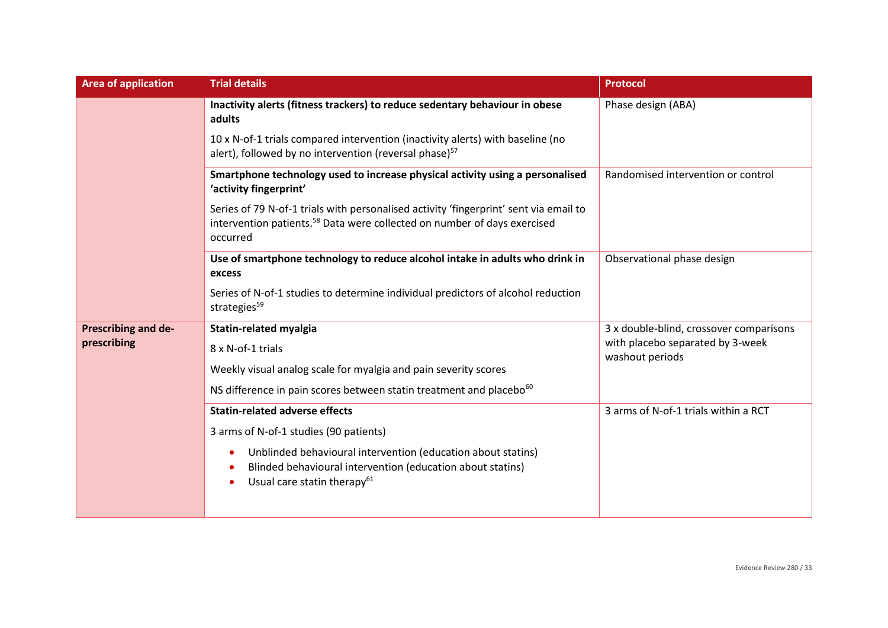| Area of application | Trial details | Protocol |
|---|---|---|
| | **Inactivity alerts (fitness trackers) to reduce sedentary behaviour in obese adults**<br><br>10 x N-of-1 trials compared intervention (inactivity alerts) with baseline (no alert), followed by no intervention (reversal phase)[57] | Phase design (ABA) |
| | **Smartphone technology used to increase physical activity using a personalised 'activity fingerprint'**<br><br>Series of 79 N-of-1 trials with personalised activity 'fingerprint' sent via email to intervention patients.[58] Data were collected on number of days exercised occurred | Randomised intervention or control |
| | **Use of smartphone technology to reduce alcohol intake in adults who drink in excess**<br><br>Series of N-of-1 studies to determine individual predictors of alcohol reduction strategies[59] | Observational phase design |
| **Prescribing and de-prescribing** | **Statin-related myalgia**<br><br>8 x N-of-1 trials<br><br>Weekly visual analog scale for myalgia and pain severity scores<br><br>NS difference in pain scores between statin treatment and placebo[60] | 3 x double-blind, crossover comparisons with placebo separated by 3-week washout periods |
| | **Statin-related adverse effects**<br><br>3 arms of N-of-1 studies (90 patients)<br><br>• Unblinded behavioural intervention (education about statins)<br>• Blinded behavioural intervention (education about statins)<br>• Usual care statin therapy[61] | 3 arms of N-of-1 trials within a RCT |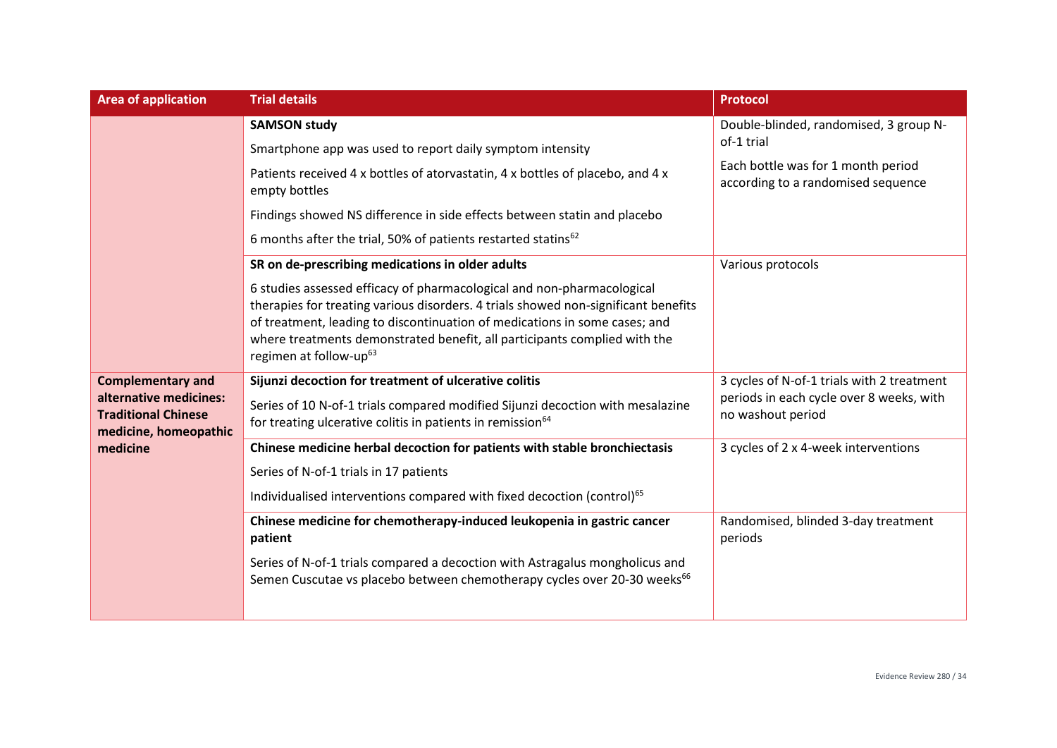| Area of application | Trial details | Protocol |
|---|---|---|
| | **SAMSON study**<br>Smartphone app was used to report daily symptom intensity<br>Patients received 4 x bottles of atorvastatin, 4 x bottles of placebo, and 4 x empty bottles<br>Findings showed NS difference in side effects between statin and placebo<br>6 months after the trial, 50% of patients restarted statins[62] | Double-blinded, randomised, 3 group N-of-1 trial<br>Each bottle was for 1 month period according to a randomised sequence |
| | **SR on de-prescribing medications in older adults**<br>6 studies assessed efficacy of pharmacological and non-pharmacological therapies for treating various disorders. 4 trials showed non-significant benefits of treatment, leading to discontinuation of medications in some cases; and where treatments demonstrated benefit, all participants complied with the regimen at follow-up[63] | Various protocols |
| **Complementary and alternative medicines: Traditional Chinese medicine, homeopathic medicine** | **Sijunzi decoction for treatment of ulcerative colitis**<br>Series of 10 N-of-1 trials compared modified Sijunzi decoction with mesalazine for treating ulcerative colitis in patients in remission[64] | 3 cycles of N-of-1 trials with 2 treatment periods in each cycle over 8 weeks, with no washout period |
| | **Chinese medicine herbal decoction for patients with stable bronchiectasis**<br>Series of N-of-1 trials in 17 patients<br>Individualised interventions compared with fixed decoction (control)[65] | 3 cycles of 2 x 4-week interventions |
| | **Chinese medicine for chemotherapy-induced leukopenia in gastric cancer patient**<br>Series of N-of-1 trials compared a decoction with Astragalus monghollicus and Semen Cuscutae vs placebo between chemotherapy cycles over 20-30 weeks[66] | Randomised, blinded 3-day treatment periods |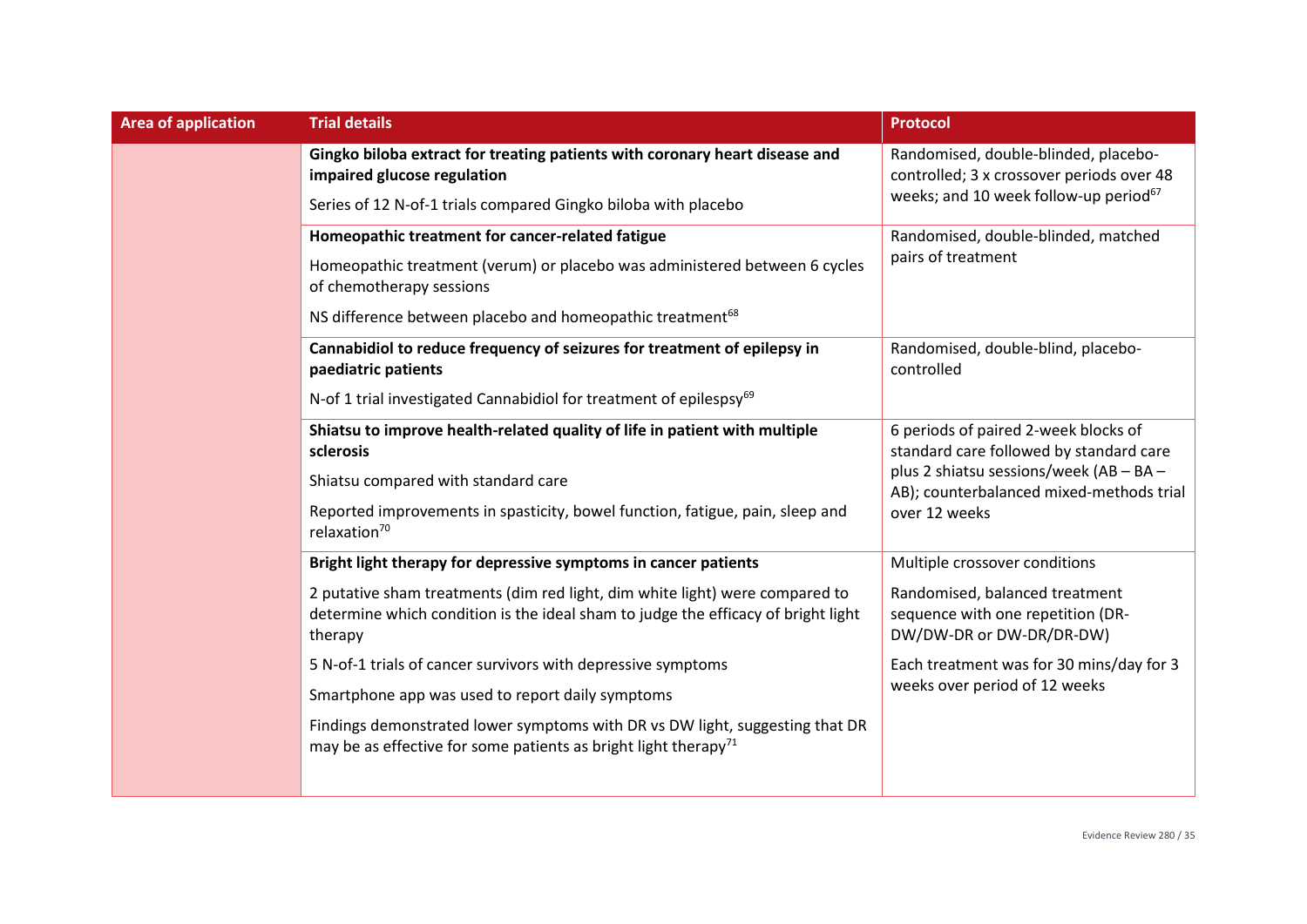| Area of application | Trial details | Protocol |
| --- | --- | --- |
| | **Gingko biloba extract for treating patients with coronary heart disease and impaired glucose regulation**<br>Series of 12 N-of-1 trials compared Gingko biloba with placebo | Randomised, double-blinded, placebo-controlled; 3 x crossover periods over 48 weeks; and 10 week follow-up period[67] |
| | **Homeopathic treatment for cancer-related fatigue**<br>Homeopathic treatment (verum) or placebo was administered between 6 cycles of chemotherapy sessions<br>NS difference between placebo and homeopathic treatment[68] | Randomised, double-blinded, matched pairs of treatment |
| | **Cannabidiol to reduce frequency of seizures for treatment of epilepsy in paediatric patients**<br>N-of 1 trial investigated Cannabidiol for treatment of epilespsy[69] | Randomised, double-blind, placebo-controlled |
| | **Shiatsu to improve health-related quality of life in patient with multiple sclerosis**<br>Shiatsu compared with standard care<br>Reported improvements in spasticity, bowel function, fatigue, pain, sleep and relaxation[70] | 6 periods of paired 2-week blocks of standard care followed by standard care plus 2 shiatsu sessions/week (AB – BA – AB); counterbalanced mixed-methods trial over 12 weeks |
| | **Bright light therapy for depressive symptoms in cancer patients**<br>2 putative sham treatments (dim red light, dim white light) were compared to determine which condition is the ideal sham to judge the efficacy of bright light therapy<br>5 N-of-1 trials of cancer survivors with depressive symptoms<br>Smartphone app was used to report daily symptoms<br>Findings demonstrated lower symptoms with DR vs DW light, suggesting that DR may be as effective for some patients as bright light therapy[71] | Multiple crossover conditions<br>Randomised, balanced treatment sequence with one repetition (DR-DW/DW-DR or DW-DR/DR-DW)<br>Each treatment was for 30 mins/day for 3 weeks over period of 12 weeks |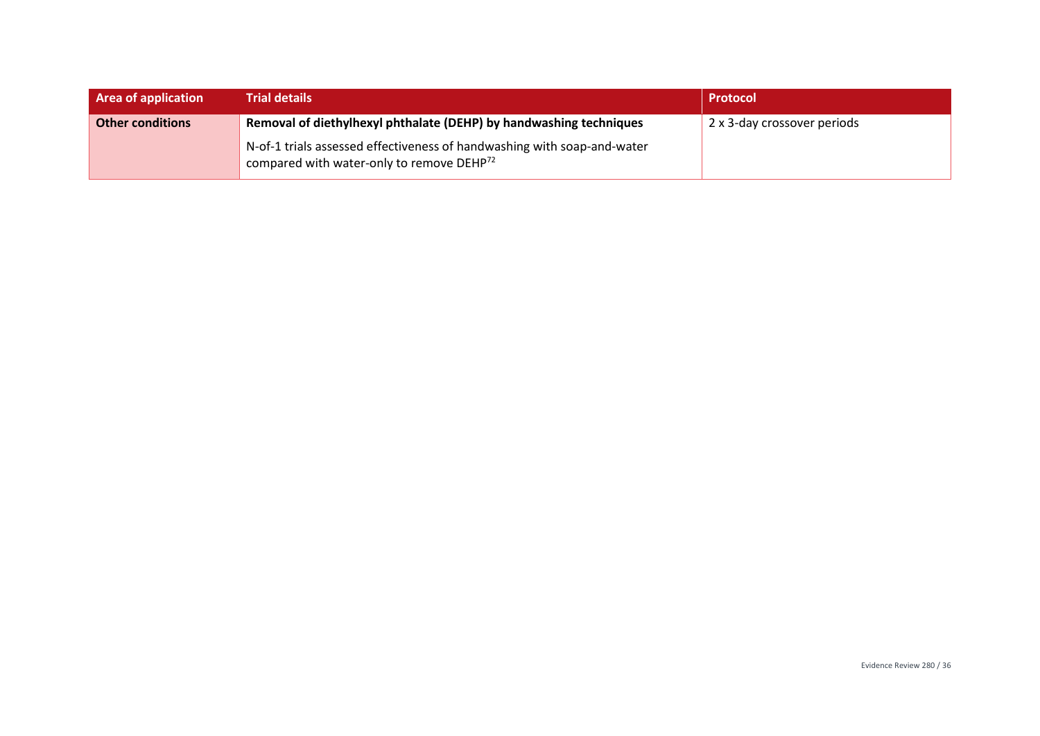| Area of application | Trial details | Protocol |
|---|---|---|
| **Other conditions** | **Removal of diethylhexyl phthalate (DEHP) by handwashing techniques**<br><br>N-of-1 trials assessed effectiveness of handwashing with soap-and-water compared with water-only to remove DEHP[72] | 2 x 3-day crossover periods |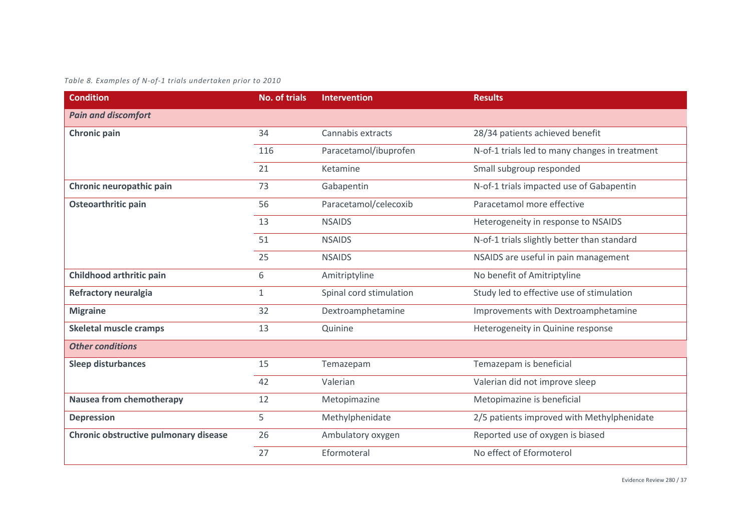*Table 8. Examples of N-of-1 trials undertaken prior to 2010*

| Condition | No. of trials | Intervention | Results |
|---|---|---|---|
| ***Pain and discomfort*** | | | |
| **Chronic pain** | 34 | Cannabis extracts | 28/34 patients achieved benefit |
| | 116 | Paracetamol/ibuprofen | N-of-1 trials led to many changes in treatment |
| | 21 | Ketamine | Small subgroup responded |
| **Chronic neuropathic pain** | 73 | Gabapentin | N-of-1 trials impacted use of Gabapentin |
| **Osteoarthritic pain** | 56 | Paracetamol/celecoxib | Paracetamol more effective |
| | 13 | NSAIDS | Heterogeneity in response to NSAIDS |
| | 51 | NSAIDS | N-of-1 trials slightly better than standard |
| | 25 | NSAIDS | NSAIDS are useful in pain management |
| **Childhood arthritic pain** | 6 | Amitriptyline | No benefit of Amitriptyline |
| **Refractory neuralgia** | 1 | Spinal cord stimulation | Study led to effective use of stimulation |
| **Migraine** | 32 | Dextroamphetamine | Improvements with Dextroamphetamine |
| **Skeletal muscle cramps** | 13 | Quinine | Heterogeneity in Quinine response |
| ***Other conditions*** | | | |
| **Sleep disturbances** | 15 | Temazepam | Temazepam is beneficial |
| | 42 | Valerian | Valerian did not improve sleep |
| **Nausea from chemotherapy** | 12 | Metopimazine | Metopimazine is beneficial |
| **Depression** | 5 | Methylphenidate | 2/5 patients improved with Methylphenidate |
| **Chronic obstructive pulmonary disease** | 26 | Ambulatory oxygen | Reported use of oxygen is biased |
| | 27 | Eformoteral | No effect of Eformoterol |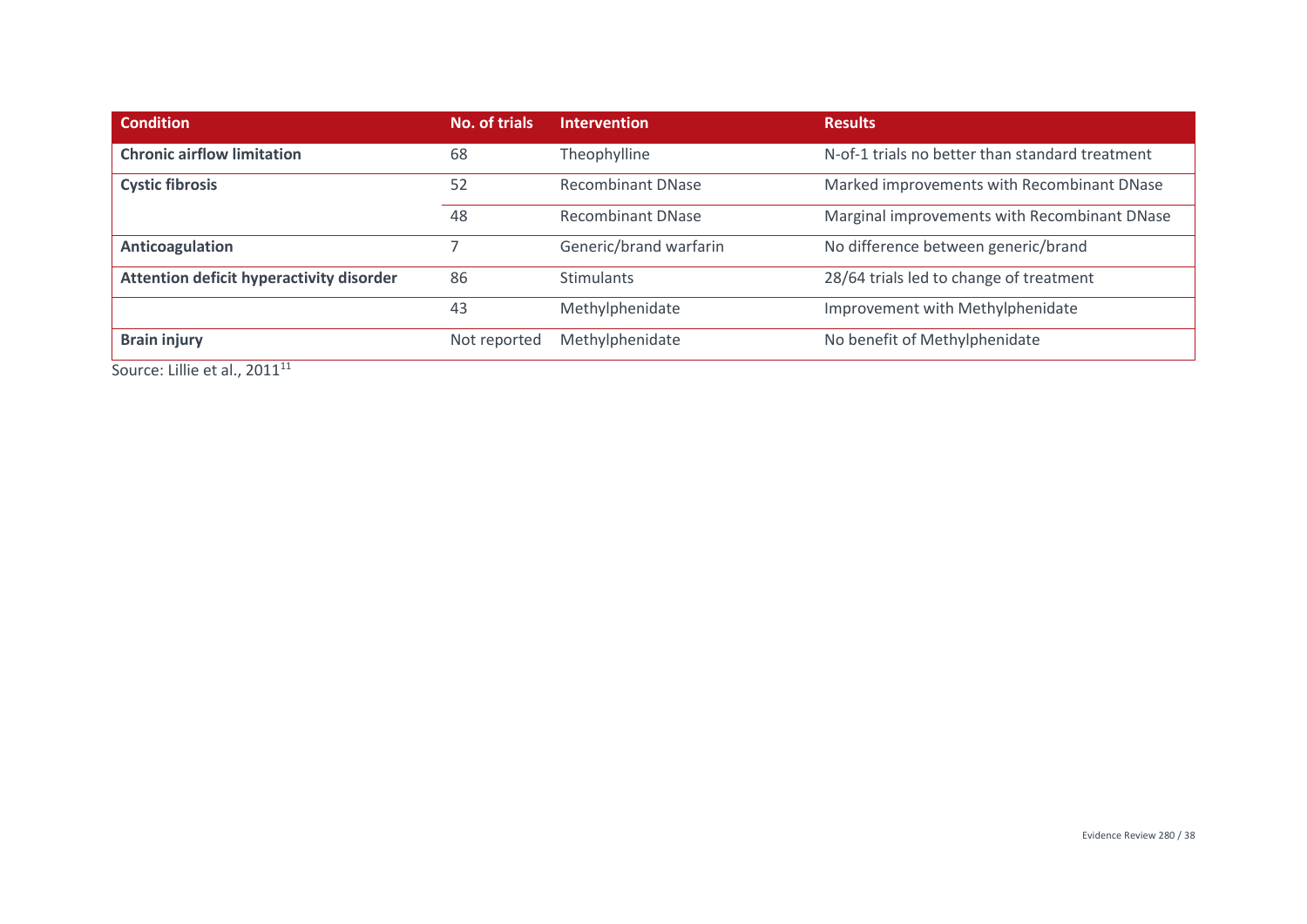| Condition | No. of trials | Intervention | Results |
| --- | --- | --- | --- |
| **Chronic airflow limitation** | 68 | Theophylline | N-of-1 trials no better than standard treatment |
| **Cystic fibrosis** | 52 | Recombinant DNase | Marked improvements with Recombinant DNase |
| | 48 | Recombinant DNase | Marginal improvements with Recombinant DNase |
| **Anticoagulation** | 7 | Generic/brand warfarin | No difference between generic/brand |
| **Attention deficit hyperactivity disorder** | 86 | Stimulants | 28/64 trials led to change of treatment |
| | 43 | Methylphenidate | Improvement with Methylphenidate |
| **Brain injury** | Not reported | Methylphenidate | No benefit of Methylphenidate |

Source: Lillie et al., 2011[11]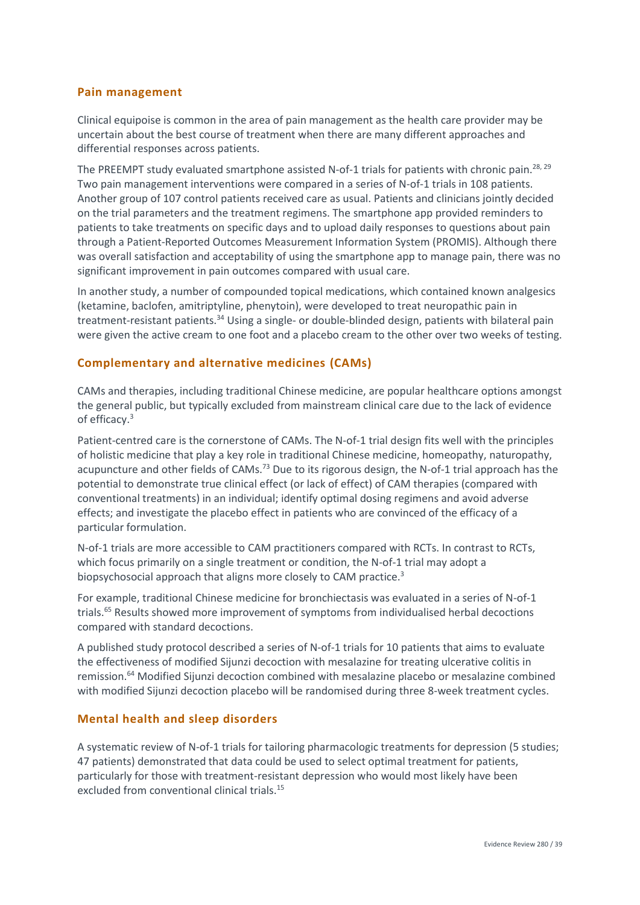## Pain management

Clinical equipoise is common in the area of pain management as the health care provider may be uncertain about the best course of treatment when there are many different approaches and differential responses across patients.

The PREEMPT study evaluated smartphone assisted N-of-1 trials for patients with chronic pain.[28, 29] Two pain management interventions were compared in a series of N-of-1 trials in 108 patients. Another group of 107 control patients received care as usual. Patients and clinicians jointly decided on the trial parameters and the treatment regimens. The smartphone app provided reminders to patients to take treatments on specific days and to upload daily responses to questions about pain through a Patient-Reported Outcomes Measurement Information System (PROMIS). Although there was overall satisfaction and acceptability of using the smartphone app to manage pain, there was no significant improvement in pain outcomes compared with usual care.

In another study, a number of compounded topical medications, which contained known analgesics (ketamine, baclofen, amitriptyline, phenytoin), were developed to treat neuropathic pain in treatment-resistant patients.[34] Using a single- or double-blinded design, patients with bilateral pain were given the active cream to one foot and a placebo cream to the other over two weeks of testing.

## Complementary and alternative medicines (CAMs)

CAMs and therapies, including traditional Chinese medicine, are popular healthcare options amongst the general public, but typically excluded from mainstream clinical care due to the lack of evidence of efficacy.[3]

Patient-centred care is the cornerstone of CAMs. The N-of-1 trial design fits well with the principles of holistic medicine that play a key role in traditional Chinese medicine, homeopathy, naturopathy, acupuncture and other fields of CAMs.[73] Due to its rigorous design, the N-of-1 trial approach has the potential to demonstrate true clinical effect (or lack of effect) of CAM therapies (compared with conventional treatments) in an individual; identify optimal dosing regimens and avoid adverse effects; and investigate the placebo effect in patients who are convinced of the efficacy of a particular formulation.

N-of-1 trials are more accessible to CAM practitioners compared with RCTs. In contrast to RCTs, which focus primarily on a single treatment or condition, the N-of-1 trial may adopt a biopsychosocial approach that aligns more closely to CAM practice.[3]

For example, traditional Chinese medicine for bronchiectasis was evaluated in a series of N-of-1 trials.[65] Results showed more improvement of symptoms from individualised herbal decoctions compared with standard decoctions.

A published study protocol described a series of N-of-1 trials for 10 patients that aims to evaluate the effectiveness of modified Sijunzi decoction with mesalazine for treating ulcerative colitis in remission.[64] Modified Sijunzi decoction combined with mesalazine placebo or mesalazine combined with modified Sijunzi decoction placebo will be randomised during three 8-week treatment cycles.

## Mental health and sleep disorders

A systematic review of N-of-1 trials for tailoring pharmacologic treatments for depression (5 studies; 47 patients) demonstrated that data could be used to select optimal treatment for patients, particularly for those with treatment-resistant depression who would most likely have been excluded from conventional clinical trials.[15]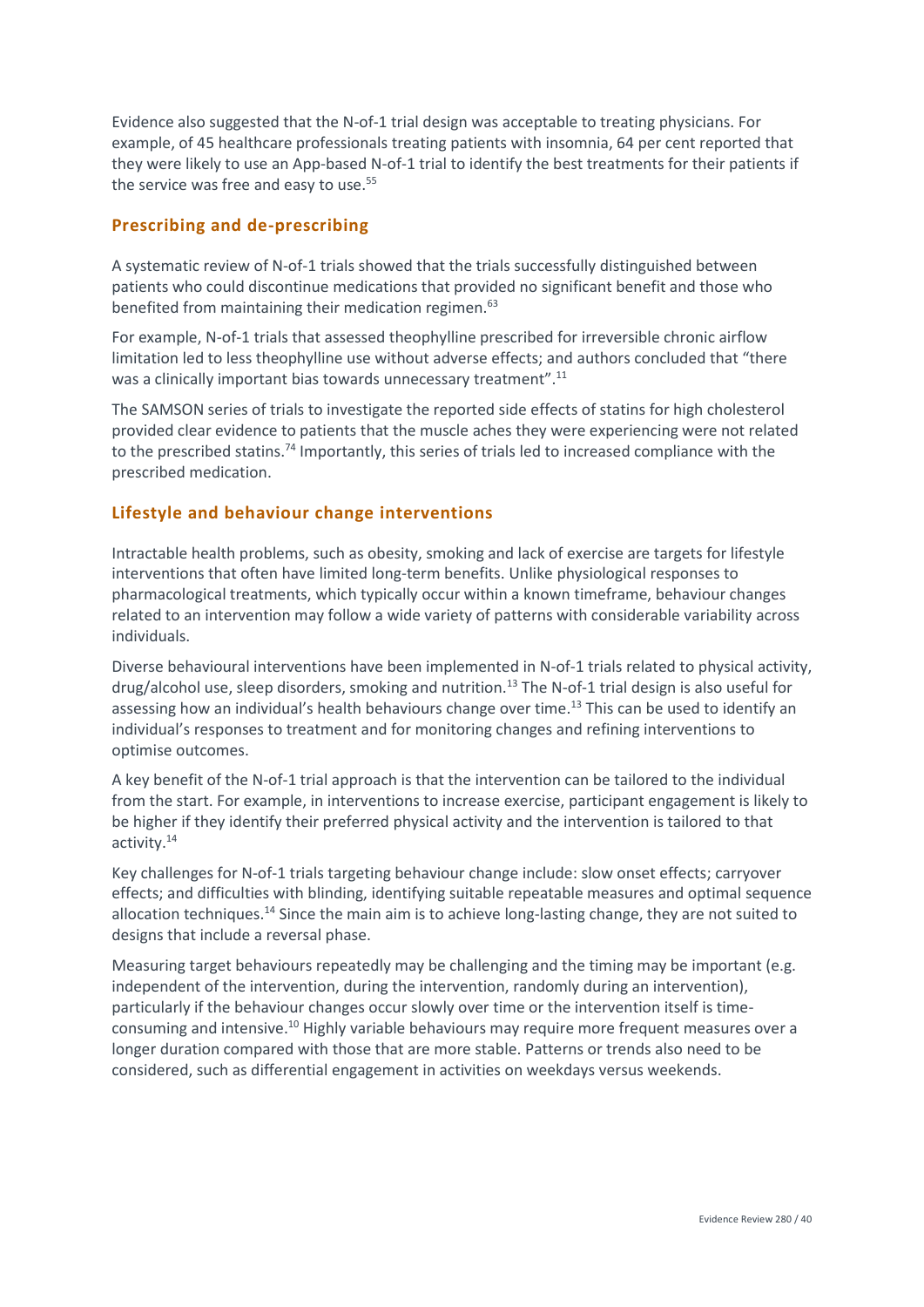Evidence also suggested that the N-of-1 trial design was acceptable to treating physicians. For example, of 45 healthcare professionals treating patients with insomnia, 64 per cent reported that they were likely to use an App-based N-of-1 trial to identify the best treatments for their patients if the service was free and easy to use.[55]

### Prescribing and de-prescribing

A systematic review of N-of-1 trials showed that the trials successfully distinguished between patients who could discontinue medications that provided no significant benefit and those who benefited from maintaining their medication regimen.[63]

For example, N-of-1 trials that assessed theophylline prescribed for irreversible chronic airflow limitation led to less theophylline use without adverse effects; and authors concluded that "there was a clinically important bias towards unnecessary treatment".[11]

The SAMSON series of trials to investigate the reported side effects of statins for high cholesterol provided clear evidence to patients that the muscle aches they were experiencing were not related to the prescribed statins.[74] Importantly, this series of trials led to increased compliance with the prescribed medication.

### Lifestyle and behaviour change interventions

Intractable health problems, such as obesity, smoking and lack of exercise are targets for lifestyle interventions that often have limited long-term benefits. Unlike physiological responses to pharmacological treatments, which typically occur within a known timeframe, behaviour changes related to an intervention may follow a wide variety of patterns with considerable variability across individuals.

Diverse behavioural interventions have been implemented in N-of-1 trials related to physical activity, drug/alcohol use, sleep disorders, smoking and nutrition.[13] The N-of-1 trial design is also useful for assessing how an individual's health behaviours change over time.[13] This can be used to identify an individual's responses to treatment and for monitoring changes and refining interventions to optimise outcomes.

A key benefit of the N-of-1 trial approach is that the intervention can be tailored to the individual from the start. For example, in interventions to increase exercise, participant engagement is likely to be higher if they identify their preferred physical activity and the intervention is tailored to that activity.[14]

Key challenges for N-of-1 trials targeting behaviour change include: slow onset effects; carryover effects; and difficulties with blinding, identifying suitable repeatable measures and optimal sequence allocation techniques.[14] Since the main aim is to achieve long-lasting change, they are not suited to designs that include a reversal phase.

Measuring target behaviours repeatedly may be challenging and the timing may be important (e.g. independent of the intervention, during the intervention, randomly during an intervention), particularly if the behaviour changes occur slowly over time or the intervention itself is time-consuming and intensive.[10] Highly variable behaviours may require more frequent measures over a longer duration compared with those that are more stable. Patterns or trends also need to be considered, such as differential engagement in activities on weekdays versus weekends.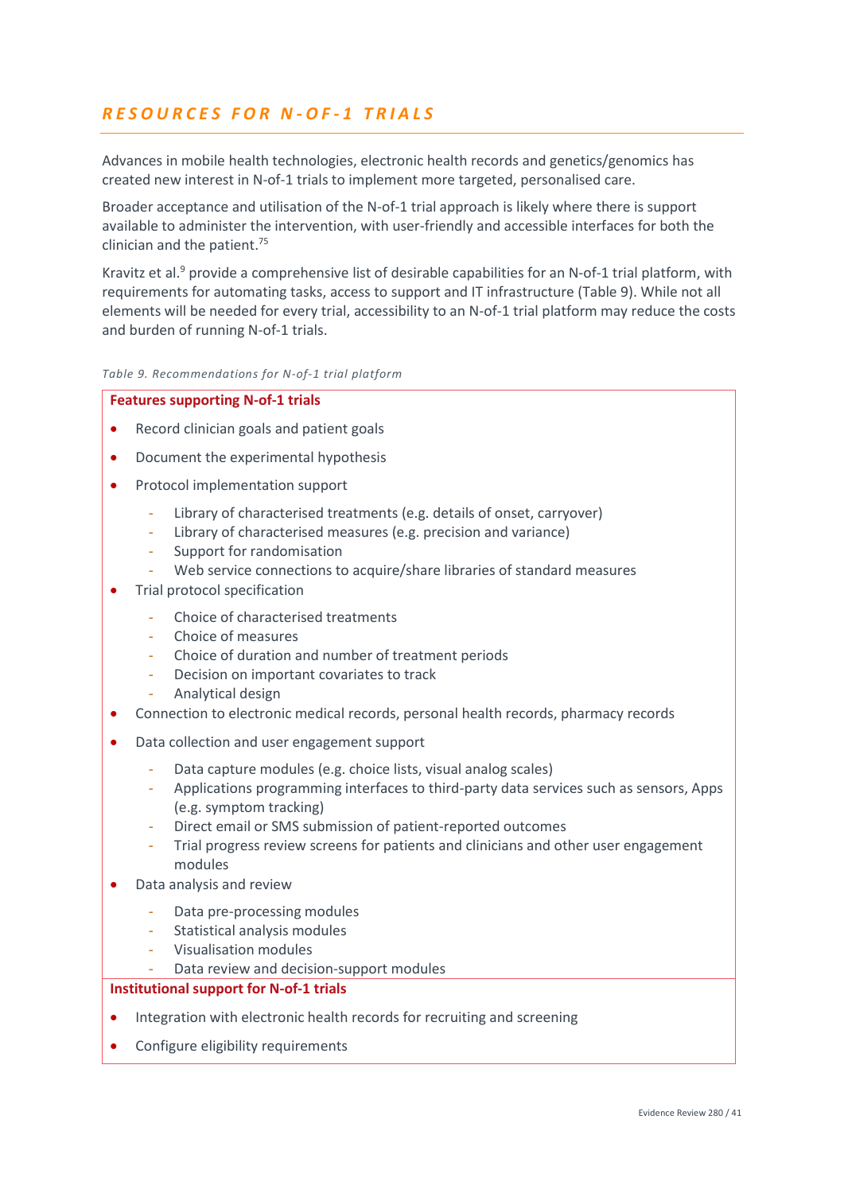## RESOURCES FOR N-OF-1 TRIALS

Advances in mobile health technologies, electronic health records and genetics/genomics has created new interest in N-of-1 trials to implement more targeted, personalised care.

Broader acceptance and utilisation of the N-of-1 trial approach is likely where there is support available to administer the intervention, with user-friendly and accessible interfaces for both the clinician and the patient.[75]

Kravitz et al.[9] provide a comprehensive list of desirable capabilities for an N-of-1 trial platform, with requirements for automating tasks, access to support and IT infrastructure (Table 9). While not all elements will be needed for every trial, accessibility to an N-of-1 trial platform may reduce the costs and burden of running N-of-1 trials.

*Table 9. Recommendations for N-of-1 trial platform*

**Features supporting N-of-1 trials**

- Record clinician goals and patient goals
- Document the experimental hypothesis
- Protocol implementation support
  - Library of characterised treatments (e.g. details of onset, carryover)
  - Library of characterised measures (e.g. precision and variance)
  - Support for randomisation
  - Web service connections to acquire/share libraries of standard measures
- Trial protocol specification
  - Choice of characterised treatments
  - Choice of measures
  - Choice of duration and number of treatment periods
  - Decision on important covariates to track
  - Analytical design
- Connection to electronic medical records, personal health records, pharmacy records
- Data collection and user engagement support
  - Data capture modules (e.g. choice lists, visual analog scales)
  - Applications programming interfaces to third-party data services such as sensors, Apps (e.g. symptom tracking)
  - Direct email or SMS submission of patient-reported outcomes
  - Trial progress review screens for patients and clinicians and other user engagement modules
- Data analysis and review
  - Data pre-processing modules
  - Statistical analysis modules
  - Visualisation modules
  - Data review and decision-support modules

**Institutional support for N-of-1 trials**

- Integration with electronic health records for recruiting and screening
- Configure eligibility requirements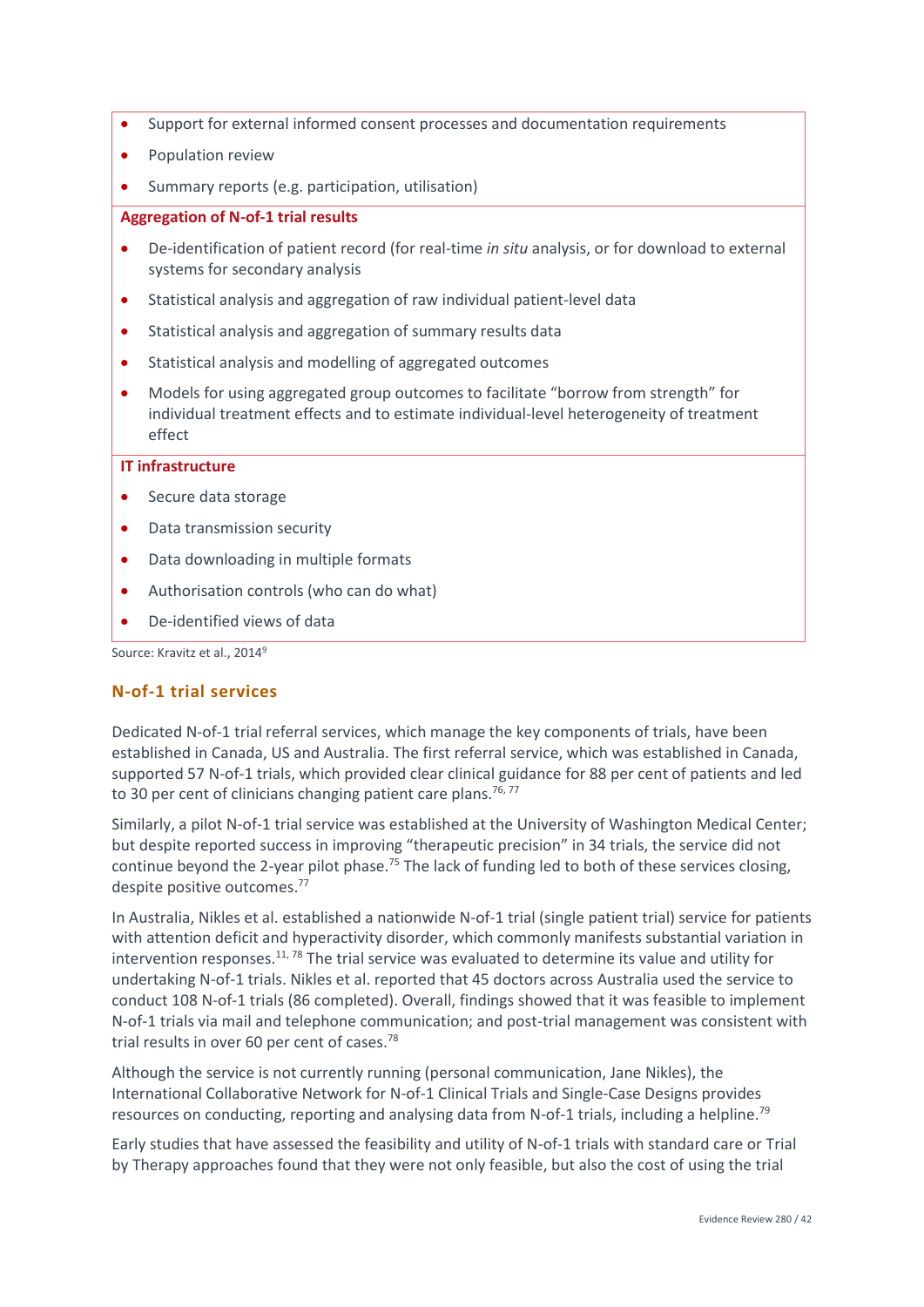- Support for external informed consent processes and documentation requirements
- Population review
- Summary reports (e.g. participation, utilisation)

**Aggregation of N-of-1 trial results**

- De-identification of patient record (for real-time *in situ* analysis, or for download to external systems for secondary analysis
- Statistical analysis and aggregation of raw individual patient-level data
- Statistical analysis and aggregation of summary results data
- Statistical analysis and modelling of aggregated outcomes
- Models for using aggregated group outcomes to facilitate "borrow from strength" for individual treatment effects and to estimate individual-level heterogeneity of treatment effect

**IT infrastructure**

- Secure data storage
- Data transmission security
- Data downloading in multiple formats
- Authorisation controls (who can do what)
- De-identified views of data

Source: Kravitz et al., 2014[9]

## N-of-1 trial services

Dedicated N-of-1 trial referral services, which manage the key components of trials, have been established in Canada, US and Australia. The first referral service, which was established in Canada, supported 57 N-of-1 trials, which provided clear clinical guidance for 88 per cent of patients and led to 30 per cent of clinicians changing patient care plans.[76, 77]

Similarly, a pilot N-of-1 trial service was established at the University of Washington Medical Center; but despite reported success in improving "therapeutic precision" in 34 trials, the service did not continue beyond the 2-year pilot phase.[75] The lack of funding led to both of these services closing, despite positive outcomes.[77]

In Australia, Nikles et al. established a nationwide N-of-1 trial (single patient trial) service for patients with attention deficit and hyperactivity disorder, which commonly manifests substantial variation in intervention responses.[11, 78] The trial service was evaluated to determine its value and utility for undertaking N-of-1 trials. Nikles et al. reported that 45 doctors across Australia used the service to conduct 108 N-of-1 trials (86 completed). Overall, findings showed that it was feasible to implement N-of-1 trials via mail and telephone communication; and post-trial management was consistent with trial results in over 60 per cent of cases.[78]

Although the service is not currently running (personal communication, Jane Nikles), the International Collaborative Network for N-of-1 Clinical Trials and Single-Case Designs provides resources on conducting, reporting and analysing data from N-of-1 trials, including a helpline.[79]

Early studies that have assessed the feasibility and utility of N-of-1 trials with standard care or Trial by Therapy approaches found that they were not only feasible, but also the cost of using the trial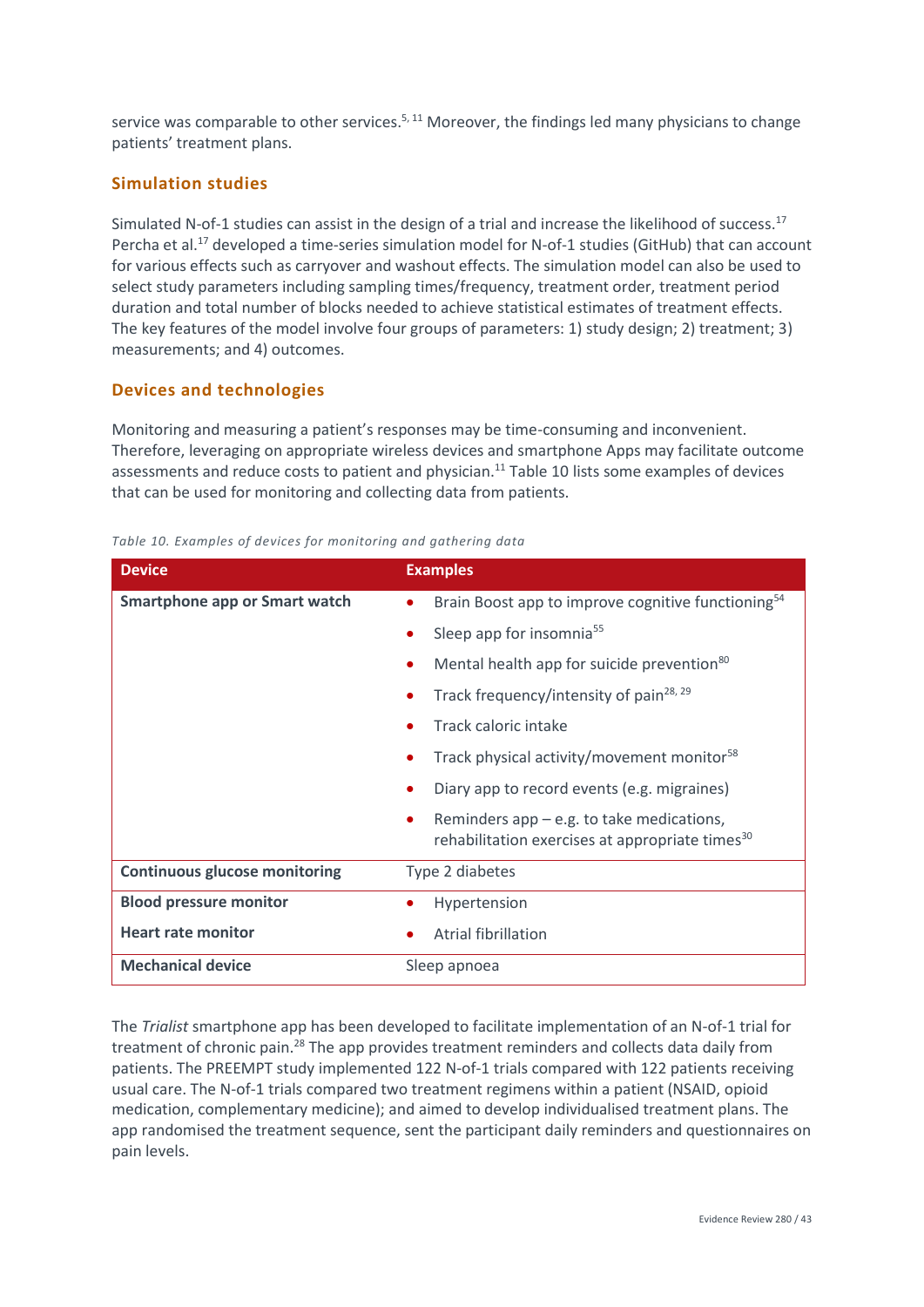service was comparable to other services.[5, 11] Moreover, the findings led many physicians to change patients' treatment plans.

## Simulation studies

Simulated N-of-1 studies can assist in the design of a trial and increase the likelihood of success.[17] Percha et al.[17] developed a time-series simulation model for N-of-1 studies (GitHub) that can account for various effects such as carryover and washout effects. The simulation model can also be used to select study parameters including sampling times/frequency, treatment order, treatment period duration and total number of blocks needed to achieve statistical estimates of treatment effects. The key features of the model involve four groups of parameters: 1) study design; 2) treatment; 3) measurements; and 4) outcomes.

## Devices and technologies

Monitoring and measuring a patient's responses may be time-consuming and inconvenient. Therefore, leveraging on appropriate wireless devices and smartphone Apps may facilitate outcome assessments and reduce costs to patient and physician.[11] Table 10 lists some examples of devices that can be used for monitoring and collecting data from patients.

*Table 10. Examples of devices for monitoring and gathering data*

| Device | Examples |
|---|---|
| **Smartphone app or Smart watch** | • Brain Boost app to improve cognitive functioning[54]<br>• Sleep app for insomnia[55]<br>• Mental health app for suicide prevention[80]<br>• Track frequency/intensity of pain[28, 29]<br>• Track caloric intake<br>• Track physical activity/movement monitor[58]<br>• Diary app to record events (e.g. migraines)<br>• Reminders app – e.g. to take medications, rehabilitation exercises at appropriate times[30] |
| **Continuous glucose monitoring** | Type 2 diabetes |
| **Blood pressure monitor** | • Hypertension |
| **Heart rate monitor** | • Atrial fibrillation |
| **Mechanical device** | Sleep apnoea |

The *Trialist* smartphone app has been developed to facilitate implementation of an N-of-1 trial for treatment of chronic pain.[28] The app provides treatment reminders and collects data daily from patients. The PREEMPT study implemented 122 N-of-1 trials compared with 122 patients receiving usual care. The N-of-1 trials compared two treatment regimens within a patient (NSAID, opioid medication, complementary medicine); and aimed to develop individualised treatment plans. The app randomised the treatment sequence, sent the participant daily reminders and questionnaires on pain levels.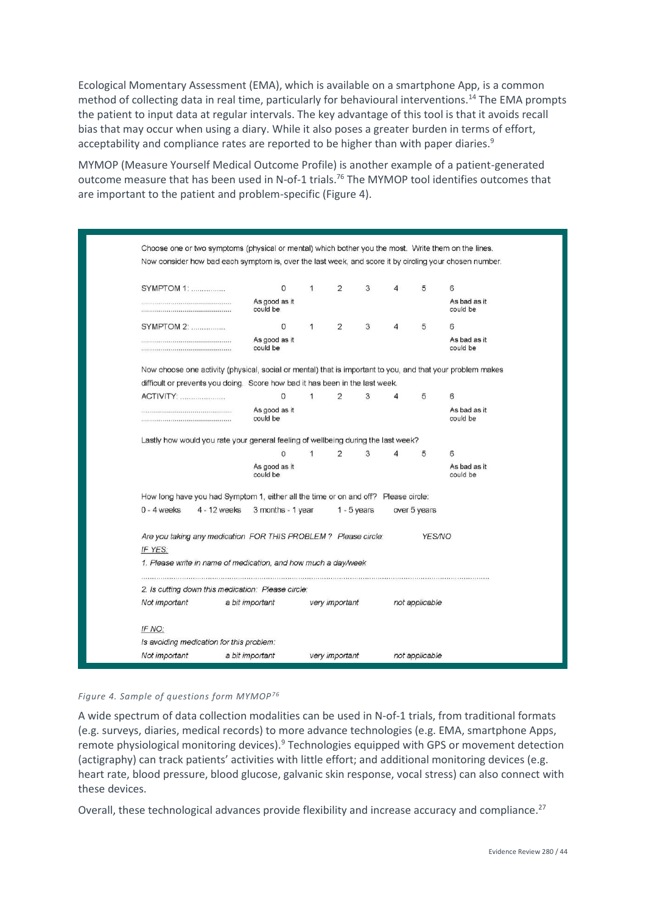Ecological Momentary Assessment (EMA), which is available on a smartphone App, is a common method of collecting data in real time, particularly for behavioural interventions.[14] The EMA prompts the patient to input data at regular intervals. The key advantage of this tool is that it avoids recall bias that may occur when using a diary. While it also poses a greater burden in terms of effort, acceptability and compliance rates are reported to be higher than with paper diaries.[9]

MYMOP (Measure Yourself Medical Outcome Profile) is another example of a patient-generated outcome measure that has been used in N-of-1 trials.[76] The MYMOP tool identifies outcomes that are important to the patient and problem-specific (Figure 4).

Choose one or two symptoms (physical or mental) which bother you the most. Write them on the lines.
Now consider how bad each symptom is, over the last week, and score it by circling your chosen number.

| | 0 | 1 | 2 | 3 | 4 | 5 | 6 |
|---|---|---|---|---|---|---|---|
| SYMPTOM 1: ................ | As good as it could be | | | | | | As bad as it could be |
| SYMPTOM 2: ................ | As good as it could be | | | | | | As bad as it could be |

Now choose one activity (physical, social or mental) that is important to you, and that your problem makes difficult or prevents you doing. Score how bad it has been in the last week.

| | 0 | 1 | 2 | 3 | 4 | 5 | 6 |
|---|---|---|---|---|---|---|---|
| ACTIVITY: .................... | As good as it could be | | | | | | As bad as it could be |

Lastly how would you rate your general feeling of wellbeing during the last week?

| 0 | 1 | 2 | 3 | 4 | 5 | 6 |
|---|---|---|---|---|---|---|
| As good as it could be | | | | | | As bad as it could be |

How long have you had Symptom 1, either all the time or on and off? Please circle:

0 - 4 weeks &nbsp;&nbsp; 4 - 12 weeks &nbsp;&nbsp; 3 months - 1 year &nbsp;&nbsp; 1 - 5 years &nbsp;&nbsp; over 5 years

*Are you taking any medication FOR THIS PROBLEM ? Please circle:* &nbsp;&nbsp; *YES/NO*

*IF YES:*

*1. Please write in name of medication, and how much a day/week*

.......................................................................................................................................................

*2. Is cutting down this medication: Please circle:*

*Not important* &nbsp;&nbsp; *a bit important* &nbsp;&nbsp; *very important* &nbsp;&nbsp; *not applicable*

*IF NO:*

*Is avoiding medication for this problem:*

*Not important* &nbsp;&nbsp; *a bit important* &nbsp;&nbsp; *very important* &nbsp;&nbsp; *not applicable*

*Figure 4. Sample of questions form MYMOP[76]*

A wide spectrum of data collection modalities can be used in N-of-1 trials, from traditional formats (e.g. surveys, diaries, medical records) to more advance technologies (e.g. EMA, smartphone Apps, remote physiological monitoring devices).[9] Technologies equipped with GPS or movement detection (actigraphy) can track patients' activities with little effort; and additional monitoring devices (e.g. heart rate, blood pressure, blood glucose, galvanic skin response, vocal stress) can also connect with these devices.

Overall, these technological advances provide flexibility and increase accuracy and compliance.[27]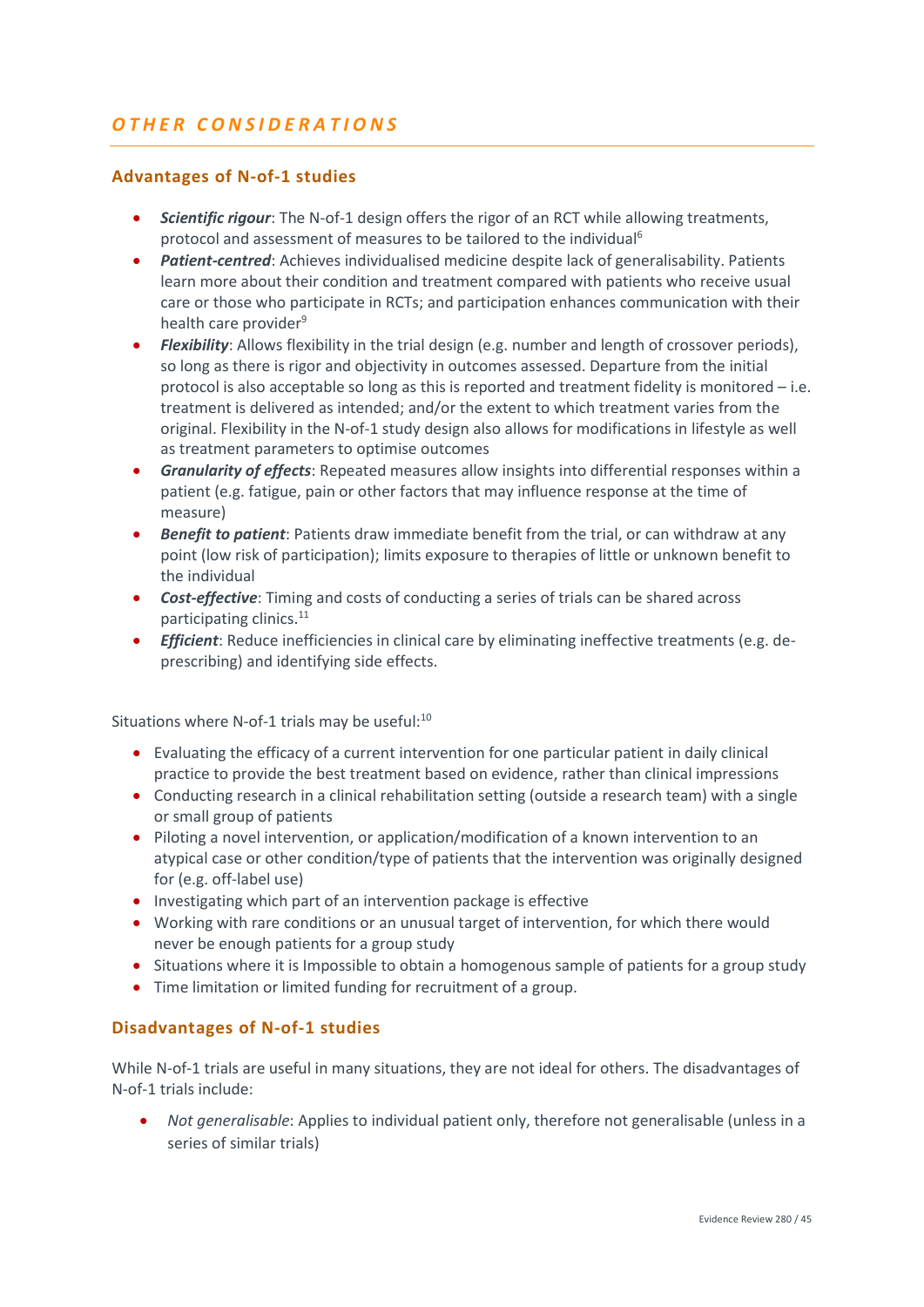## OTHER CONSIDERATIONS

### Advantages of N-of-1 studies

- ***Scientific rigour***: The N-of-1 design offers the rigor of an RCT while allowing treatments, protocol and assessment of measures to be tailored to the individual[6]
- ***Patient-centred***: Achieves individualised medicine despite lack of generalisability. Patients learn more about their condition and treatment compared with patients who receive usual care or those who participate in RCTs; and participation enhances communication with their health care provider[9]
- ***Flexibility***: Allows flexibility in the trial design (e.g. number and length of crossover periods), so long as there is rigor and objectivity in outcomes assessed. Departure from the initial protocol is also acceptable so long as this is reported and treatment fidelity is monitored – i.e. treatment is delivered as intended; and/or the extent to which treatment varies from the original. Flexibility in the N-of-1 study design also allows for modifications in lifestyle as well as treatment parameters to optimise outcomes
- ***Granularity of effects***: Repeated measures allow insights into differential responses within a patient (e.g. fatigue, pain or other factors that may influence response at the time of measure)
- ***Benefit to patient***: Patients draw immediate benefit from the trial, or can withdraw at any point (low risk of participation); limits exposure to therapies of little or unknown benefit to the individual
- ***Cost-effective***: Timing and costs of conducting a series of trials can be shared across participating clinics.[11]
- ***Efficient***: Reduce inefficiencies in clinical care by eliminating ineffective treatments (e.g. de-prescribing) and identifying side effects.

Situations where N-of-1 trials may be useful:[10]

- Evaluating the efficacy of a current intervention for one particular patient in daily clinical practice to provide the best treatment based on evidence, rather than clinical impressions
- Conducting research in a clinical rehabilitation setting (outside a research team) with a single or small group of patients
- Piloting a novel intervention, or application/modification of a known intervention to an atypical case or other condition/type of patients that the intervention was originally designed for (e.g. off-label use)
- Investigating which part of an intervention package is effective
- Working with rare conditions or an unusual target of intervention, for which there would never be enough patients for a group study
- Situations where it is Impossible to obtain a homogenous sample of patients for a group study
- Time limitation or limited funding for recruitment of a group.

### Disadvantages of N-of-1 studies

While N-of-1 trials are useful in many situations, they are not ideal for others. The disadvantages of N-of-1 trials include:

- *Not generalisable*: Applies to individual patient only, therefore not generalisable (unless in a series of similar trials)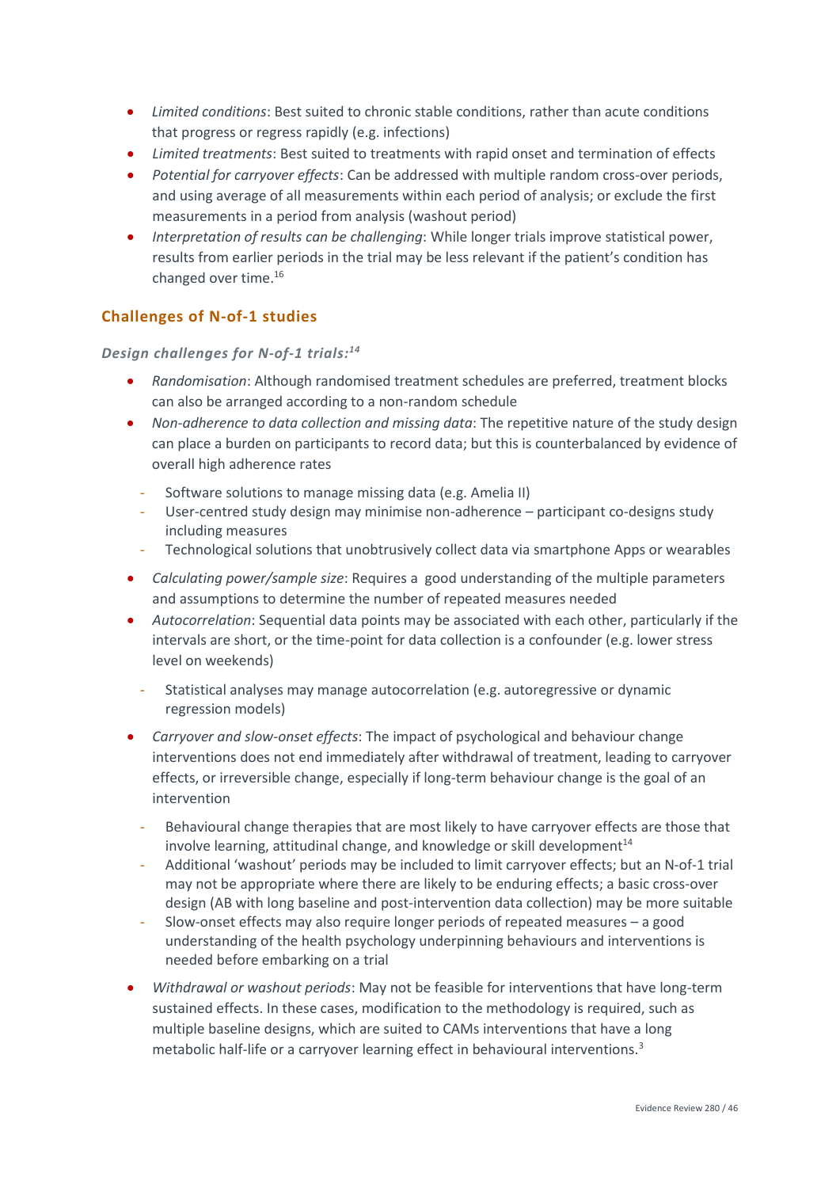- *Limited conditions*: Best suited to chronic stable conditions, rather than acute conditions that progress or regress rapidly (e.g. infections)
- *Limited treatments*: Best suited to treatments with rapid onset and termination of effects
- *Potential for carryover effects*: Can be addressed with multiple random cross-over periods, and using average of all measurements within each period of analysis; or exclude the first measurements in a period from analysis (washout period)
- *Interpretation of results can be challenging*: While longer trials improve statistical power, results from earlier periods in the trial may be less relevant if the patient's condition has changed over time.[16]

## Challenges of N-of-1 studies

### *Design challenges for N-of-1 trials:*[14]

- *Randomisation*: Although randomised treatment schedules are preferred, treatment blocks can also be arranged according to a non-random schedule
- *Non-adherence to data collection and missing data*: The repetitive nature of the study design can place a burden on participants to record data; but this is counterbalanced by evidence of overall high adherence rates
  - Software solutions to manage missing data (e.g. Amelia II)
  - User-centred study design may minimise non-adherence – participant co-designs study including measures
  - Technological solutions that unobtrusively collect data via smartphone Apps or wearables
- *Calculating power/sample size*: Requires a good understanding of the multiple parameters and assumptions to determine the number of repeated measures needed
- *Autocorrelation*: Sequential data points may be associated with each other, particularly if the intervals are short, or the time-point for data collection is a confounder (e.g. lower stress level on weekends)
  - Statistical analyses may manage autocorrelation (e.g. autoregressive or dynamic regression models)
- *Carryover and slow-onset effects*: The impact of psychological and behaviour change interventions does not end immediately after withdrawal of treatment, leading to carryover effects, or irreversible change, especially if long-term behaviour change is the goal of an intervention
  - Behavioural change therapies that are most likely to have carryover effects are those that involve learning, attitudinal change, and knowledge or skill development[14]
  - Additional 'washout' periods may be included to limit carryover effects; but an N-of-1 trial may not be appropriate where there are likely to be enduring effects; a basic cross-over design (AB with long baseline and post-intervention data collection) may be more suitable
  - Slow-onset effects may also require longer periods of repeated measures – a good understanding of the health psychology underpinning behaviours and interventions is needed before embarking on a trial
- *Withdrawal or washout periods*: May not be feasible for interventions that have long-term sustained effects. In these cases, modification to the methodology is required, such as multiple baseline designs, which are suited to CAMs interventions that have a long metabolic half-life or a carryover learning effect in behavioural interventions.[3]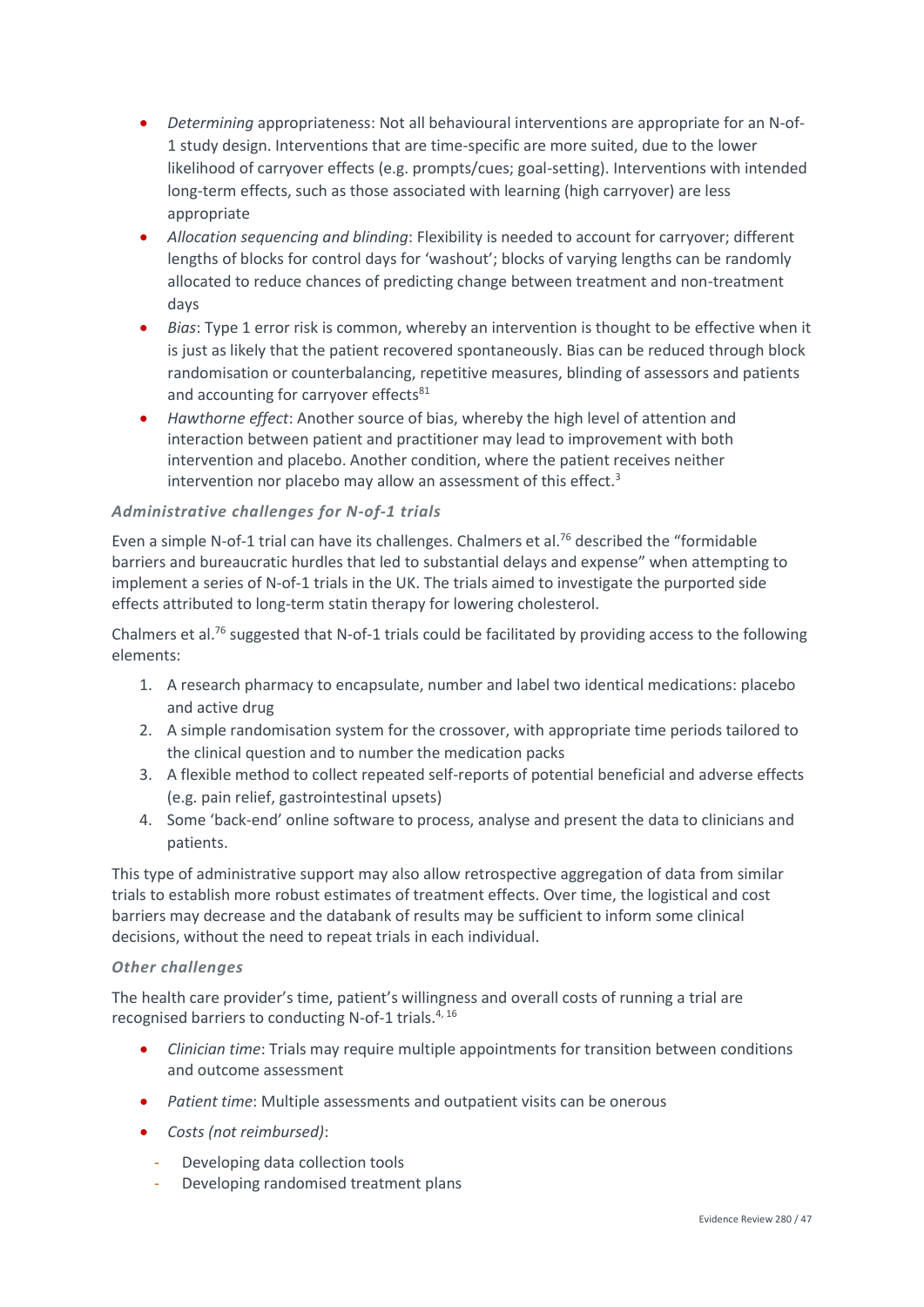- *Determining* appropriateness: Not all behavioural interventions are appropriate for an N-of-1 study design. Interventions that are time-specific are more suited, due to the lower likelihood of carryover effects (e.g. prompts/cues; goal-setting). Interventions with intended long-term effects, such as those associated with learning (high carryover) are less appropriate
- *Allocation sequencing and blinding*: Flexibility is needed to account for carryover; different lengths of blocks for control days for 'washout'; blocks of varying lengths can be randomly allocated to reduce chances of predicting change between treatment and non-treatment days
- *Bias*: Type 1 error risk is common, whereby an intervention is thought to be effective when it is just as likely that the patient recovered spontaneously. Bias can be reduced through block randomisation or counterbalancing, repetitive measures, blinding of assessors and patients and accounting for carryover effects[81]
- *Hawthorne effect*: Another source of bias, whereby the high level of attention and interaction between patient and practitioner may lead to improvement with both intervention and placebo. Another condition, where the patient receives neither intervention nor placebo may allow an assessment of this effect.[3]

### *Administrative challenges for N-of-1 trials*

Even a simple N-of-1 trial can have its challenges. Chalmers et al.[76] described the "formidable barriers and bureaucratic hurdles that led to substantial delays and expense" when attempting to implement a series of N-of-1 trials in the UK. The trials aimed to investigate the purported side effects attributed to long-term statin therapy for lowering cholesterol.

Chalmers et al.[76] suggested that N-of-1 trials could be facilitated by providing access to the following elements:

1. A research pharmacy to encapsulate, number and label two identical medications: placebo and active drug
2. A simple randomisation system for the crossover, with appropriate time periods tailored to the clinical question and to number the medication packs
3. A flexible method to collect repeated self-reports of potential beneficial and adverse effects (e.g. pain relief, gastrointestinal upsets)
4. Some 'back-end' online software to process, analyse and present the data to clinicians and patients.

This type of administrative support may also allow retrospective aggregation of data from similar trials to establish more robust estimates of treatment effects. Over time, the logistical and cost barriers may decrease and the databank of results may be sufficient to inform some clinical decisions, without the need to repeat trials in each individual.

### *Other challenges*

The health care provider's time, patient's willingness and overall costs of running a trial are recognised barriers to conducting N-of-1 trials.[4, 16]

- *Clinician time*: Trials may require multiple appointments for transition between conditions and outcome assessment
- *Patient time*: Multiple assessments and outpatient visits can be onerous
- *Costs (not reimbursed)*:
  - Developing data collection tools
  - Developing randomised treatment plans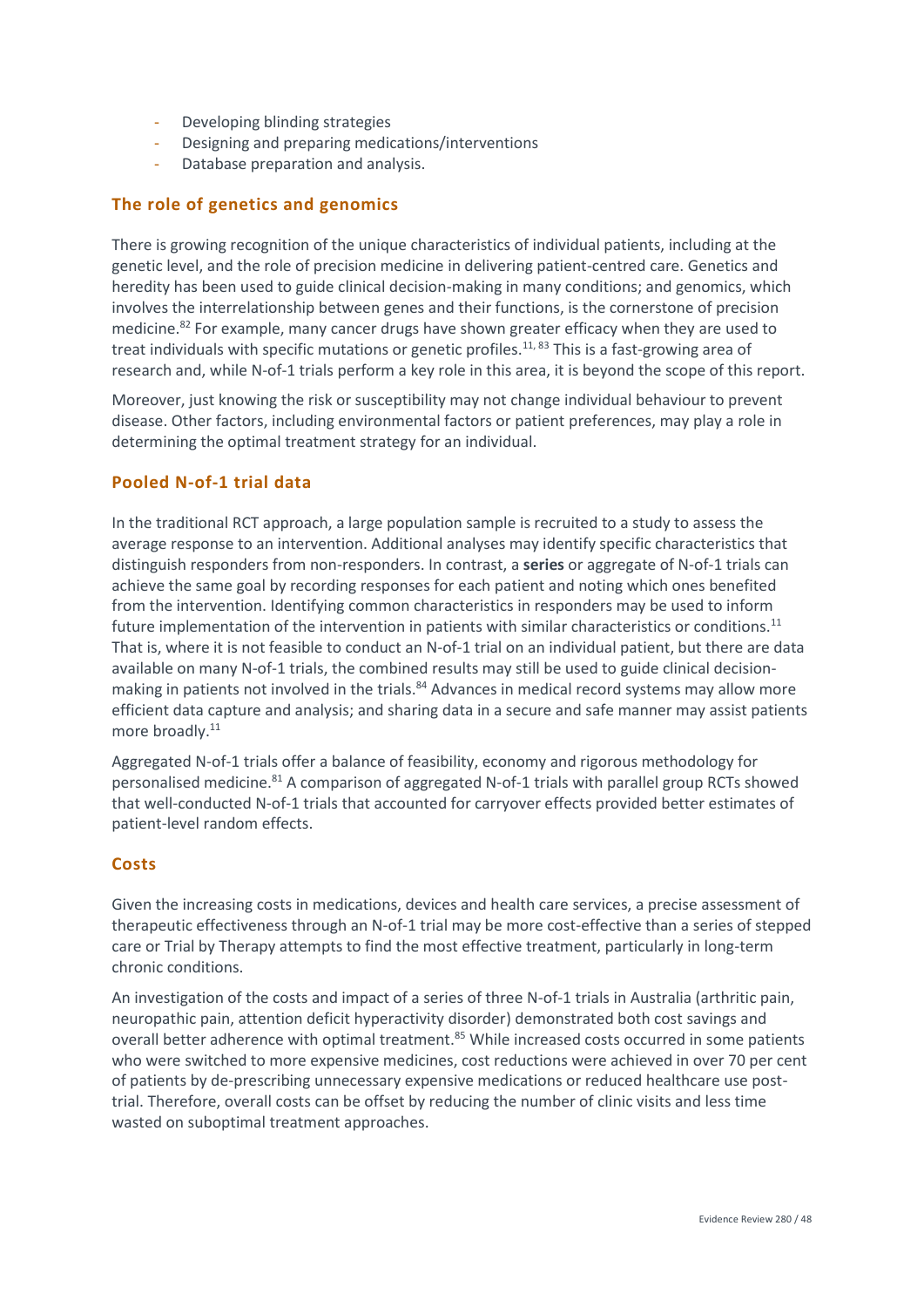- Developing blinding strategies
- Designing and preparing medications/interventions
- Database preparation and analysis.

## The role of genetics and genomics

There is growing recognition of the unique characteristics of individual patients, including at the genetic level, and the role of precision medicine in delivering patient-centred care. Genetics and heredity has been used to guide clinical decision-making in many conditions; and genomics, which involves the interrelationship between genes and their functions, is the cornerstone of precision medicine.[82] For example, many cancer drugs have shown greater efficacy when they are used to treat individuals with specific mutations or genetic profiles.[11, 83] This is a fast-growing area of research and, while N-of-1 trials perform a key role in this area, it is beyond the scope of this report.

Moreover, just knowing the risk or susceptibility may not change individual behaviour to prevent disease. Other factors, including environmental factors or patient preferences, may play a role in determining the optimal treatment strategy for an individual.

## Pooled N-of-1 trial data

In the traditional RCT approach, a large population sample is recruited to a study to assess the average response to an intervention. Additional analyses may identify specific characteristics that distinguish responders from non-responders. In contrast, a **series** or aggregate of N-of-1 trials can achieve the same goal by recording responses for each patient and noting which ones benefited from the intervention. Identifying common characteristics in responders may be used to inform future implementation of the intervention in patients with similar characteristics or conditions.[11] That is, where it is not feasible to conduct an N-of-1 trial on an individual patient, but there are data available on many N-of-1 trials, the combined results may still be used to guide clinical decision-making in patients not involved in the trials.[84] Advances in medical record systems may allow more efficient data capture and analysis; and sharing data in a secure and safe manner may assist patients more broadly.[11]

Aggregated N-of-1 trials offer a balance of feasibility, economy and rigorous methodology for personalised medicine.[81] A comparison of aggregated N-of-1 trials with parallel group RCTs showed that well-conducted N-of-1 trials that accounted for carryover effects provided better estimates of patient-level random effects.

## Costs

Given the increasing costs in medications, devices and health care services, a precise assessment of therapeutic effectiveness through an N-of-1 trial may be more cost-effective than a series of stepped care or Trial by Therapy attempts to find the most effective treatment, particularly in long-term chronic conditions.

An investigation of the costs and impact of a series of three N-of-1 trials in Australia (arthritic pain, neuropathic pain, attention deficit hyperactivity disorder) demonstrated both cost savings and overall better adherence with optimal treatment.[85] While increased costs occurred in some patients who were switched to more expensive medicines, cost reductions were achieved in over 70 per cent of patients by de-prescribing unnecessary expensive medications or reduced healthcare use post-trial. Therefore, overall costs can be offset by reducing the number of clinic visits and less time wasted on suboptimal treatment approaches.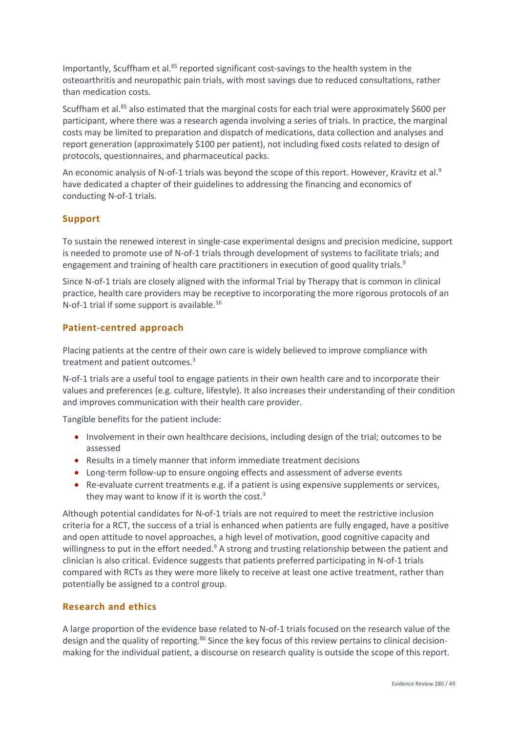Importantly, Scuffham et al.[85] reported significant cost-savings to the health system in the osteoarthritis and neuropathic pain trials, with most savings due to reduced consultations, rather than medication costs.

Scuffham et al.[85] also estimated that the marginal costs for each trial were approximately $600 per participant, where there was a research agenda involving a series of trials. In practice, the marginal costs may be limited to preparation and dispatch of medications, data collection and analyses and report generation (approximately $100 per patient), not including fixed costs related to design of protocols, questionnaires, and pharmaceutical packs.

An economic analysis of N-of-1 trials was beyond the scope of this report. However, Kravitz et al.[9] have dedicated a chapter of their guidelines to addressing the financing and economics of conducting N-of-1 trials.

### Support

To sustain the renewed interest in single-case experimental designs and precision medicine, support is needed to promote use of N-of-1 trials through development of systems to facilitate trials; and engagement and training of health care practitioners in execution of good quality trials.[9]

Since N-of-1 trials are closely aligned with the informal Trial by Therapy that is common in clinical practice, health care providers may be receptive to incorporating the more rigorous protocols of an N-of-1 trial if some support is available.[16]

### Patient-centred approach

Placing patients at the centre of their own care is widely believed to improve compliance with treatment and patient outcomes.[3]

N-of-1 trials are a useful tool to engage patients in their own health care and to incorporate their values and preferences (e.g. culture, lifestyle). It also increases their understanding of their condition and improves communication with their health care provider.

Tangible benefits for the patient include:

- Involvement in their own healthcare decisions, including design of the trial; outcomes to be assessed
- Results in a timely manner that inform immediate treatment decisions
- Long-term follow-up to ensure ongoing effects and assessment of adverse events
- Re-evaluate current treatments e.g. if a patient is using expensive supplements or services, they may want to know if it is worth the cost.[3]

Although potential candidates for N-of-1 trials are not required to meet the restrictive inclusion criteria for a RCT, the success of a trial is enhanced when patients are fully engaged, have a positive and open attitude to novel approaches, a high level of motivation, good cognitive capacity and willingness to put in the effort needed.[9] A strong and trusting relationship between the patient and clinician is also critical. Evidence suggests that patients preferred participating in N-of-1 trials compared with RCTs as they were more likely to receive at least one active treatment, rather than potentially be assigned to a control group.

### Research and ethics

A large proportion of the evidence base related to N-of-1 trials focused on the research value of the design and the quality of reporting.[86] Since the key focus of this review pertains to clinical decision-making for the individual patient, a discourse on research quality is outside the scope of this report.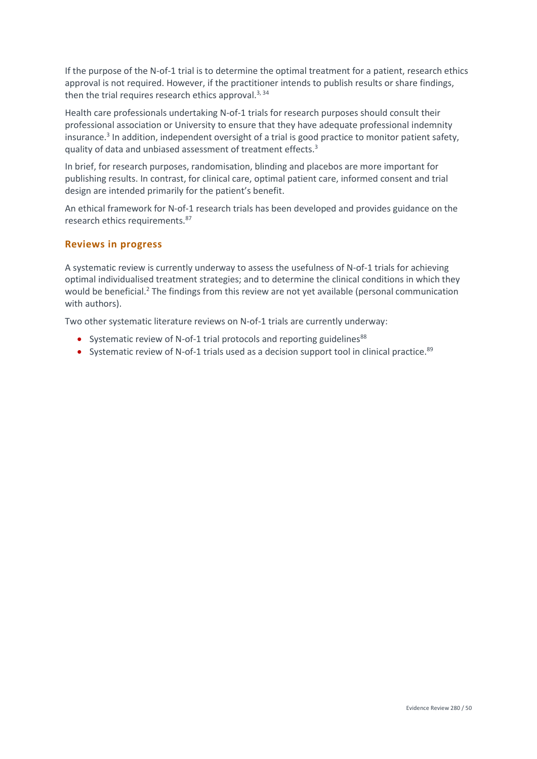If the purpose of the N-of-1 trial is to determine the optimal treatment for a patient, research ethics approval is not required. However, if the practitioner intends to publish results or share findings, then the trial requires research ethics approval.[3, 34]

Health care professionals undertaking N-of-1 trials for research purposes should consult their professional association or University to ensure that they have adequate professional indemnity insurance.[3] In addition, independent oversight of a trial is good practice to monitor patient safety, quality of data and unbiased assessment of treatment effects.[3]

In brief, for research purposes, randomisation, blinding and placebos are more important for publishing results. In contrast, for clinical care, optimal patient care, informed consent and trial design are intended primarily for the patient's benefit.

An ethical framework for N-of-1 research trials has been developed and provides guidance on the research ethics requirements.[87]

## Reviews in progress

A systematic review is currently underway to assess the usefulness of N-of-1 trials for achieving optimal individualised treatment strategies; and to determine the clinical conditions in which they would be beneficial.[2] The findings from this review are not yet available (personal communication with authors).

Two other systematic literature reviews on N-of-1 trials are currently underway:

- Systematic review of N-of-1 trial protocols and reporting guidelines[88]
- Systematic review of N-of-1 trials used as a decision support tool in clinical practice.[89]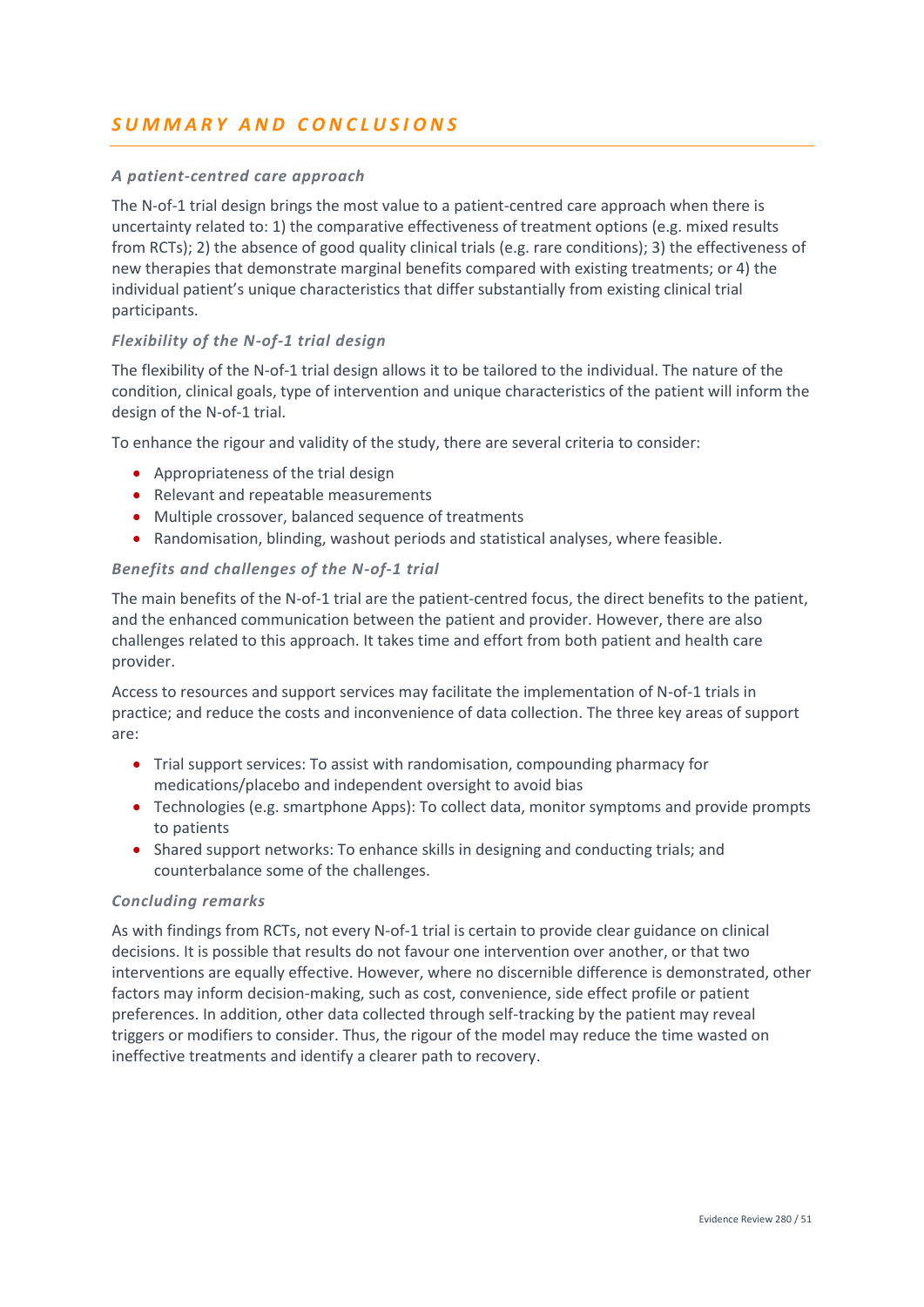## SUMMARY AND CONCLUSIONS

### *A patient-centred care approach*

The N-of-1 trial design brings the most value to a patient-centred care approach when there is uncertainty related to: 1) the comparative effectiveness of treatment options (e.g. mixed results from RCTs); 2) the absence of good quality clinical trials (e.g. rare conditions); 3) the effectiveness of new therapies that demonstrate marginal benefits compared with existing treatments; or 4) the individual patient's unique characteristics that differ substantially from existing clinical trial participants.

### *Flexibility of the N-of-1 trial design*

The flexibility of the N-of-1 trial design allows it to be tailored to the individual. The nature of the condition, clinical goals, type of intervention and unique characteristics of the patient will inform the design of the N-of-1 trial.

To enhance the rigour and validity of the study, there are several criteria to consider:

- Appropriateness of the trial design
- Relevant and repeatable measurements
- Multiple crossover, balanced sequence of treatments
- Randomisation, blinding, washout periods and statistical analyses, where feasible.

### *Benefits and challenges of the N-of-1 trial*

The main benefits of the N-of-1 trial are the patient-centred focus, the direct benefits to the patient, and the enhanced communication between the patient and provider. However, there are also challenges related to this approach. It takes time and effort from both patient and health care provider.

Access to resources and support services may facilitate the implementation of N-of-1 trials in practice; and reduce the costs and inconvenience of data collection. The three key areas of support are:

- Trial support services: To assist with randomisation, compounding pharmacy for medications/placebo and independent oversight to avoid bias
- Technologies (e.g. smartphone Apps): To collect data, monitor symptoms and provide prompts to patients
- Shared support networks: To enhance skills in designing and conducting trials; and counterbalance some of the challenges.

### *Concluding remarks*

As with findings from RCTs, not every N-of-1 trial is certain to provide clear guidance on clinical decisions. It is possible that results do not favour one intervention over another, or that two interventions are equally effective. However, where no discernible difference is demonstrated, other factors may inform decision-making, such as cost, convenience, side effect profile or patient preferences. In addition, other data collected through self-tracking by the patient may reveal triggers or modifiers to consider. Thus, the rigour of the model may reduce the time wasted on ineffective treatments and identify a clearer path to recovery.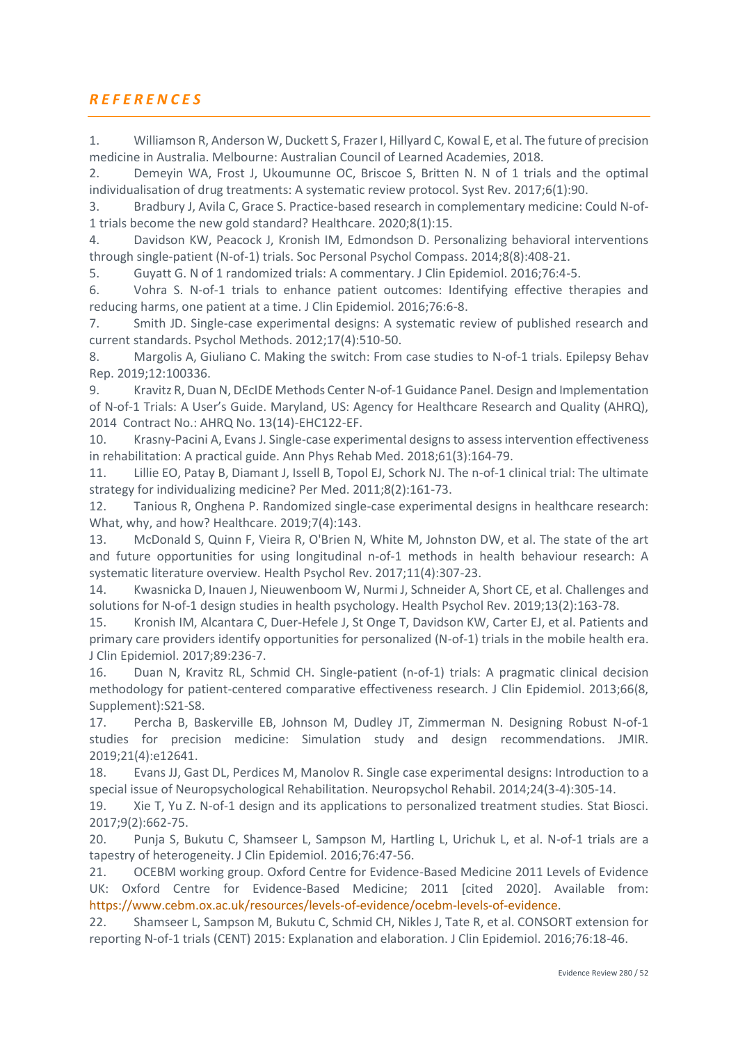## REFERENCES

1. Williamson R, Anderson W, Duckett S, Frazer I, Hillyard C, Kowal E, et al. The future of precision medicine in Australia. Melbourne: Australian Council of Learned Academies, 2018.
2. Demeyin WA, Frost J, Ukoumunne OC, Briscoe S, Britten N. N of 1 trials and the optimal individualisation of drug treatments: A systematic review protocol. Syst Rev. 2017;6(1):90.
3. Bradbury J, Avila C, Grace S. Practice-based research in complementary medicine: Could N-of-1 trials become the new gold standard? Healthcare. 2020;8(1):15.
4. Davidson KW, Peacock J, Kronish IM, Edmondson D. Personalizing behavioral interventions through single-patient (N-of-1) trials. Soc Personal Psychol Compass. 2014;8(8):408-21.
5. Guyatt G. N of 1 randomized trials: A commentary. J Clin Epidemiol. 2016;76:4-5.
6. Vohra S. N-of-1 trials to enhance patient outcomes: Identifying effective therapies and reducing harms, one patient at a time. J Clin Epidemiol. 2016;76:6-8.
7. Smith JD. Single-case experimental designs: A systematic review of published research and current standards. Psychol Methods. 2012;17(4):510-50.
8. Margolis A, Giuliano C. Making the switch: From case studies to N-of-1 trials. Epilepsy Behav Rep. 2019;12:100336.
9. Kravitz R, Duan N, DEcIDE Methods Center N-of-1 Guidance Panel. Design and Implementation of N-of-1 Trials: A User's Guide. Maryland, US: Agency for Healthcare Research and Quality (AHRQ), 2014 Contract No.: AHRQ No. 13(14)-EHC122-EF.
10. Krasny-Pacini A, Evans J. Single-case experimental designs to assess intervention effectiveness in rehabilitation: A practical guide. Ann Phys Rehab Med. 2018;61(3):164-79.
11. Lillie EO, Patay B, Diamant J, Issell B, Topol EJ, Schork NJ. The n-of-1 clinical trial: The ultimate strategy for individualizing medicine? Per Med. 2011;8(2):161-73.
12. Tanious R, Onghena P. Randomized single-case experimental designs in healthcare research: What, why, and how? Healthcare. 2019;7(4):143.
13. McDonald S, Quinn F, Vieira R, O'Brien N, White M, Johnston DW, et al. The state of the art and future opportunities for using longitudinal n-of-1 methods in health behaviour research: A systematic literature overview. Health Psychol Rev. 2017;11(4):307-23.
14. Kwasnicka D, Inauen J, Nieuwenboom W, Nurmi J, Schneider A, Short CE, et al. Challenges and solutions for N-of-1 design studies in health psychology. Health Psychol Rev. 2019;13(2):163-78.
15. Kronish IM, Alcantara C, Duer-Hefele J, St Onge T, Davidson KW, Carter EJ, et al. Patients and primary care providers identify opportunities for personalized (N-of-1) trials in the mobile health era. J Clin Epidemiol. 2017;89:236-7.
16. Duan N, Kravitz RL, Schmid CH. Single-patient (n-of-1) trials: A pragmatic clinical decision methodology for patient-centered comparative effectiveness research. J Clin Epidemiol. 2013;66(8, Supplement):S21-S8.
17. Percha B, Baskerville EB, Johnson M, Dudley JT, Zimmerman N. Designing Robust N-of-1 studies for precision medicine: Simulation study and design recommendations. JMIR. 2019;21(4):e12641.
18. Evans JJ, Gast DL, Perdices M, Manolov R. Single case experimental designs: Introduction to a special issue of Neuropsychological Rehabilitation. Neuropsychol Rehabil. 2014;24(3-4):305-14.
19. Xie T, Yu Z. N-of-1 design and its applications to personalized treatment studies. Stat Biosci. 2017;9(2):662-75.
20. Punja S, Bukutu C, Shamseer L, Sampson M, Hartling L, Urichuk L, et al. N-of-1 trials are a tapestry of heterogeneity. J Clin Epidemiol. 2016;76:47-56.
21. OCEBM working group. Oxford Centre for Evidence-Based Medicine 2011 Levels of Evidence UK: Oxford Centre for Evidence-Based Medicine; 2011 [cited 2020]. Available from: https://www.cebm.ox.ac.uk/resources/levels-of-evidence/ocebm-levels-of-evidence.
22. Shamseer L, Sampson M, Bukutu C, Schmid CH, Nikles J, Tate R, et al. CONSORT extension for reporting N-of-1 trials (CENT) 2015: Explanation and elaboration. J Clin Epidemiol. 2016;76:18-46.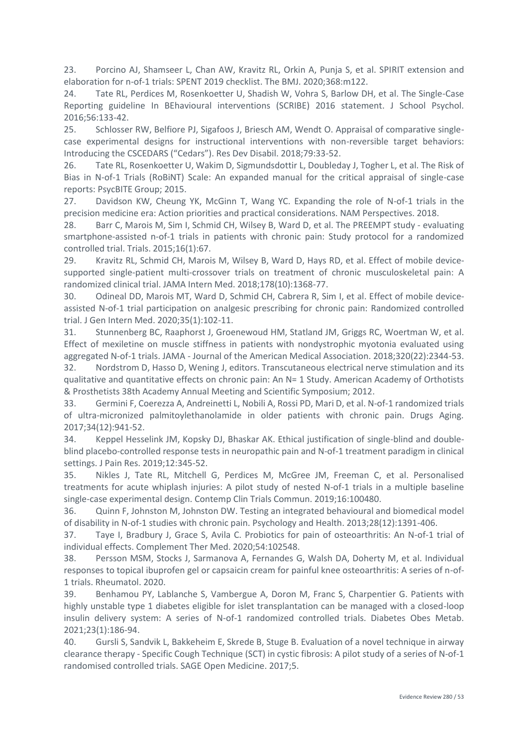23. Porcino AJ, Shamseer L, Chan AW, Kravitz RL, Orkin A, Punja S, et al. SPIRIT extension and elaboration for n-of-1 trials: SPENT 2019 checklist. The BMJ. 2020;368:m122.

24. Tate RL, Perdices M, Rosenkoetter U, Shadish W, Vohra S, Barlow DH, et al. The Single-Case Reporting guideline In BEhavioural interventions (SCRIBE) 2016 statement. J School Psychol. 2016;56:133-42.

25. Schlosser RW, Belfiore PJ, Sigafoos J, Briesch AM, Wendt O. Appraisal of comparative single-case experimental designs for instructional interventions with non-reversible target behaviors: Introducing the CSCEDARS ("Cedars"). Res Dev Disabil. 2018;79:33-52.

26. Tate RL, Rosenkoetter U, Wakim D, Sigmundsdottir L, Doubleday J, Togher L, et al. The Risk of Bias in N-of-1 Trials (RoBiNT) Scale: An expanded manual for the critical appraisal of single-case reports: PsycBITE Group; 2015.

27. Davidson KW, Cheung YK, McGinn T, Wang YC. Expanding the role of N-of-1 trials in the precision medicine era: Action priorities and practical considerations. NAM Perspectives. 2018.

28. Barr C, Marois M, Sim I, Schmid CH, Wilsey B, Ward D, et al. The PREEMPT study - evaluating smartphone-assisted n-of-1 trials in patients with chronic pain: Study protocol for a randomized controlled trial. Trials. 2015;16(1):67.

29. Kravitz RL, Schmid CH, Marois M, Wilsey B, Ward D, Hays RD, et al. Effect of mobile device-supported single-patient multi-crossover trials on treatment of chronic musculoskeletal pain: A randomized clinical trial. JAMA Intern Med. 2018;178(10):1368-77.

30. Odineal DD, Marois MT, Ward D, Schmid CH, Cabrera R, Sim I, et al. Effect of mobile device-assisted N-of-1 trial participation on analgesic prescribing for chronic pain: Randomized controlled trial. J Gen Intern Med. 2020;35(1):102-11.

31. Stunnenberg BC, Raaphorst J, Groenewoud HM, Statland JM, Griggs RC, Woertman W, et al. Effect of mexiletine on muscle stiffness in patients with nondystrophic myotonia evaluated using aggregated N-of-1 trials. JAMA - Journal of the American Medical Association. 2018;320(22):2344-53.

32. Nordstrom D, Hasso D, Wening J, editors. Transcutaneous electrical nerve stimulation and its qualitative and quantitative effects on chronic pain: An N= 1 Study. American Academy of Orthotists & Prosthetists 38th Academy Annual Meeting and Scientific Symposium; 2012.

33. Germini F, Coerezza A, Andreinetti L, Nobili A, Rossi PD, Mari D, et al. N-of-1 randomized trials of ultra-micronized palmitoylethanolamide in older patients with chronic pain. Drugs Aging. 2017;34(12):941-52.

34. Keppel Hesselink JM, Kopsky DJ, Bhaskar AK. Ethical justification of single-blind and double-blind placebo-controlled response tests in neuropathic pain and N-of-1 treatment paradigm in clinical settings. J Pain Res. 2019;12:345-52.

35. Nikles J, Tate RL, Mitchell G, Perdices M, McGree JM, Freeman C, et al. Personalised treatments for acute whiplash injuries: A pilot study of nested N-of-1 trials in a multiple baseline single-case experimental design. Contemp Clin Trials Commun. 2019;16:100480.

36. Quinn F, Johnston M, Johnston DW. Testing an integrated behavioural and biomedical model of disability in N-of-1 studies with chronic pain. Psychology and Health. 2013;28(12):1391-406.

37. Taye I, Bradbury J, Grace S, Avila C. Probiotics for pain of osteoarthritis: An N-of-1 trial of individual effects. Complement Ther Med. 2020;54:102548.

38. Persson MSM, Stocks J, Sarmanova A, Fernandes G, Walsh DA, Doherty M, et al. Individual responses to topical ibuprofen gel or capsaicin cream for painful knee osteoarthritis: A series of n-of-1 trials. Rheumatol. 2020.

39. Benhamou PY, Lablanche S, Vambergue A, Doron M, Franc S, Charpentier G. Patients with highly unstable type 1 diabetes eligible for islet transplantation can be managed with a closed-loop insulin delivery system: A series of N-of-1 randomized controlled trials. Diabetes Obes Metab. 2021;23(1):186-94.

40. Gursli S, Sandvik L, Bakkeheim E, Skrede B, Stuge B. Evaluation of a novel technique in airway clearance therapy - Specific Cough Technique (SCT) in cystic fibrosis: A pilot study of a series of N-of-1 randomised controlled trials. SAGE Open Medicine. 2017;5.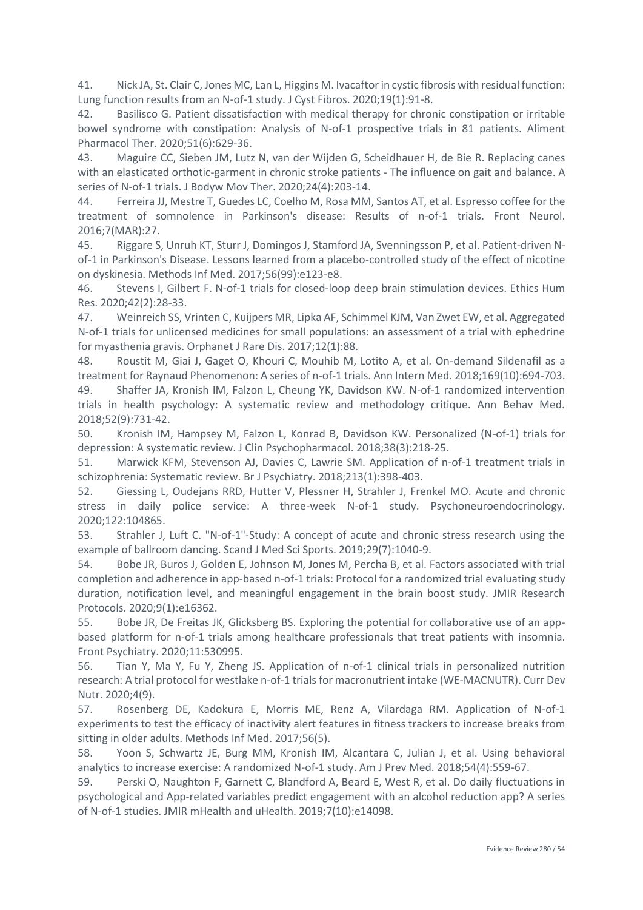41. Nick JA, St. Clair C, Jones MC, Lan L, Higgins M. Ivacaftor in cystic fibrosis with residual function: Lung function results from an N-of-1 study. J Cyst Fibros. 2020;19(1):91-8.

42. Basilisco G. Patient dissatisfaction with medical therapy for chronic constipation or irritable bowel syndrome with constipation: Analysis of N-of-1 prospective trials in 81 patients. Aliment Pharmacol Ther. 2020;51(6):629-36.

43. Maguire CC, Sieben JM, Lutz N, van der Wijden G, Scheidhauer H, de Bie R. Replacing canes with an elasticated orthotic-garment in chronic stroke patients - The influence on gait and balance. A series of N-of-1 trials. J Bodyw Mov Ther. 2020;24(4):203-14.

44. Ferreira JJ, Mestre T, Guedes LC, Coelho M, Rosa MM, Santos AT, et al. Espresso coffee for the treatment of somnolence in Parkinson's disease: Results of n-of-1 trials. Front Neurol. 2016;7(MAR):27.

45. Riggare S, Unruh KT, Sturr J, Domingos J, Stamford JA, Svenningsson P, et al. Patient-driven N-of-1 in Parkinson's Disease. Lessons learned from a placebo-controlled study of the effect of nicotine on dyskinesia. Methods Inf Med. 2017;56(99):e123-e8.

46. Stevens I, Gilbert F. N-of-1 trials for closed-loop deep brain stimulation devices. Ethics Hum Res. 2020;42(2):28-33.

47. Weinreich SS, Vrinten C, Kuijpers MR, Lipka AF, Schimmel KJM, Van Zwet EW, et al. Aggregated N-of-1 trials for unlicensed medicines for small populations: an assessment of a trial with ephedrine for myasthenia gravis. Orphanet J Rare Dis. 2017;12(1):88.

48. Roustit M, Giai J, Gaget O, Khouri C, Mouhib M, Lotito A, et al. On-demand Sildenafil as a treatment for Raynaud Phenomenon: A series of n-of-1 trials. Ann Intern Med. 2018;169(10):694-703.

49. Shaffer JA, Kronish IM, Falzon L, Cheung YK, Davidson KW. N-of-1 randomized intervention trials in health psychology: A systematic review and methodology critique. Ann Behav Med. 2018;52(9):731-42.

50. Kronish IM, Hampsey M, Falzon L, Konrad B, Davidson KW. Personalized (N-of-1) trials for depression: A systematic review. J Clin Psychopharmacol. 2018;38(3):218-25.

51. Marwick KFM, Stevenson AJ, Davies C, Lawrie SM. Application of n-of-1 treatment trials in schizophrenia: Systematic review. Br J Psychiatry. 2018;213(1):398-403.

52. Giessing L, Oudejans RRD, Hutter V, Plessner H, Strahler J, Frenkel MO. Acute and chronic stress in daily police service: A three-week N-of-1 study. Psychoneuroendocrinology. 2020;122:104865.

53. Strahler J, Luft C. "N-of-1"-Study: A concept of acute and chronic stress research using the example of ballroom dancing. Scand J Med Sci Sports. 2019;29(7):1040-9.

54. Bobe JR, Buros J, Golden E, Johnson M, Jones M, Percha B, et al. Factors associated with trial completion and adherence in app-based n-of-1 trials: Protocol for a randomized trial evaluating study duration, notification level, and meaningful engagement in the brain boost study. JMIR Research Protocols. 2020;9(1):e16362.

55. Bobe JR, De Freitas JK, Glicksberg BS. Exploring the potential for collaborative use of an app-based platform for n-of-1 trials among healthcare professionals that treat patients with insomnia. Front Psychiatry. 2020;11:530995.

56. Tian Y, Ma Y, Fu Y, Zheng JS. Application of n-of-1 clinical trials in personalized nutrition research: A trial protocol for westlake n-of-1 trials for macronutrient intake (WE-MACNUTR). Curr Dev Nutr. 2020;4(9).

57. Rosenberg DE, Kadokura E, Morris ME, Renz A, Vilardaga RM. Application of N-of-1 experiments to test the efficacy of inactivity alert features in fitness trackers to increase breaks from sitting in older adults. Methods Inf Med. 2017;56(5).

58. Yoon S, Schwartz JE, Burg MM, Kronish IM, Alcantara C, Julian J, et al. Using behavioral analytics to increase exercise: A randomized N-of-1 study. Am J Prev Med. 2018;54(4):559-67.

59. Perski O, Naughton F, Garnett C, Blandford A, Beard E, West R, et al. Do daily fluctuations in psychological and App-related variables predict engagement with an alcohol reduction app? A series of N-of-1 studies. JMIR mHealth and uHealth. 2019;7(10):e14098.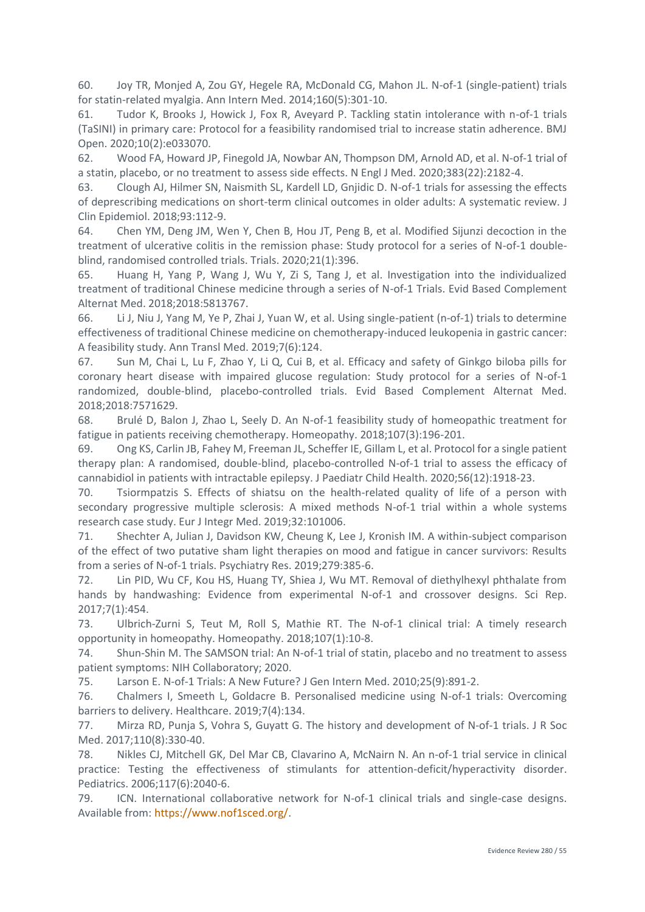60. Joy TR, Monjed A, Zou GY, Hegele RA, McDonald CG, Mahon JL. N-of-1 (single-patient) trials for statin-related myalgia. Ann Intern Med. 2014;160(5):301-10.

61. Tudor K, Brooks J, Howick J, Fox R, Aveyard P. Tackling statin intolerance with n-of-1 trials (TaSINI) in primary care: Protocol for a feasibility randomised trial to increase statin adherence. BMJ Open. 2020;10(2):e033070.

62. Wood FA, Howard JP, Finegold JA, Nowbar AN, Thompson DM, Arnold AD, et al. N-of-1 trial of a statin, placebo, or no treatment to assess side effects. N Engl J Med. 2020;383(22):2182-4.

63. Clough AJ, Hilmer SN, Naismith SL, Kardell LD, Gnjidic D. N-of-1 trials for assessing the effects of deprescribing medications on short-term clinical outcomes in older adults: A systematic review. J Clin Epidemiol. 2018;93:112-9.

64. Chen YM, Deng JM, Wen Y, Chen B, Hou JT, Peng B, et al. Modified Sijunzi decoction in the treatment of ulcerative colitis in the remission phase: Study protocol for a series of N-of-1 double-blind, randomised controlled trials. Trials. 2020;21(1):396.

65. Huang H, Yang P, Wang J, Wu Y, Zi S, Tang J, et al. Investigation into the individualized treatment of traditional Chinese medicine through a series of N-of-1 Trials. Evid Based Complement Alternat Med. 2018;2018:5813767.

66. Li J, Niu J, Yang M, Ye P, Zhai J, Yuan W, et al. Using single-patient (n-of-1) trials to determine effectiveness of traditional Chinese medicine on chemotherapy-induced leukopenia in gastric cancer: A feasibility study. Ann Transl Med. 2019;7(6):124.

67. Sun M, Chai L, Lu F, Zhao Y, Li Q, Cui B, et al. Efficacy and safety of Ginkgo biloba pills for coronary heart disease with impaired glucose regulation: Study protocol for a series of N-of-1 randomized, double-blind, placebo-controlled trials. Evid Based Complement Alternat Med. 2018;2018:7571629.

68. Brulé D, Balon J, Zhao L, Seely D. An N-of-1 feasibility study of homeopathic treatment for fatigue in patients receiving chemotherapy. Homeopathy. 2018;107(3):196-201.

69. Ong KS, Carlin JB, Fahey M, Freeman JL, Scheffer IE, Gillam L, et al. Protocol for a single patient therapy plan: A randomised, double-blind, placebo-controlled N-of-1 trial to assess the efficacy of cannabidiol in patients with intractable epilepsy. J Paediatr Child Health. 2020;56(12):1918-23.

70. Tsiormpatzis S. Effects of shiatsu on the health-related quality of life of a person with secondary progressive multiple sclerosis: A mixed methods N-of-1 trial within a whole systems research case study. Eur J Integr Med. 2019;32:101006.

71. Shechter A, Julian J, Davidson KW, Cheung K, Lee J, Kronish IM. A within-subject comparison of the effect of two putative sham light therapies on mood and fatigue in cancer survivors: Results from a series of N-of-1 trials. Psychiatry Res. 2019;279:385-6.

72. Lin PID, Wu CF, Kou HS, Huang TY, Shiea J, Wu MT. Removal of diethylhexyl phthalate from hands by handwashing: Evidence from experimental N-of-1 and crossover designs. Sci Rep. 2017;7(1):454.

73. Ulbrich-Zurni S, Teut M, Roll S, Mathie RT. The N-of-1 clinical trial: A timely research opportunity in homeopathy. Homeopathy. 2018;107(1):10-8.

74. Shun-Shin M. The SAMSON trial: An N-of-1 trial of statin, placebo and no treatment to assess patient symptoms: NIH Collaboratory; 2020.

75. Larson E. N-of-1 Trials: A New Future? J Gen Intern Med. 2010;25(9):891-2.

76. Chalmers I, Smeeth L, Goldacre B. Personalised medicine using N-of-1 trials: Overcoming barriers to delivery. Healthcare. 2019;7(4):134.

77. Mirza RD, Punja S, Vohra S, Guyatt G. The history and development of N-of-1 trials. J R Soc Med. 2017;110(8):330-40.

78. Nikles CJ, Mitchell GK, Del Mar CB, Clavarino A, McNairn N. An n-of-1 trial service in clinical practice: Testing the effectiveness of stimulants for attention-deficit/hyperactivity disorder. Pediatrics. 2006;117(6):2040-6.

79. ICN. International collaborative network for N-of-1 clinical trials and single-case designs. Available from: https://www.nof1sced.org/.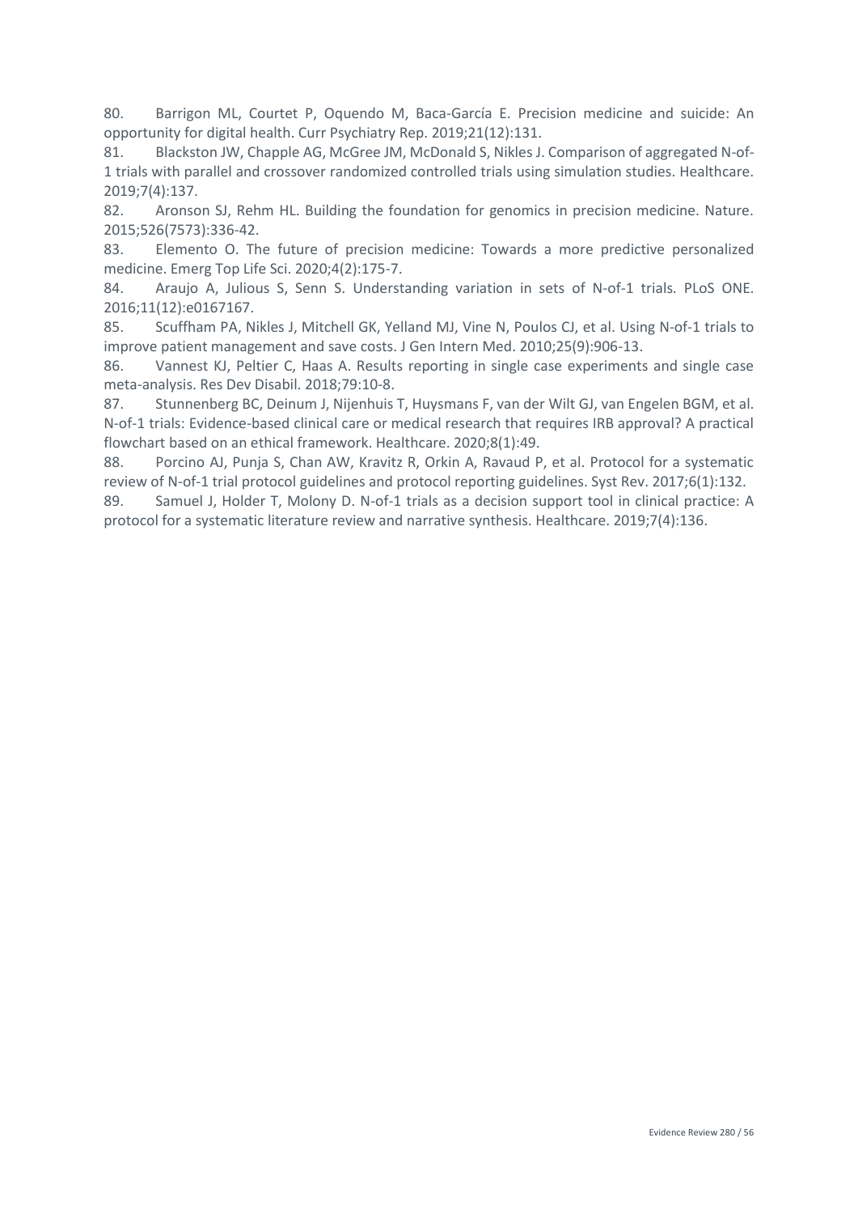80. Barrigon ML, Courtet P, Oquendo M, Baca-García E. Precision medicine and suicide: An opportunity for digital health. Curr Psychiatry Rep. 2019;21(12):131.

81. Blackston JW, Chapple AG, McGree JM, McDonald S, Nikles J. Comparison of aggregated N-of-1 trials with parallel and crossover randomized controlled trials using simulation studies. Healthcare. 2019;7(4):137.

82. Aronson SJ, Rehm HL. Building the foundation for genomics in precision medicine. Nature. 2015;526(7573):336-42.

83. Elemento O. The future of precision medicine: Towards a more predictive personalized medicine. Emerg Top Life Sci. 2020;4(2):175-7.

84. Araujo A, Julious S, Senn S. Understanding variation in sets of N-of-1 trials. PLoS ONE. 2016;11(12):e0167167.

85. Scuffham PA, Nikles J, Mitchell GK, Yelland MJ, Vine N, Poulos CJ, et al. Using N-of-1 trials to improve patient management and save costs. J Gen Intern Med. 2010;25(9):906-13.

86. Vannest KJ, Peltier C, Haas A. Results reporting in single case experiments and single case meta-analysis. Res Dev Disabil. 2018;79:10-8.

87. Stunnenberg BC, Deinum J, Nijenhuis T, Huysmans F, van der Wilt GJ, van Engelen BGM, et al. N-of-1 trials: Evidence-based clinical care or medical research that requires IRB approval? A practical flowchart based on an ethical framework. Healthcare. 2020;8(1):49.

88. Porcino AJ, Punja S, Chan AW, Kravitz R, Orkin A, Ravaud P, et al. Protocol for a systematic review of N-of-1 trial protocol guidelines and protocol reporting guidelines. Syst Rev. 2017;6(1):132.

89. Samuel J, Holder T, Molony D. N-of-1 trials as a decision support tool in clinical practice: A protocol for a systematic literature review and narrative synthesis. Healthcare. 2019;7(4):136.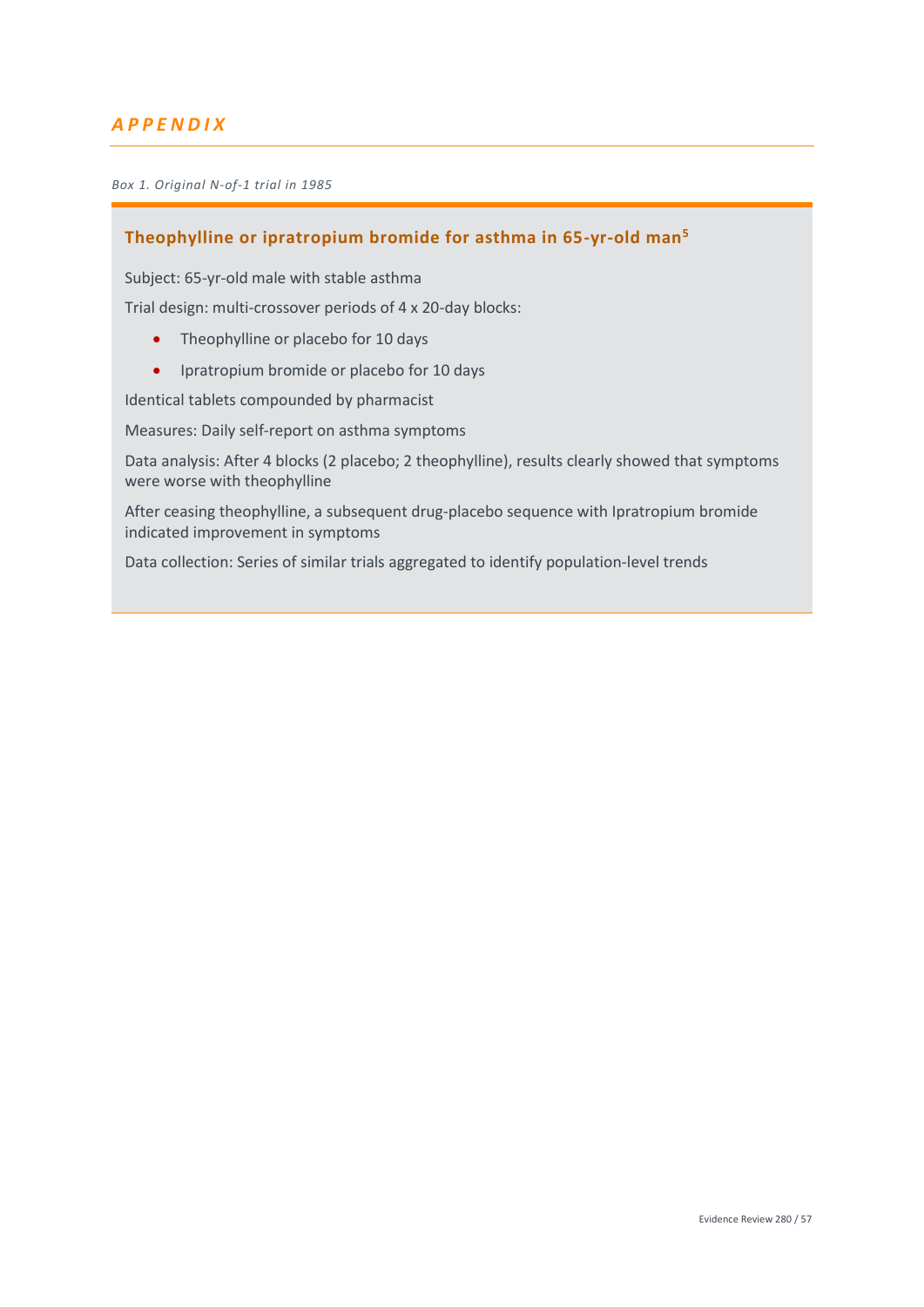# *APPENDIX*

*Box 1. Original N-of-1 trial in 1985*

### Theophylline or ipratropium bromide for asthma in 65-yr-old man[5]

Subject: 65-yr-old male with stable asthma

Trial design: multi-crossover periods of 4 x 20-day blocks:

- Theophylline or placebo for 10 days
- Ipratropium bromide or placebo for 10 days

Identical tablets compounded by pharmacist

Measures: Daily self-report on asthma symptoms

Data analysis: After 4 blocks (2 placebo; 2 theophylline), results clearly showed that symptoms were worse with theophylline

After ceasing theophylline, a subsequent drug-placebo sequence with Ipratropium bromide indicated improvement in symptoms

Data collection: Series of similar trials aggregated to identify population-level trends